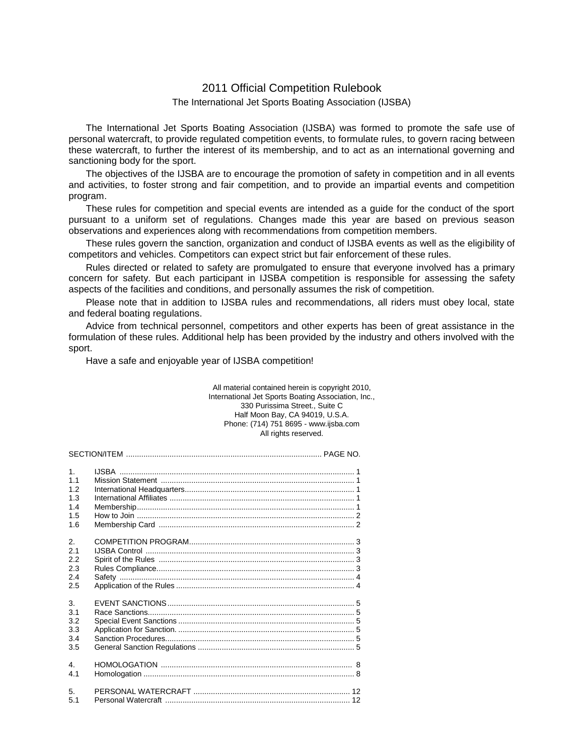# 2011 Official Competition Rulebook

## The International Jet Sports Boating Association (IJSBA)

The International Jet Sports Boating Association (IJSBA) was formed to promote the safe use of personal watercraft, to provide regulated competition events, to formulate rules, to govern racing between these watercraft, to further the interest of its membership, and to act as an international governing and sanctioning body for the sport.

The objectives of the IJSBA are to encourage the promotion of safety in competition and in all events and activities, to foster strong and fair competition, and to provide an impartial events and competition program.

These rules for competition and special events are intended as a guide for the conduct of the sport pursuant to a uniform set of regulations. Changes made this year are based on previous season observations and experiences along with recommendations from competition members.

These rules govern the sanction, organization and conduct of IJSBA events as well as the eligibility of competitors and vehicles. Competitors can expect strict but fair enforcement of these rules.

Rules directed or related to safety are promulgated to ensure that everyone involved has a primary concern for safety. But each participant in IJSBA competition is responsible for assessing the safety aspects of the facilities and conditions, and personally assumes the risk of competition.

Please note that in addition to IJSBA rules and recommendations, all riders must obey local, state and federal boating regulations.

Advice from technical personnel, competitors and other experts has been of great assistance in the formulation of these rules. Additional help has been provided by the industry and others involved with the sport.

Have a safe and enjoyable year of IJSBA competition!

All material contained herein is copyright 2010,
International Jet Sports Boating Association, Inc.,
330 Purissima Street., Suite C
Half Moon Bay, CA 94019, U.S.A.
Phone: (714) 751 8695 - www.ijsba.com
All rights reserved.

| SECTION/ITEM | | PAGE NO. |
|---|---|---|
| 1. | IJSBA | 1 |
| 1.1 | Mission Statement | 1 |
| 1.2 | International Headquarters | 1 |
| 1.3 | International Affiliates | 1 |
| 1.4 | Membership | 1 |
| 1.5 | How to Join | 2 |
| 1.6 | Membership Card | 2 |
| 2. | COMPETITION PROGRAM | 3 |
| 2.1 | IJSBA Control | 3 |
| 2.2 | Spirit of the Rules | 3 |
| 2.3 | Rules Compliance | 3 |
| 2.4 | Safety | 4 |
| 2.5 | Application of the Rules | 4 |
| 3. | EVENT SANCTIONS | 5 |
| 3.1 | Race Sanctions | 5 |
| 3.2 | Special Event Sanctions | 5 |
| 3.3 | Application for Sanction. | 5 |
| 3.4 | Sanction Procedures | 5 |
| 3.5 | General Sanction Regulations | 5 |
| 4. | HOMOLOGATION | 8 |
| 4.1 | Homologation | 8 |
| 5. | PERSONAL WATERCRAFT | 12 |
| 5.1 | Personal Watercraft | 12 |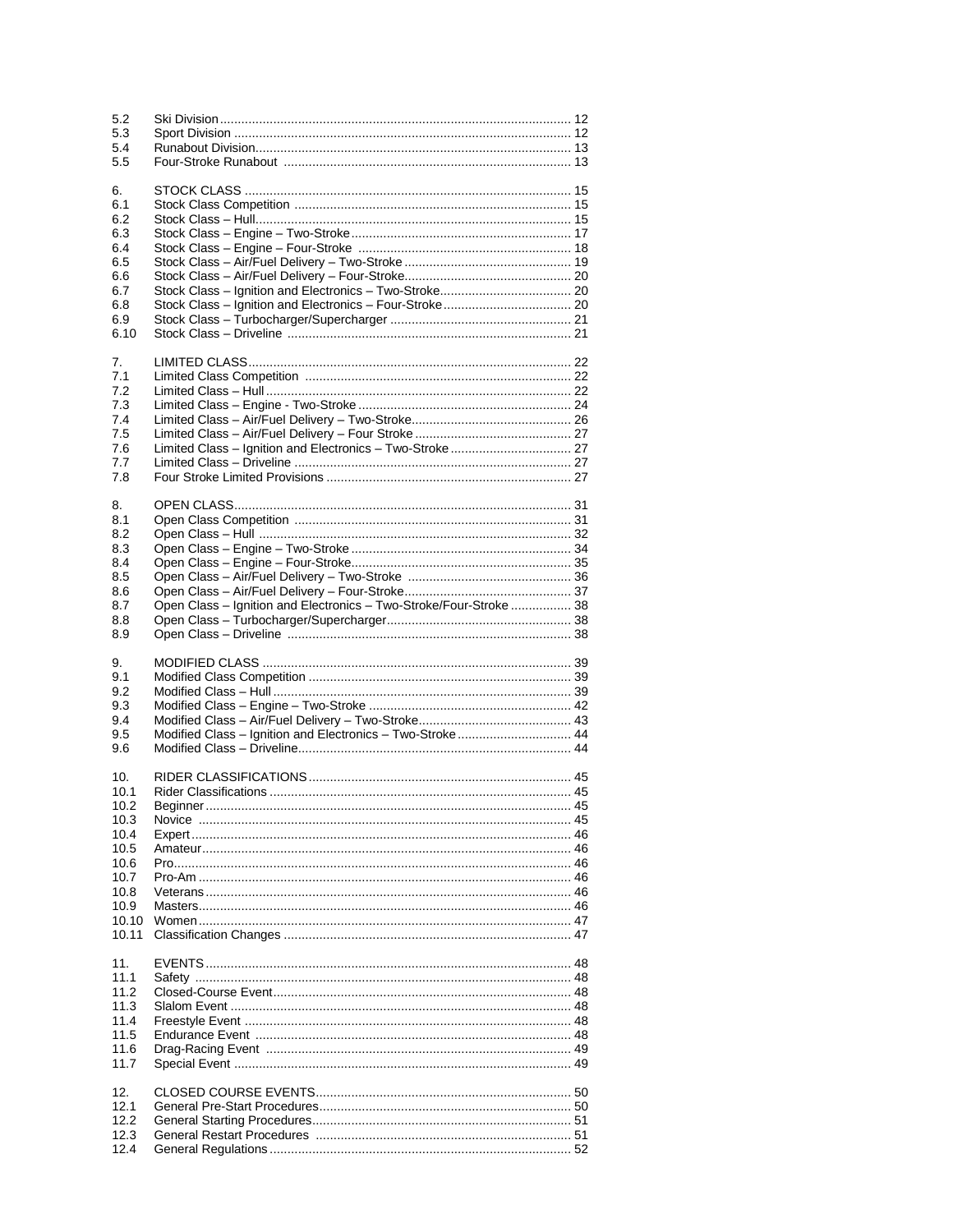| | | |
|---|---|---|
| 5.2 | Ski Division | 12 |
| 5.3 | Sport Division | 12 |
| 5.4 | Runabout Division | 13 |
| 5.5 | Four-Stroke Runabout | 13 |
| | | |
| 6. | STOCK CLASS | 15 |
| 6.1 | Stock Class Competition | 15 |
| 6.2 | Stock Class – Hull | 15 |
| 6.3 | Stock Class – Engine – Two-Stroke | 17 |
| 6.4 | Stock Class – Engine – Four-Stroke | 18 |
| 6.5 | Stock Class – Air/Fuel Delivery – Two-Stroke | 19 |
| 6.6 | Stock Class – Air/Fuel Delivery – Four-Stroke | 20 |
| 6.7 | Stock Class – Ignition and Electronics – Two-Stroke | 20 |
| 6.8 | Stock Class – Ignition and Electronics – Four-Stroke | 20 |
| 6.9 | Stock Class – Turbocharger/Supercharger | 21 |
| 6.10 | Stock Class – Driveline | 21 |
| | | |
| 7. | LIMITED CLASS | 22 |
| 7.1 | Limited Class Competition | 22 |
| 7.2 | Limited Class – Hull | 22 |
| 7.3 | Limited Class – Engine - Two-Stroke | 24 |
| 7.4 | Limited Class – Air/Fuel Delivery – Two-Stroke | 26 |
| 7.5 | Limited Class – Air/Fuel Delivery – Four Stroke | 27 |
| 7.6 | Limited Class – Ignition and Electronics – Two-Stroke | 27 |
| 7.7 | Limited Class – Driveline | 27 |
| 7.8 | Four Stroke Limited Provisions | 27 |
| | | |
| 8. | OPEN CLASS | 31 |
| 8.1 | Open Class Competition | 31 |
| 8.2 | Open Class – Hull | 32 |
| 8.3 | Open Class – Engine – Two-Stroke | 34 |
| 8.4 | Open Class – Engine – Four-Stroke | 35 |
| 8.5 | Open Class – Air/Fuel Delivery – Two-Stroke | 36 |
| 8.6 | Open Class – Air/Fuel Delivery – Four-Stroke | 37 |
| 8.7 | Open Class – Ignition and Electronics – Two-Stroke/Four-Stroke | 38 |
| 8.8 | Open Class – Turbocharger/Supercharger | 38 |
| 8.9 | Open Class – Driveline | 38 |
| | | |
| 9. | MODIFIED CLASS | 39 |
| 9.1 | Modified Class Competition | 39 |
| 9.2 | Modified Class – Hull | 39 |
| 9.3 | Modified Class – Engine – Two-Stroke | 42 |
| 9.4 | Modified Class – Air/Fuel Delivery – Two-Stroke | 43 |
| 9.5 | Modified Class – Ignition and Electronics – Two-Stroke | 44 |
| 9.6 | Modified Class – Driveline | 44 |
| | | |
| 10. | RIDER CLASSIFICATIONS | 45 |
| 10.1 | Rider Classifications | 45 |
| 10.2 | Beginner | 45 |
| 10.3 | Novice | 45 |
| 10.4 | Expert | 46 |
| 10.5 | Amateur | 46 |
| 10.6 | Pro | 46 |
| 10.7 | Pro-Am | 46 |
| 10.8 | Veterans | 46 |
| 10.9 | Masters | 46 |
| 10.10 | Women | 47 |
| 10.11 | Classification Changes | 47 |
| | | |
| 11. | EVENTS | 48 |
| 11.1 | Safety | 48 |
| 11.2 | Closed-Course Event | 48 |
| 11.3 | Slalom Event | 48 |
| 11.4 | Freestyle Event | 48 |
| 11.5 | Endurance Event | 48 |
| 11.6 | Drag-Racing Event | 49 |
| 11.7 | Special Event | 49 |
| | | |
| 12. | CLOSED COURSE EVENTS | 50 |
| 12.1 | General Pre-Start Procedures | 50 |
| 12.2 | General Starting Procedures | 51 |
| 12.3 | General Restart Procedures | 51 |
| 12.4 | General Regulations | 52 |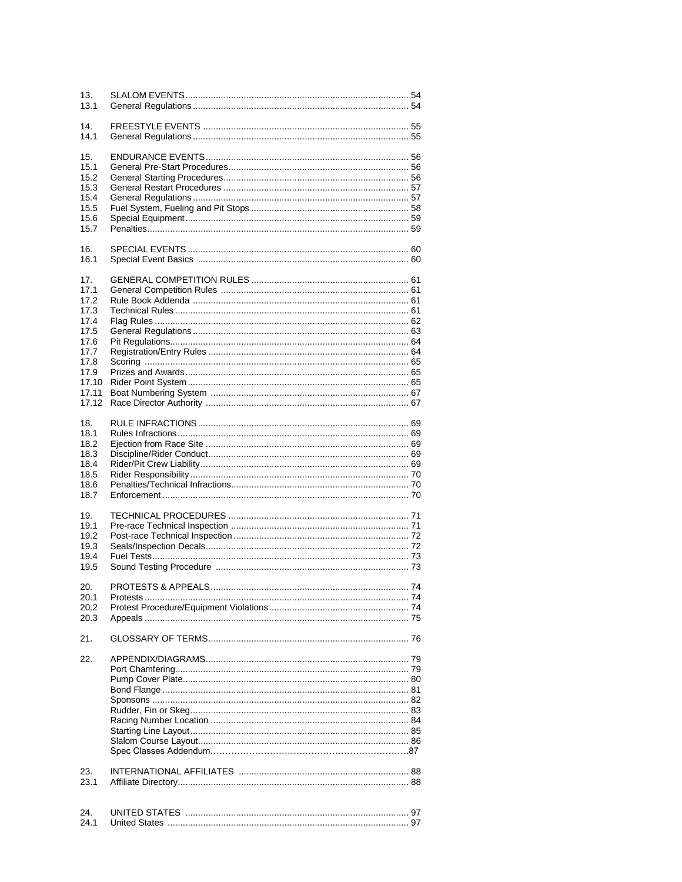| | | |
|---|---|---|
| 13. | SLALOM EVENTS | 54 |
| 13.1 | General Regulations | 54 |
| | | |
| 14. | FREESTYLE EVENTS | 55 |
| 14.1 | General Regulations | 55 |
| | | |
| 15. | ENDURANCE EVENTS | 56 |
| 15.1 | General Pre-Start Procedures | 56 |
| 15.2 | General Starting Procedures | 56 |
| 15.3 | General Restart Procedures | 57 |
| 15.4 | General Regulations | 57 |
| 15.5 | Fuel System, Fueling and Pit Stops | 58 |
| 15.6 | Special Equipment | 59 |
| 15.7 | Penalties | 59 |
| | | |
| 16. | SPECIAL EVENTS | 60 |
| 16.1 | Special Event Basics | 60 |
| | | |
| 17. | GENERAL COMPETITION RULES | 61 |
| 17.1 | General Competition Rules | 61 |
| 17.2 | Rule Book Addenda | 61 |
| 17.3 | Technical Rules | 61 |
| 17.4 | Flag Rules | 62 |
| 17.5 | General Regulations | 63 |
| 17.6 | Pit Regulations | 64 |
| 17.7 | Registration/Entry Rules | 64 |
| 17.8 | Scoring | 65 |
| 17.9 | Prizes and Awards | 65 |
| 17.10 | Rider Point System | 65 |
| 17.11 | Boat Numbering System | 67 |
| 17.12 | Race Director Authority | 67 |
| | | |
| 18. | RULE INFRACTIONS | 69 |
| 18.1 | Rules Infractions | 69 |
| 18.2 | Ejection from Race Site | 69 |
| 18.3 | Discipline/Rider Conduct | 69 |
| 18.4 | Rider/Pit Crew Liability | 69 |
| 18.5 | Rider Responsibility | 70 |
| 18.6 | Penalties/Technical Infractions | 70 |
| 18.7 | Enforcement | 70 |
| | | |
| 19. | TECHNICAL PROCEDURES | 71 |
| 19.1 | Pre-race Technical Inspection | 71 |
| 19.2 | Post-race Technical Inspection | 72 |
| 19.3 | Seals/Inspection Decals | 72 |
| 19.4 | Fuel Tests | 73 |
| 19.5 | Sound Testing Procedure | 73 |
| | | |
| 20. | PROTESTS & APPEALS | 74 |
| 20.1 | Protests | 74 |
| 20.2 | Protest Procedure/Equipment Violations | 74 |
| 20.3 | Appeals | 75 |
| | | |
| 21. | GLOSSARY OF TERMS | 76 |
| | | |
| 22. | APPENDIX/DIAGRAMS | 79 |
| | Port Chamfering | 79 |
| | Pump Cover Plate | 80 |
| | Bond Flange | 81 |
| | Sponsons | 82 |
| | Rudder, Fin or Skeg | 83 |
| | Racing Number Location | 84 |
| | Starting Line Layout | 85 |
| | Slalom Course Layout | 86 |
| | Spec Classes Addendum | 87 |
| | | |
| 23. | INTERNATIONAL AFFILIATES | 88 |
| 23.1 | Affiliate Directory | 88 |
| | | |
| 24. | UNITED STATES | 97 |
| 24.1 | United States | 97 |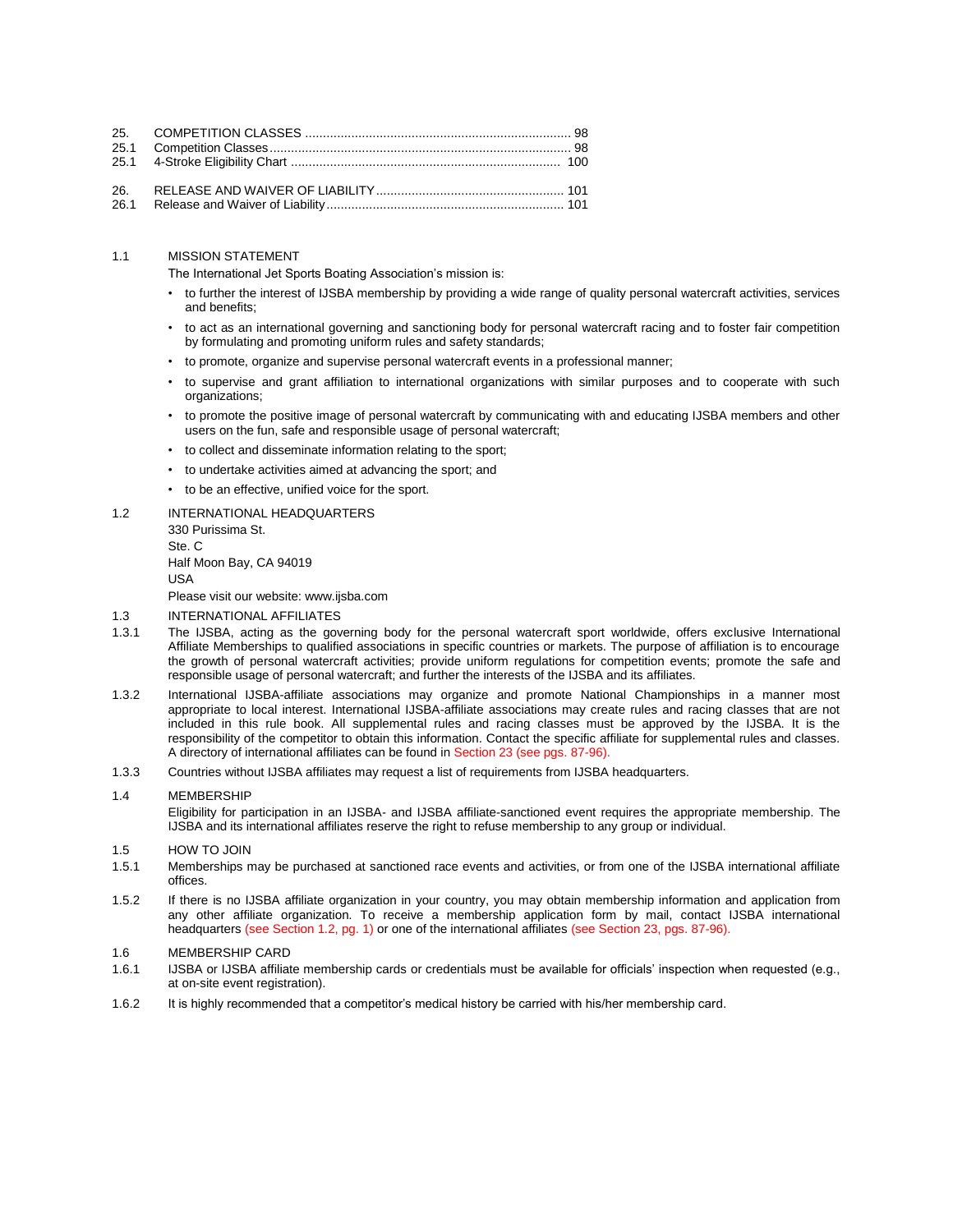| | | |
|---|---|---|
| 25. | COMPETITION CLASSES | 98 |
| 25.1 | Competition Classes | 98 |
| 25.1 | 4-Stroke Eligibility Chart | 100 |
| 26. | RELEASE AND WAIVER OF LIABILITY | 101 |
| 26.1 | Release and Waiver of Liability | 101 |

## 1.1 MISSION STATEMENT

The International Jet Sports Boating Association's mission is:

- to further the interest of IJSBA membership by providing a wide range of quality personal watercraft activities, services and benefits;
- to act as an international governing and sanctioning body for personal watercraft racing and to foster fair competition by formulating and promoting uniform rules and safety standards;
- to promote, organize and supervise personal watercraft events in a professional manner;
- to supervise and grant affiliation to international organizations with similar purposes and to cooperate with such organizations;
- to promote the positive image of personal watercraft by communicating with and educating IJSBA members and other users on the fun, safe and responsible usage of personal watercraft;
- to collect and disseminate information relating to the sport;
- to undertake activities aimed at advancing the sport; and
- to be an effective, unified voice for the sport.

## 1.2 INTERNATIONAL HEADQUARTERS

330 Purissima St.
Ste. C
Half Moon Bay, CA 94019
USA

Please visit our website: www.ijsba.com

## 1.3 INTERNATIONAL AFFILIATES

1.3.1 The IJSBA, acting as the governing body for the personal watercraft sport worldwide, offers exclusive International Affiliate Memberships to qualified associations in specific countries or markets. The purpose of affiliation is to encourage the growth of personal watercraft activities; provide uniform regulations for competition events; promote the safe and responsible usage of personal watercraft; and further the interests of the IJSBA and its affiliates.

1.3.2 International IJSBA-affiliate associations may organize and promote National Championships in a manner most appropriate to local interest. International IJSBA-affiliate associations may create rules and racing classes that are not included in this rule book. All supplemental rules and racing classes must be approved by the IJSBA. It is the responsibility of the competitor to obtain this information. Contact the specific affiliate for supplemental rules and classes. A directory of international affiliates can be found in Section 23 (see pgs. 87-96).

1.3.3 Countries without IJSBA affiliates may request a list of requirements from IJSBA headquarters.

## 1.4 MEMBERSHIP

Eligibility for participation in an IJSBA- and IJSBA affiliate-sanctioned event requires the appropriate membership. The IJSBA and its international affiliates reserve the right to refuse membership to any group or individual.

## 1.5 HOW TO JOIN

1.5.1 Memberships may be purchased at sanctioned race events and activities, or from one of the IJSBA international affiliate offices.

1.5.2 If there is no IJSBA affiliate organization in your country, you may obtain membership information and application from any other affiliate organization. To receive a membership application form by mail, contact IJSBA international headquarters (see Section 1.2, pg. 1) or one of the international affiliates (see Section 23, pgs. 87-96).

## 1.6 MEMBERSHIP CARD

1.6.1 IJSBA or IJSBA affiliate membership cards or credentials must be available for officials' inspection when requested (e.g., at on-site event registration).

1.6.2 It is highly recommended that a competitor's medical history be carried with his/her membership card.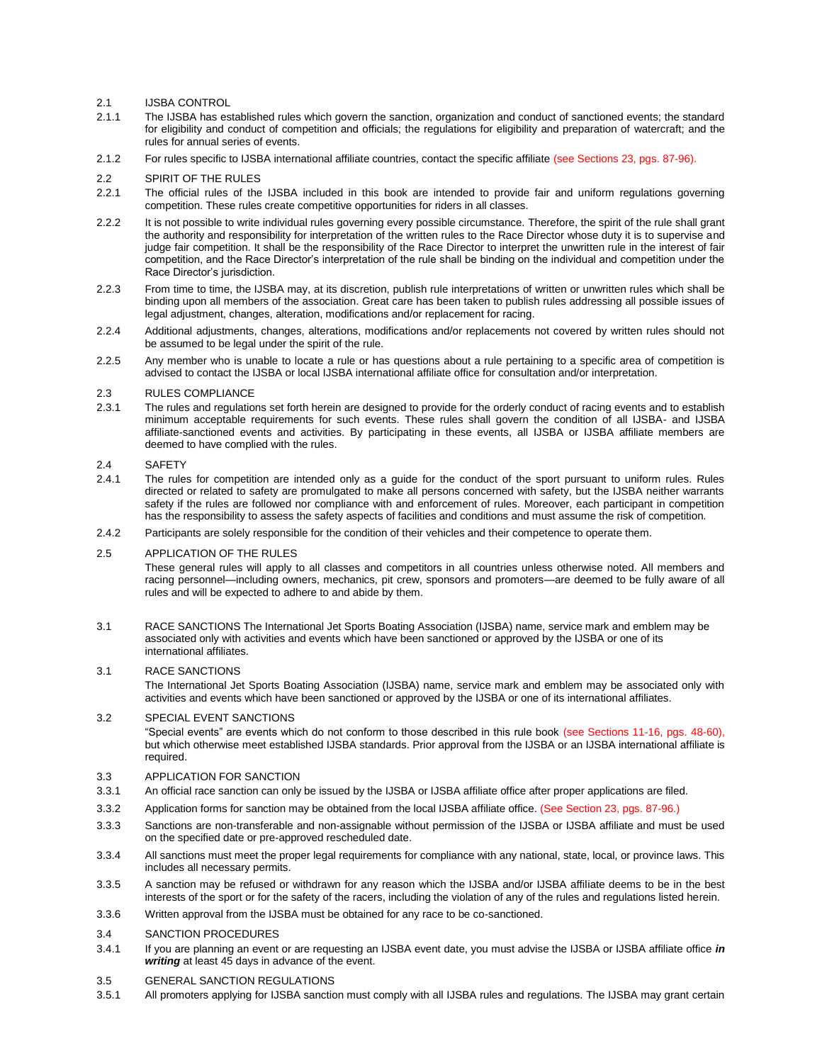2.1 IJSBA CONTROL

2.1.1 The IJSBA has established rules which govern the sanction, organization and conduct of sanctioned events; the standard for eligibility and conduct of competition and officials; the regulations for eligibility and preparation of watercraft; and the rules for annual series of events.

2.1.2 For rules specific to IJSBA international affiliate countries, contact the specific affiliate (see Sections 23, pgs. 87-96).

2.2 SPIRIT OF THE RULES

2.2.1 The official rules of the IJSBA included in this book are intended to provide fair and uniform regulations governing competition. These rules create competitive opportunities for riders in all classes.

2.2.2 It is not possible to write individual rules governing every possible circumstance. Therefore, the spirit of the rule shall grant the authority and responsibility for interpretation of the written rules to the Race Director whose duty it is to supervise and judge fair competition. It shall be the responsibility of the Race Director to interpret the unwritten rule in the interest of fair competition, and the Race Director's interpretation of the rule shall be binding on the individual and competition under the Race Director's jurisdiction.

2.2.3 From time to time, the IJSBA may, at its discretion, publish rule interpretations of written or unwritten rules which shall be binding upon all members of the association. Great care has been taken to publish rules addressing all possible issues of legal adjustment, changes, alteration, modifications and/or replacement for racing.

2.2.4 Additional adjustments, changes, alterations, modifications and/or replacements not covered by written rules should not be assumed to be legal under the spirit of the rule.

2.2.5 Any member who is unable to locate a rule or has questions about a rule pertaining to a specific area of competition is advised to contact the IJSBA or local IJSBA international affiliate office for consultation and/or interpretation.

2.3 RULES COMPLIANCE

2.3.1 The rules and regulations set forth herein are designed to provide for the orderly conduct of racing events and to establish minimum acceptable requirements for such events. These rules shall govern the condition of all IJSBA- and IJSBA affiliate-sanctioned events and activities. By participating in these events, all IJSBA or IJSBA affiliate members are deemed to have complied with the rules.

2.4 SAFETY

2.4.1 The rules for competition are intended only as a guide for the conduct of the sport pursuant to uniform rules. Rules directed or related to safety are promulgated to make all persons concerned with safety, but the IJSBA neither warrants safety if the rules are followed nor compliance with and enforcement of rules. Moreover, each participant in competition has the responsibility to assess the safety aspects of facilities and conditions and must assume the risk of competition.

2.4.2 Participants are solely responsible for the condition of their vehicles and their competence to operate them.

2.5 APPLICATION OF THE RULES

These general rules will apply to all classes and competitors in all countries unless otherwise noted. All members and racing personnel—including owners, mechanics, pit crew, sponsors and promoters—are deemed to be fully aware of all rules and will be expected to adhere to and abide by them.

3.1 RACE SANCTIONS The International Jet Sports Boating Association (IJSBA) name, service mark and emblem may be associated only with activities and events which have been sanctioned or approved by the IJSBA or one of its international affiliates.

3.1 RACE SANCTIONS

The International Jet Sports Boating Association (IJSBA) name, service mark and emblem may be associated only with activities and events which have been sanctioned or approved by the IJSBA or one of its international affiliates.

3.2 SPECIAL EVENT SANCTIONS

"Special events" are events which do not conform to those described in this rule book (see Sections 11-16, pgs. 48-60), but which otherwise meet established IJSBA standards. Prior approval from the IJSBA or an IJSBA international affiliate is required.

3.3 APPLICATION FOR SANCTION

3.3.1 An official race sanction can only be issued by the IJSBA or IJSBA affiliate office after proper applications are filed.

3.3.2 Application forms for sanction may be obtained from the local IJSBA affiliate office. (See Section 23, pgs. 87-96.)

3.3.3 Sanctions are non-transferable and non-assignable without permission of the IJSBA or IJSBA affiliate and must be used on the specified date or pre-approved rescheduled date.

3.3.4 All sanctions must meet the proper legal requirements for compliance with any national, state, local, or province laws. This includes all necessary permits.

3.3.5 A sanction may be refused or withdrawn for any reason which the IJSBA and/or IJSBA affiliate deems to be in the best interests of the sport or for the safety of the racers, including the violation of any of the rules and regulations listed herein.

3.3.6 Written approval from the IJSBA must be obtained for any race to be co-sanctioned.

3.4 SANCTION PROCEDURES

3.4.1 If you are planning an event or are requesting an IJSBA event date, you must advise the IJSBA or IJSBA affiliate office ***in writing*** at least 45 days in advance of the event.

3.5 GENERAL SANCTION REGULATIONS

3.5.1 All promoters applying for IJSBA sanction must comply with all IJSBA rules and regulations. The IJSBA may grant certain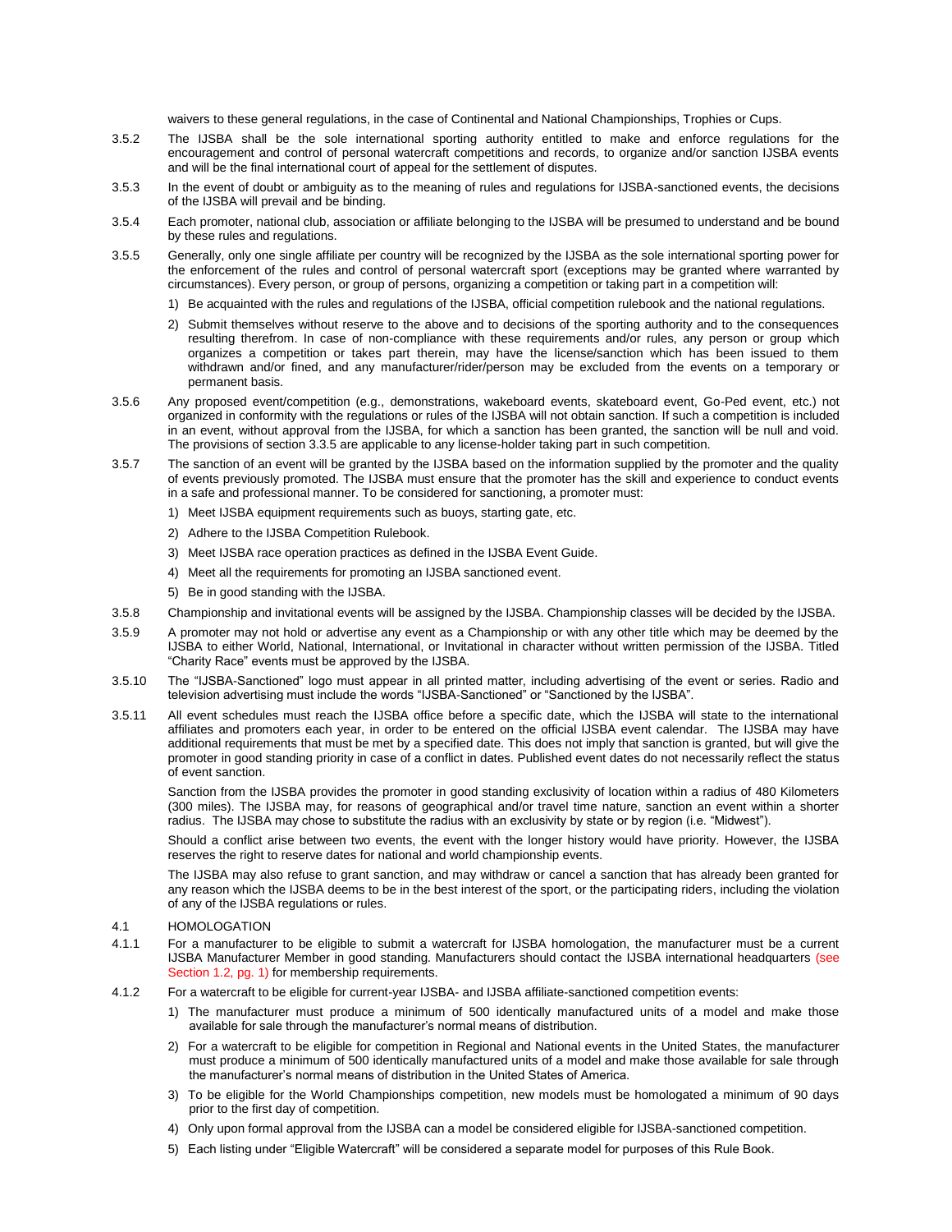waivers to these general regulations, in the case of Continental and National Championships, Trophies or Cups.

3.5.2 The IJSBA shall be the sole international sporting authority entitled to make and enforce regulations for the encouragement and control of personal watercraft competitions and records, to organize and/or sanction IJSBA events and will be the final international court of appeal for the settlement of disputes.

3.5.3 In the event of doubt or ambiguity as to the meaning of rules and regulations for IJSBA-sanctioned events, the decisions of the IJSBA will prevail and be binding.

3.5.4 Each promoter, national club, association or affiliate belonging to the IJSBA will be presumed to understand and be bound by these rules and regulations.

3.5.5 Generally, only one single affiliate per country will be recognized by the IJSBA as the sole international sporting power for the enforcement of the rules and control of personal watercraft sport (exceptions may be granted where warranted by circumstances). Every person, or group of persons, organizing a competition or taking part in a competition will:

1) Be acquainted with the rules and regulations of the IJSBA, official competition rulebook and the national regulations.
2) Submit themselves without reserve to the above and to decisions of the sporting authority and to the consequences resulting therefrom. In case of non-compliance with these requirements and/or rules, any person or group which organizes a competition or takes part therein, may have the license/sanction which has been issued to them withdrawn and/or fined, and any manufacturer/rider/person may be excluded from the events on a temporary or permanent basis.

3.5.6 Any proposed event/competition (e.g., demonstrations, wakeboard events, skateboard event, Go-Ped event, etc.) not organized in conformity with the regulations or rules of the IJSBA will not obtain sanction. If such a competition is included in an event, without approval from the IJSBA, for which a sanction has been granted, the sanction will be null and void. The provisions of section 3.3.5 are applicable to any license-holder taking part in such competition.

3.5.7 The sanction of an event will be granted by the IJSBA based on the information supplied by the promoter and the quality of events previously promoted. The IJSBA must ensure that the promoter has the skill and experience to conduct events in a safe and professional manner. To be considered for sanctioning, a promoter must:

1) Meet IJSBA equipment requirements such as buoys, starting gate, etc.
2) Adhere to the IJSBA Competition Rulebook.
3) Meet IJSBA race operation practices as defined in the IJSBA Event Guide.
4) Meet all the requirements for promoting an IJSBA sanctioned event.
5) Be in good standing with the IJSBA.

3.5.8 Championship and invitational events will be assigned by the IJSBA. Championship classes will be decided by the IJSBA.

3.5.9 A promoter may not hold or advertise any event as a Championship or with any other title which may be deemed by the IJSBA to either World, National, International, or Invitational in character without written permission of the IJSBA. Titled "Charity Race" events must be approved by the IJSBA.

3.5.10 The "IJSBA-Sanctioned" logo must appear in all printed matter, including advertising of the event or series. Radio and television advertising must include the words "IJSBA-Sanctioned" or "Sanctioned by the IJSBA".

3.5.11 All event schedules must reach the IJSBA office before a specific date, which the IJSBA will state to the international affiliates and promoters each year, in order to be entered on the official IJSBA event calendar. The IJSBA may have additional requirements that must be met by a specified date. This does not imply that sanction is granted, but will give the promoter in good standing priority in case of a conflict in dates. Published event dates do not necessarily reflect the status of event sanction.

Sanction from the IJSBA provides the promoter in good standing exclusivity of location within a radius of 480 Kilometers (300 miles). The IJSBA may, for reasons of geographical and/or travel time nature, sanction an event within a shorter radius. The IJSBA may chose to substitute the radius with an exclusivity by state or by region (i.e. "Midwest").

Should a conflict arise between two events, the event with the longer history would have priority. However, the IJSBA reserves the right to reserve dates for national and world championship events.

The IJSBA may also refuse to grant sanction, and may withdraw or cancel a sanction that has already been granted for any reason which the IJSBA deems to be in the best interest of the sport, or the participating riders, including the violation of any of the IJSBA regulations or rules.

## 4.1 HOMOLOGATION

4.1.1 For a manufacturer to be eligible to submit a watercraft for IJSBA homologation, the manufacturer must be a current IJSBA Manufacturer Member in good standing. Manufacturers should contact the IJSBA international headquarters (see Section 1.2, pg. 1) for membership requirements.

4.1.2 For a watercraft to be eligible for current-year IJSBA- and IJSBA affiliate-sanctioned competition events:

1) The manufacturer must produce a minimum of 500 identically manufactured units of a model and make those available for sale through the manufacturer's normal means of distribution.
2) For a watercraft to be eligible for competition in Regional and National events in the United States, the manufacturer must produce a minimum of 500 identically manufactured units of a model and make those available for sale through the manufacturer's normal means of distribution in the United States of America.
3) To be eligible for the World Championships competition, new models must be homologated a minimum of 90 days prior to the first day of competition.
4) Only upon formal approval from the IJSBA can a model be considered eligible for IJSBA-sanctioned competition.
5) Each listing under "Eligible Watercraft" will be considered a separate model for purposes of this Rule Book.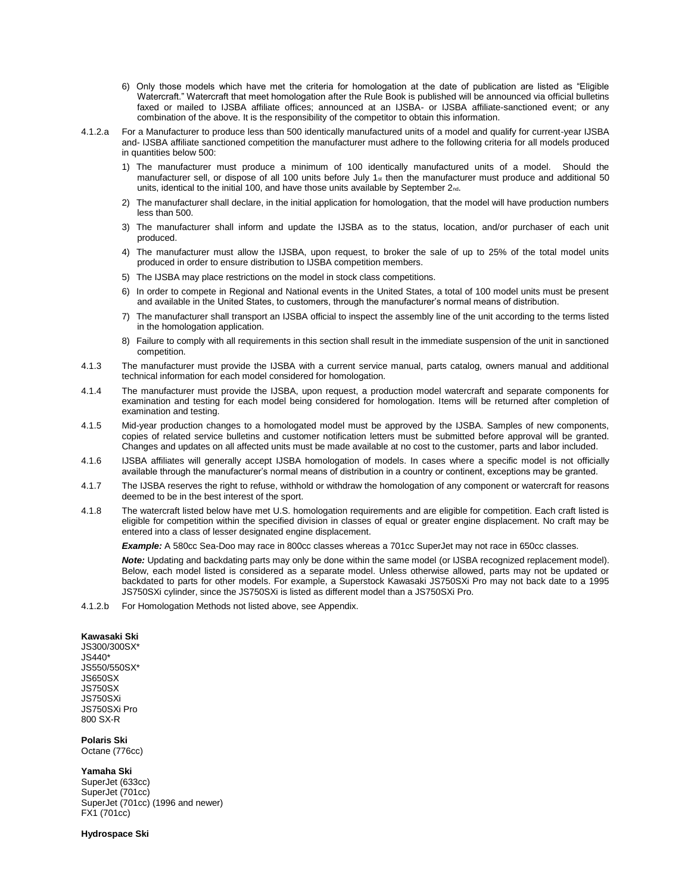6) Only those models which have met the criteria for homologation at the date of publication are listed as "Eligible Watercraft." Watercraft that meet homologation after the Rule Book is published will be announced via official bulletins faxed or mailed to IJSBA affiliate offices; announced at an IJSBA- or IJSBA affiliate-sanctioned event; or any combination of the above. It is the responsibility of the competitor to obtain this information.

4.1.2.a For a Manufacturer to produce less than 500 identically manufactured units of a model and qualify for current-year IJSBA and- IJSBA affiliate sanctioned competition the manufacturer must adhere to the following criteria for all models produced in quantities below 500:

1) The manufacturer must produce a minimum of 100 identically manufactured units of a model. Should the manufacturer sell, or dispose of all 100 units before July 1st then the manufacturer must produce and additional 50 units, identical to the initial 100, and have those units available by September 2nd.
2) The manufacturer shall declare, in the initial application for homologation, that the model will have production numbers less than 500.
3) The manufacturer shall inform and update the IJSBA as to the status, location, and/or purchaser of each unit produced.
4) The manufacturer must allow the IJSBA, upon request, to broker the sale of up to 25% of the total model units produced in order to ensure distribution to IJSBA competition members.
5) The IJSBA may place restrictions on the model in stock class competitions.
6) In order to compete in Regional and National events in the United States, a total of 100 model units must be present and available in the United States, to customers, through the manufacturer's normal means of distribution.
7) The manufacturer shall transport an IJSBA official to inspect the assembly line of the unit according to the terms listed in the homologation application.
8) Failure to comply with all requirements in this section shall result in the immediate suspension of the unit in sanctioned competition.

4.1.3 The manufacturer must provide the IJSBA with a current service manual, parts catalog, owners manual and additional technical information for each model considered for homologation.

4.1.4 The manufacturer must provide the IJSBA, upon request, a production model watercraft and separate components for examination and testing for each model being considered for homologation. Items will be returned after completion of examination and testing.

4.1.5 Mid-year production changes to a homologated model must be approved by the IJSBA. Samples of new components, copies of related service bulletins and customer notification letters must be submitted before approval will be granted. Changes and updates on all affected units must be made available at no cost to the customer, parts and labor included.

4.1.6 IJSBA affiliates will generally accept IJSBA homologation of models. In cases where a specific model is not officially available through the manufacturer's normal means of distribution in a country or continent, exceptions may be granted.

4.1.7 The IJSBA reserves the right to refuse, withhold or withdraw the homologation of any component or watercraft for reasons deemed to be in the best interest of the sport.

4.1.8 The watercraft listed below have met U.S. homologation requirements and are eligible for competition. Each craft listed is eligible for competition within the specified division in classes of equal or greater engine displacement. No craft may be entered into a class of lesser designated engine displacement.

***Example:*** A 580cc Sea-Doo may race in 800cc classes whereas a 701cc SuperJet may not race in 650cc classes.

***Note:*** Updating and backdating parts may only be done within the same model (or IJSBA recognized replacement model). Below, each model listed is considered as a separate model. Unless otherwise allowed, parts may not be updated or backdated to parts for other models. For example, a Superstock Kawasaki JS750SXi Pro may not back date to a 1995 JS750SXi cylinder, since the JS750SXi is listed as different model than a JS750SXi Pro.

4.1.2.b For Homologation Methods not listed above, see Appendix.

**Kawasaki Ski**
JS300/300SX*
JS440*
JS550/550SX*
JS650SX
JS750SX
JS750SXi
JS750SXi Pro
800 SX-R

**Polaris Ski**
Octane (776cc)

**Yamaha Ski**
SuperJet (633cc)
SuperJet (701cc)
SuperJet (701cc) (1996 and newer)
FX1 (701cc)

**Hydrospace Ski**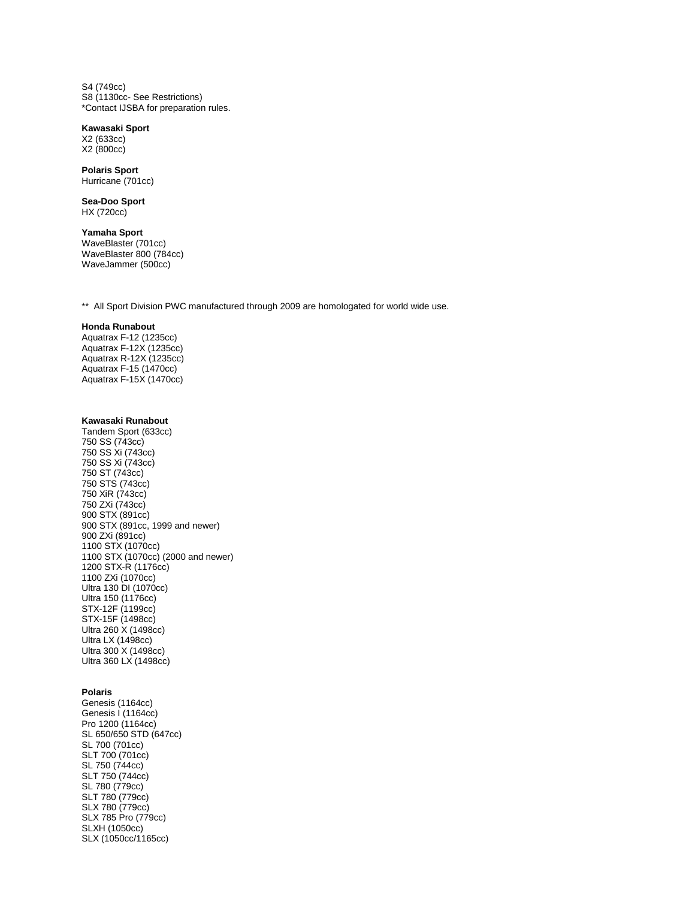S4 (749cc)
S8 (1130cc- See Restrictions)
*Contact IJSBA for preparation rules.

**Kawasaki Sport**
X2 (633cc)
X2 (800cc)

**Polaris Sport**
Hurricane (701cc)

**Sea-Doo Sport**
HX (720cc)

**Yamaha Sport**
WaveBlaster (701cc)
WaveBlaster 800 (784cc)
WaveJammer (500cc)

** All Sport Division PWC manufactured through 2009 are homologated for world wide use.

**Honda Runabout**
Aquatrax F-12 (1235cc)
Aquatrax F-12X (1235cc)
Aquatrax R-12X (1235cc)
Aquatrax F-15 (1470cc)
Aquatrax F-15X (1470cc)

**Kawasaki Runabout**
Tandem Sport (633cc)
750 SS (743cc)
750 SS Xi (743cc)
750 SS Xi (743cc)
750 ST (743cc)
750 STS (743cc)
750 XiR (743cc)
750 ZXi (743cc)
900 STX (891cc)
900 STX (891cc, 1999 and newer)
900 ZXi (891cc)
1100 STX (1070cc)
1100 STX (1070cc) (2000 and newer)
1200 STX-R (1176cc)
1100 ZXi (1070cc)
Ultra 130 DI (1070cc)
Ultra 150 (1176cc)
STX-12F (1199cc)
STX-15F (1498cc)
Ultra 260 X (1498cc)
Ultra LX (1498cc)
Ultra 300 X (1498cc)
Ultra 360 LX (1498cc)

**Polaris**
Genesis (1164cc)
Genesis I (1164cc)
Pro 1200 (1164cc)
SL 650/650 STD (647cc)
SL 700 (701cc)
SLT 700 (701cc)
SL 750 (744cc)
SLT 750 (744cc)
SL 780 (779cc)
SLT 780 (779cc)
SLX 780 (779cc)
SLX 785 Pro (779cc)
SLXH (1050cc)
SLX (1050cc/1165cc)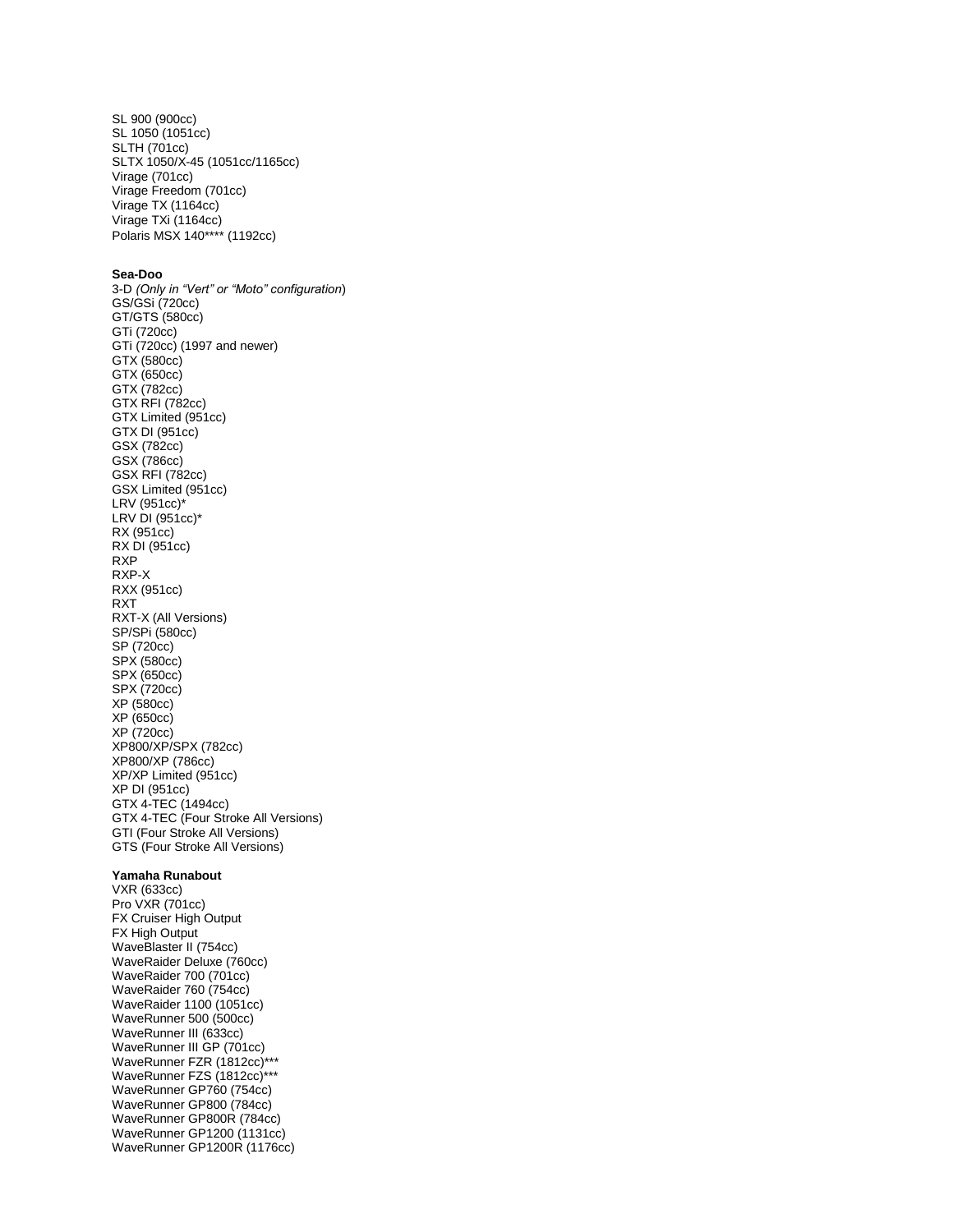SL 900 (900cc)
SL 1050 (1051cc)
SLTH (701cc)
SLTX 1050/X-45 (1051cc/1165cc)
Virage (701cc)
Virage Freedom (701cc)
Virage TX (1164cc)
Virage TXi (1164cc)
Polaris MSX 140**** (1192cc)

**Sea-Doo**
3-D *(Only in "Vert" or "Moto" configuration*)
GS/GSi (720cc)
GT/GTS (580cc)
GTi (720cc)
GTi (720cc) (1997 and newer)
GTX (580cc)
GTX (650cc)
GTX (782cc)
GTX RFI (782cc)
GTX Limited (951cc)
GTX DI (951cc)
GSX (782cc)
GSX (786cc)
GSX RFI (782cc)
GSX Limited (951cc)
LRV (951cc)*
LRV DI (951cc)*
RX (951cc)
RX DI (951cc)
RXP
RXP-X
RXX (951cc)
RXT
RXT-X (All Versions)
SP/SPi (580cc)
SP (720cc)
SPX (580cc)
SPX (650cc)
SPX (720cc)
XP (580cc)
XP (650cc)
XP (720cc)
XP800/XP/SPX (782cc)
XP800/XP (786cc)
XP/XP Limited (951cc)
XP DI (951cc)
GTX 4-TEC (1494cc)
GTX 4-TEC (Four Stroke All Versions)
GTI (Four Stroke All Versions)
GTS (Four Stroke All Versions)

**Yamaha Runabout**
VXR (633cc)
Pro VXR (701cc)
FX Cruiser High Output
FX High Output
WaveBlaster II (754cc)
WaveRaider Deluxe (760cc)
WaveRaider 700 (701cc)
WaveRaider 760 (754cc)
WaveRaider 1100 (1051cc)
WaveRunner 500 (500cc)
WaveRunner III (633cc)
WaveRunner III GP (701cc)
WaveRunner FZR (1812cc)***
WaveRunner FZS (1812cc)***
WaveRunner GP760 (754cc)
WaveRunner GP800 (784cc)
WaveRunner GP800R (784cc)
WaveRunner GP1200 (1131cc)
WaveRunner GP1200R (1176cc)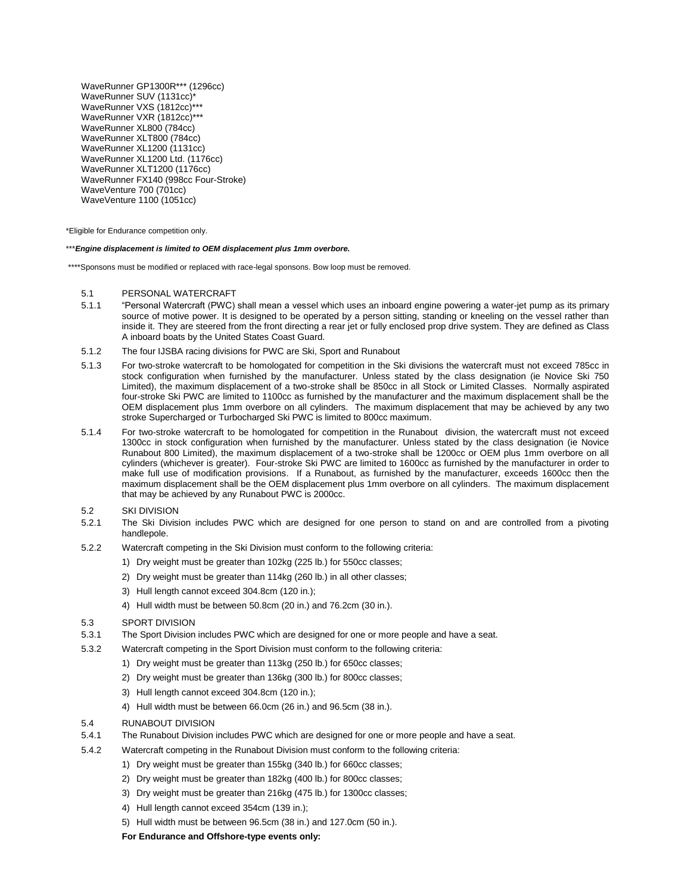WaveRunner GP1300R*** (1296cc)
WaveRunner SUV (1131cc)*
WaveRunner VXS (1812cc)***
WaveRunner VXR (1812cc)***
WaveRunner XL800 (784cc)
WaveRunner XLT800 (784cc)
WaveRunner XL1200 (1131cc)
WaveRunner XL1200 Ltd. (1176cc)
WaveRunner XLT1200 (1176cc)
WaveRunner FX140 (998cc Four-Stroke)
WaveVenture 700 (701cc)
WaveVenture 1100 (1051cc)

*Eligible for Endurance competition only.

****Engine displacement is limited to OEM displacement plus 1mm overbore.***

****Sponsons must be modified or replaced with race-legal sponsons. Bow loop must be removed.

5.1 PERSONAL WATERCRAFT

5.1.1 "Personal Watercraft (PWC) shall mean a vessel which uses an inboard engine powering a water-jet pump as its primary source of motive power. It is designed to be operated by a person sitting, standing or kneeling on the vessel rather than inside it. They are steered from the front directing a rear jet or fully enclosed prop drive system. They are defined as Class A inboard boats by the United States Coast Guard.

5.1.2 The four IJSBA racing divisions for PWC are Ski, Sport and Runabout

5.1.3 For two-stroke watercraft to be homologated for competition in the Ski divisions the watercraft must not exceed 785cc in stock configuration when furnished by the manufacturer. Unless stated by the class designation (ie Novice Ski 750 Limited), the maximum displacement of a two-stroke shall be 850cc in all Stock or Limited Classes. Normally aspirated four-stroke Ski PWC are limited to 1100cc as furnished by the manufacturer and the maximum displacement shall be the OEM displacement plus 1mm overbore on all cylinders. The maximum displacement that may be achieved by any two stroke Supercharged or Turbocharged Ski PWC is limited to 800cc maximum.

5.1.4 For two-stroke watercraft to be homologated for competition in the Runabout division, the watercraft must not exceed 1300cc in stock configuration when furnished by the manufacturer. Unless stated by the class designation (ie Novice Runabout 800 Limited), the maximum displacement of a two-stroke shall be 1200cc or OEM plus 1mm overbore on all cylinders (whichever is greater). Four-stroke Ski PWC are limited to 1600cc as furnished by the manufacturer in order to make full use of modification provisions. If a Runabout, as furnished by the manufacturer, exceeds 1600cc then the maximum displacement shall be the OEM displacement plus 1mm overbore on all cylinders. The maximum displacement that may be achieved by any Runabout PWC is 2000cc.

5.2 SKI DIVISION

5.2.1 The Ski Division includes PWC which are designed for one person to stand on and are controlled from a pivoting handlepole.

5.2.2 Watercraft competing in the Ski Division must conform to the following criteria:

1) Dry weight must be greater than 102kg (225 lb.) for 550cc classes;
2) Dry weight must be greater than 114kg (260 lb.) in all other classes;
3) Hull length cannot exceed 304.8cm (120 in.);
4) Hull width must be between 50.8cm (20 in.) and 76.2cm (30 in.).

5.3 SPORT DIVISION

5.3.1 The Sport Division includes PWC which are designed for one or more people and have a seat.

5.3.2 Watercraft competing in the Sport Division must conform to the following criteria:

1) Dry weight must be greater than 113kg (250 lb.) for 650cc classes;
2) Dry weight must be greater than 136kg (300 lb.) for 800cc classes;
3) Hull length cannot exceed 304.8cm (120 in.);
4) Hull width must be between 66.0cm (26 in.) and 96.5cm (38 in.).

5.4 RUNABOUT DIVISION

5.4.1 The Runabout Division includes PWC which are designed for one or more people and have a seat.

5.4.2 Watercraft competing in the Runabout Division must conform to the following criteria:

1) Dry weight must be greater than 155kg (340 lb.) for 660cc classes;
2) Dry weight must be greater than 182kg (400 lb.) for 800cc classes;
3) Dry weight must be greater than 216kg (475 lb.) for 1300cc classes;
4) Hull length cannot exceed 354cm (139 in.);
5) Hull width must be between 96.5cm (38 in.) and 127.0cm (50 in.).

**For Endurance and Offshore-type events only:**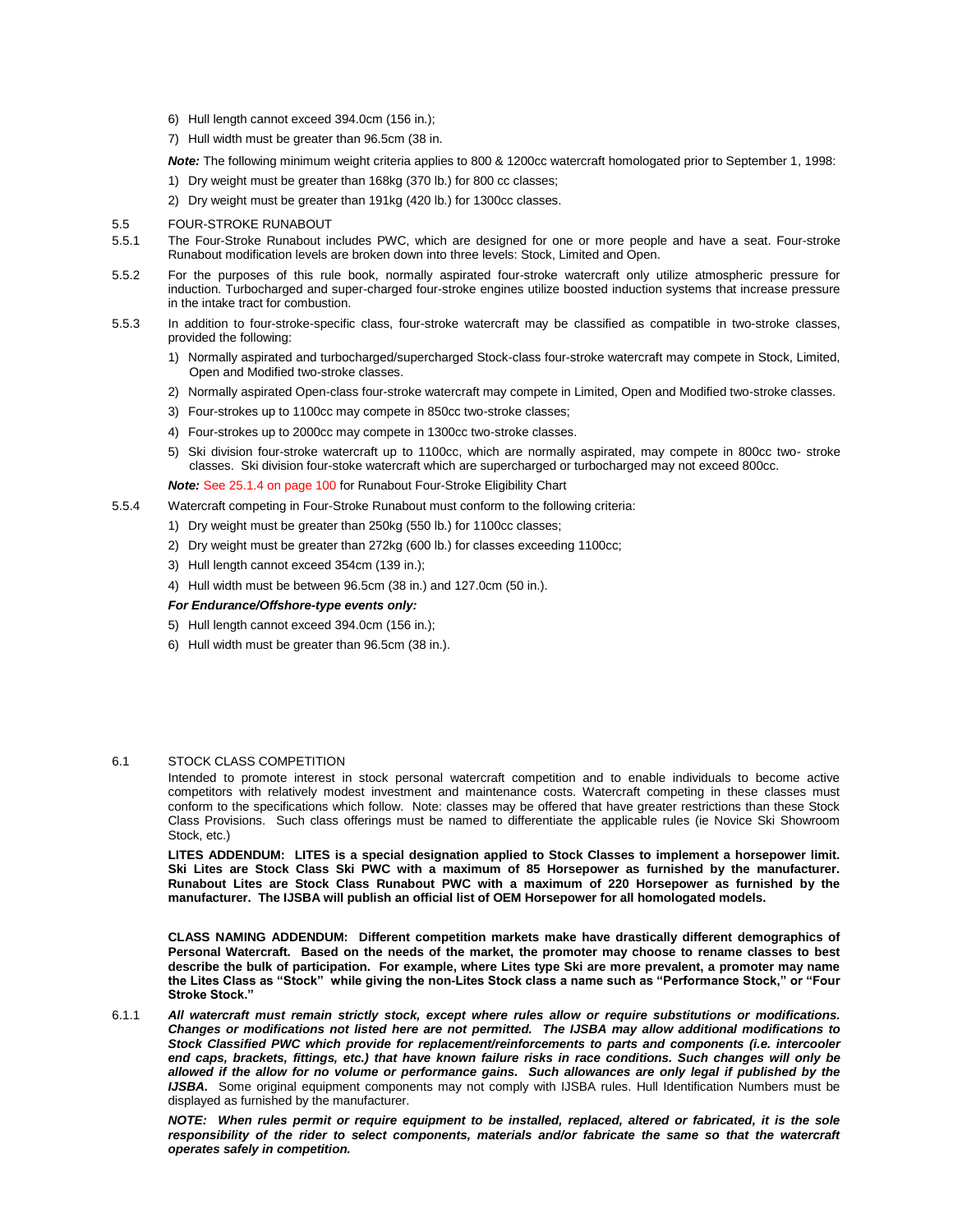6) Hull length cannot exceed 394.0cm (156 in.);

7) Hull width must be greater than 96.5cm (38 in.

***Note:*** The following minimum weight criteria applies to 800 & 1200cc watercraft homologated prior to September 1, 1998:

1) Dry weight must be greater than 168kg (370 lb.) for 800 cc classes;

2) Dry weight must be greater than 191kg (420 lb.) for 1300cc classes.

## 5.5 FOUR-STROKE RUNABOUT

5.5.1 The Four-Stroke Runabout includes PWC, which are designed for one or more people and have a seat. Four-stroke Runabout modification levels are broken down into three levels: Stock, Limited and Open.

5.5.2 For the purposes of this rule book, normally aspirated four-stroke watercraft only utilize atmospheric pressure for induction. Turbocharged and super-charged four-stroke engines utilize boosted induction systems that increase pressure in the intake tract for combustion.

5.5.3 In addition to four-stroke-specific class, four-stroke watercraft may be classified as compatible in two-stroke classes, provided the following:

1) Normally aspirated and turbocharged/supercharged Stock-class four-stroke watercraft may compete in Stock, Limited, Open and Modified two-stroke classes.

2) Normally aspirated Open-class four-stroke watercraft may compete in Limited, Open and Modified two-stroke classes.

3) Four-strokes up to 1100cc may compete in 850cc two-stroke classes;

4) Four-strokes up to 2000cc may compete in 1300cc two-stroke classes.

5) Ski division four-stroke watercraft up to 1100cc, which are normally aspirated, may compete in 800cc two- stroke classes. Ski division four-stoke watercraft which are supercharged or turbocharged may not exceed 800cc.

***Note:*** See 25.1.4 on page 100 for Runabout Four-Stroke Eligibility Chart

5.5.4 Watercraft competing in Four-Stroke Runabout must conform to the following criteria:

1) Dry weight must be greater than 250kg (550 lb.) for 1100cc classes;

2) Dry weight must be greater than 272kg (600 lb.) for classes exceeding 1100cc;

3) Hull length cannot exceed 354cm (139 in.);

4) Hull width must be between 96.5cm (38 in.) and 127.0cm (50 in.).

***For Endurance/Offshore-type events only:***

5) Hull length cannot exceed 394.0cm (156 in.);

6) Hull width must be greater than 96.5cm (38 in.).

## 6.1 STOCK CLASS COMPETITION

Intended to promote interest in stock personal watercraft competition and to enable individuals to become active competitors with relatively modest investment and maintenance costs. Watercraft competing in these classes must conform to the specifications which follow. Note: classes may be offered that have greater restrictions than these Stock Class Provisions. Such class offerings must be named to differentiate the applicable rules (ie Novice Ski Showroom Stock, etc.)

**LITES ADDENDUM: LITES is a special designation applied to Stock Classes to implement a horsepower limit. Ski Lites are Stock Class Ski PWC with a maximum of 85 Horsepower as furnished by the manufacturer. Runabout Lites are Stock Class Runabout PWC with a maximum of 220 Horsepower as furnished by the manufacturer. The IJSBA will publish an official list of OEM Horsepower for all homologated models.**

**CLASS NAMING ADDENDUM: Different competition markets make have drastically different demographics of Personal Watercraft. Based on the needs of the market, the promoter may choose to rename classes to best describe the bulk of participation. For example, where Lites type Ski are more prevalent, a promoter may name the Lites Class as "Stock" while giving the non-Lites Stock class a name such as "Performance Stock," or "Four Stroke Stock."**

6.1.1 ***All watercraft must remain strictly stock, except where rules allow or require substitutions or modifications. Changes or modifications not listed here are not permitted. The IJSBA may allow additional modifications to Stock Classified PWC which provide for replacement/reinforcements to parts and components (i.e. intercooler end caps, brackets, fittings, etc.) that have known failure risks in race conditions. Such changes will only be allowed if the allow for no volume or performance gains. Such allowances are only legal if published by the IJSBA.*** Some original equipment components may not comply with IJSBA rules. Hull Identification Numbers must be displayed as furnished by the manufacturer.

***NOTE: When rules permit or require equipment to be installed, replaced, altered or fabricated, it is the sole responsibility of the rider to select components, materials and/or fabricate the same so that the watercraft operates safely in competition.***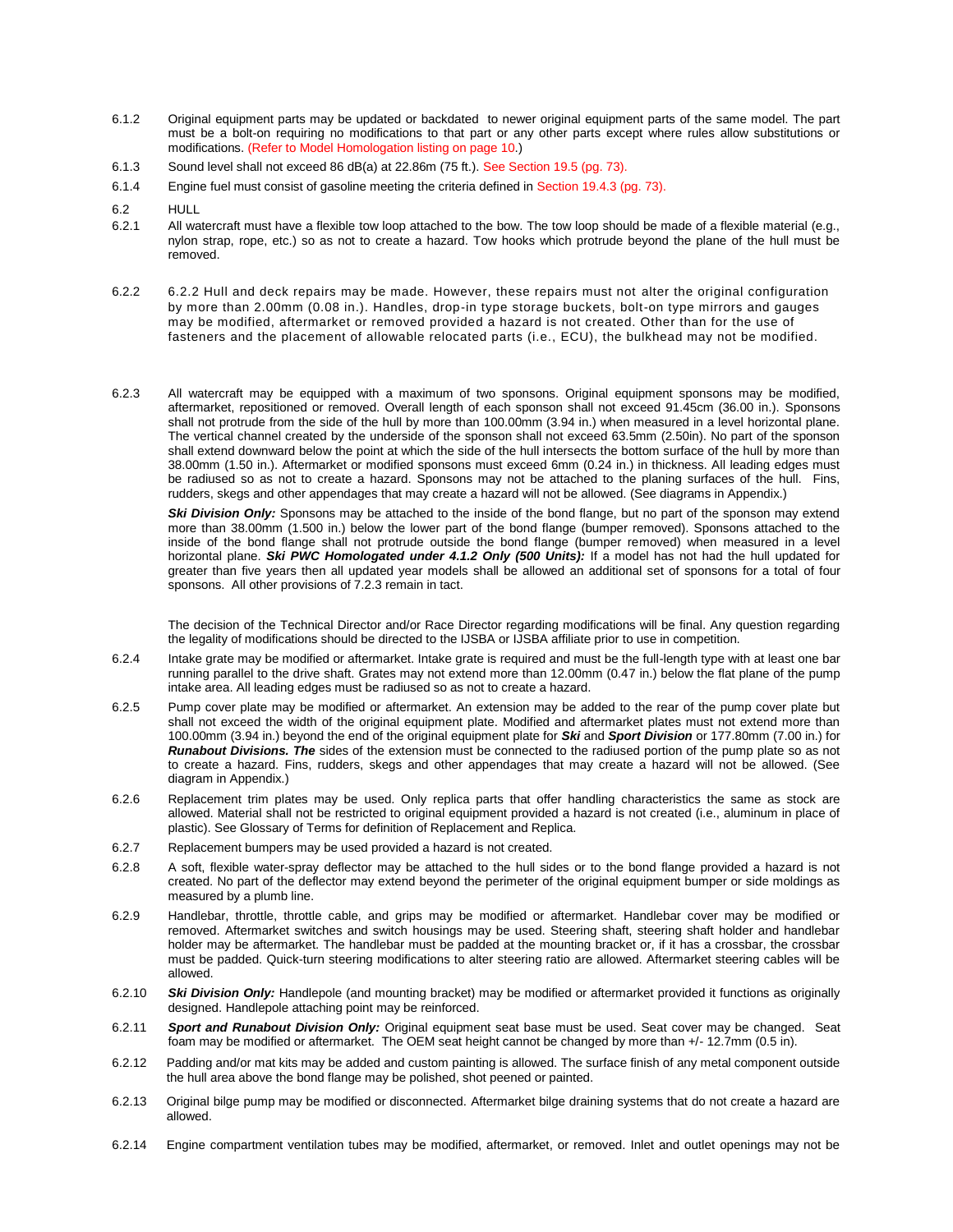6.1.2 Original equipment parts may be updated or backdated to newer original equipment parts of the same model. The part must be a bolt-on requiring no modifications to that part or any other parts except where rules allow substitutions or modifications. (Refer to Model Homologation listing on page 10.)

6.1.3 Sound level shall not exceed 86 dB(a) at 22.86m (75 ft.). See Section 19.5 (pg. 73).

6.1.4 Engine fuel must consist of gasoline meeting the criteria defined in Section 19.4.3 (pg. 73).

6.2 HULL

6.2.1 All watercraft must have a flexible tow loop attached to the bow. The tow loop should be made of a flexible material (e.g., nylon strap, rope, etc.) so as not to create a hazard. Tow hooks which protrude beyond the plane of the hull must be removed.

6.2.2 6.2.2 Hull and deck repairs may be made. However, these repairs must not alter the original configuration by more than 2.00mm (0.08 in.). Handles, drop-in type storage buckets, bolt-on type mirrors and gauges may be modified, aftermarket or removed provided a hazard is not created. Other than for the use of fasteners and the placement of allowable relocated parts (i.e., ECU), the bulkhead may not be modified.

6.2.3 All watercraft may be equipped with a maximum of two sponsons. Original equipment sponsons may be modified, aftermarket, repositioned or removed. Overall length of each sponson shall not exceed 91.45cm (36.00 in.). Sponsons shall not protrude from the side of the hull by more than 100.00mm (3.94 in.) when measured in a level horizontal plane. The vertical channel created by the underside of the sponson shall not exceed 63.5mm (2.50in). No part of the sponson shall extend downward below the point at which the side of the hull intersects the bottom surface of the hull by more than 38.00mm (1.50 in.). Aftermarket or modified sponsons must exceed 6mm (0.24 in.) in thickness. All leading edges must be radiused so as not to create a hazard. Sponsons may not be attached to the planing surfaces of the hull. Fins, rudders, skegs and other appendages that may create a hazard will not be allowed. (See diagrams in Appendix.)

***Ski Division Only:*** Sponsons may be attached to the inside of the bond flange, but no part of the sponson may extend more than 38.00mm (1.500 in.) below the lower part of the bond flange (bumper removed). Sponsons attached to the inside of the bond flange shall not protrude outside the bond flange (bumper removed) when measured in a level horizontal plane. ***Ski PWC Homologated under 4.1.2 Only (500 Units):*** If a model has not had the hull updated for greater than five years then all updated year models shall be allowed an additional set of sponsons for a total of four sponsons. All other provisions of 7.2.3 remain in tact.

The decision of the Technical Director and/or Race Director regarding modifications will be final. Any question regarding the legality of modifications should be directed to the IJSBA or IJSBA affiliate prior to use in competition.

6.2.4 Intake grate may be modified or aftermarket. Intake grate is required and must be the full-length type with at least one bar running parallel to the drive shaft. Grates may not extend more than 12.00mm (0.47 in.) below the flat plane of the pump intake area. All leading edges must be radiused so as not to create a hazard.

6.2.5 Pump cover plate may be modified or aftermarket. An extension may be added to the rear of the pump cover plate but shall not exceed the width of the original equipment plate. Modified and aftermarket plates must not extend more than 100.00mm (3.94 in.) beyond the end of the original equipment plate for ***Ski*** and ***Sport Division*** or 177.80mm (7.00 in.) for ***Runabout Divisions. The*** sides of the extension must be connected to the radiused portion of the pump plate so as not to create a hazard. Fins, rudders, skegs and other appendages that may create a hazard will not be allowed. (See diagram in Appendix.)

6.2.6 Replacement trim plates may be used. Only replica parts that offer handling characteristics the same as stock are allowed. Material shall not be restricted to original equipment provided a hazard is not created (i.e., aluminum in place of plastic). See Glossary of Terms for definition of Replacement and Replica.

6.2.7 Replacement bumpers may be used provided a hazard is not created.

6.2.8 A soft, flexible water-spray deflector may be attached to the hull sides or to the bond flange provided a hazard is not created. No part of the deflector may extend beyond the perimeter of the original equipment bumper or side moldings as measured by a plumb line.

6.2.9 Handlebar, throttle, throttle cable, and grips may be modified or aftermarket. Handlebar cover may be modified or removed. Aftermarket switches and switch housings may be used. Steering shaft, steering shaft holder and handlebar holder may be aftermarket. The handlebar must be padded at the mounting bracket or, if it has a crossbar, the crossbar must be padded. Quick-turn steering modifications to alter steering ratio are allowed. Aftermarket steering cables will be allowed.

6.2.10 ***Ski Division Only:*** Handlepole (and mounting bracket) may be modified or aftermarket provided it functions as originally designed. Handlepole attaching point may be reinforced.

6.2.11 ***Sport and Runabout Division Only:*** Original equipment seat base must be used. Seat cover may be changed. Seat foam may be modified or aftermarket. The OEM seat height cannot be changed by more than +/- 12.7mm (0.5 in).

6.2.12 Padding and/or mat kits may be added and custom painting is allowed. The surface finish of any metal component outside the hull area above the bond flange may be polished, shot peened or painted.

6.2.13 Original bilge pump may be modified or disconnected. Aftermarket bilge draining systems that do not create a hazard are allowed.

6.2.14 Engine compartment ventilation tubes may be modified, aftermarket, or removed. Inlet and outlet openings may not be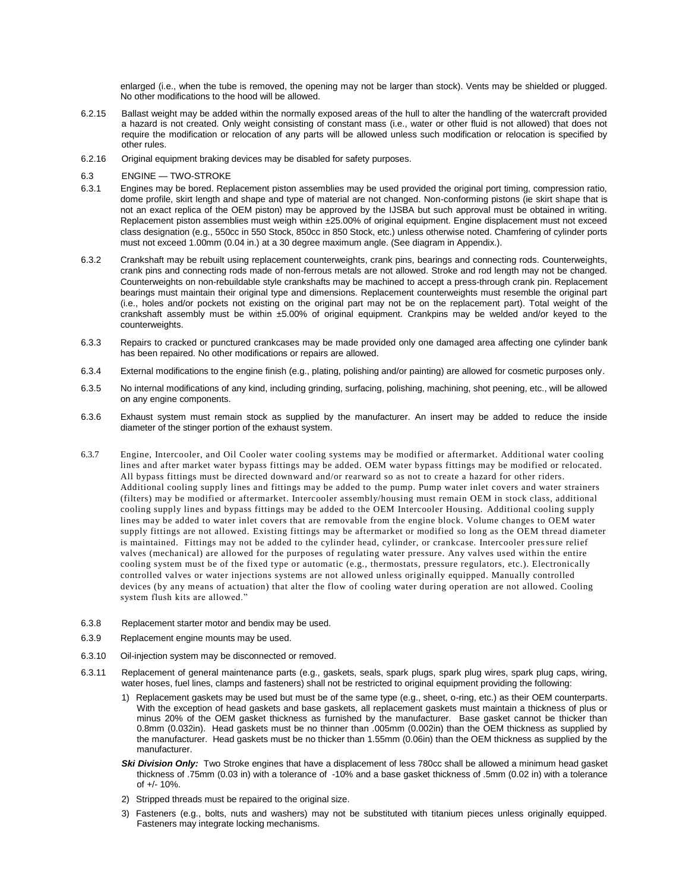enlarged (i.e., when the tube is removed, the opening may not be larger than stock). Vents may be shielded or plugged. No other modifications to the hood will be allowed.

6.2.15 Ballast weight may be added within the normally exposed areas of the hull to alter the handling of the watercraft provided a hazard is not created. Only weight consisting of constant mass (i.e., water or other fluid is not allowed) that does not require the modification or relocation of any parts will be allowed unless such modification or relocation is specified by other rules.

6.2.16 Original equipment braking devices may be disabled for safety purposes.

## 6.3 ENGINE — TWO-STROKE

6.3.1 Engines may be bored. Replacement piston assemblies may be used provided the original port timing, compression ratio, dome profile, skirt length and shape and type of material are not changed. Non-conforming pistons (ie skirt shape that is not an exact replica of the OEM piston) may be approved by the IJSBA but such approval must be obtained in writing. Replacement piston assemblies must weigh within ±25.00% of original equipment. Engine displacement must not exceed class designation (e.g., 550cc in 550 Stock, 850cc in 850 Stock, etc.) unless otherwise noted. Chamfering of cylinder ports must not exceed 1.00mm (0.04 in.) at a 30 degree maximum angle. (See diagram in Appendix.).

6.3.2 Crankshaft may be rebuilt using replacement counterweights, crank pins, bearings and connecting rods. Counterweights, crank pins and connecting rods made of non-ferrous metals are not allowed. Stroke and rod length may not be changed. Counterweights on non-rebuildable style crankshafts may be machined to accept a press-through crank pin. Replacement bearings must maintain their original type and dimensions. Replacement counterweights must resemble the original part (i.e., holes and/or pockets not existing on the original part may not be on the replacement part). Total weight of the crankshaft assembly must be within ±5.00% of original equipment. Crankpins may be welded and/or keyed to the counterweights.

6.3.3 Repairs to cracked or punctured crankcases may be made provided only one damaged area affecting one cylinder bank has been repaired. No other modifications or repairs are allowed.

6.3.4 External modifications to the engine finish (e.g., plating, polishing and/or painting) are allowed for cosmetic purposes only.

6.3.5 No internal modifications of any kind, including grinding, surfacing, polishing, machining, shot peening, etc., will be allowed on any engine components.

6.3.6 Exhaust system must remain stock as supplied by the manufacturer. An insert may be added to reduce the inside diameter of the stinger portion of the exhaust system.

6.3.7 Engine, Intercooler, and Oil Cooler water cooling systems may be modified or aftermarket. Additional water cooling lines and after market water bypass fittings may be added. OEM water bypass fittings may be modified or relocated. All bypass fittings must be directed downward and/or rearward so as not to create a hazard for other riders. Additional cooling supply lines and fittings may be added to the pump. Pump water inlet covers and water strainers (filters) may be modified or aftermarket. Intercooler assembly/housing must remain OEM in stock class, additional cooling supply lines and bypass fittings may be added to the OEM Intercooler Housing. Additional cooling supply lines may be added to water inlet covers that are removable from the engine block. Volume changes to OEM water supply fittings are not allowed. Existing fittings may be aftermarket or modified so long as the OEM thread diameter is maintained. Fittings may not be added to the cylinder head, cylinder, or crankcase. Intercooler pressure relief valves (mechanical) are allowed for the purposes of regulating water pressure. Any valves used within the entire cooling system must be of the fixed type or automatic (e.g., thermostats, pressure regulators, etc.). Electronically controlled valves or water injections systems are not allowed unless originally equipped. Manually controlled devices (by any means of actuation) that alter the flow of cooling water during operation are not allowed. Cooling system flush kits are allowed."

6.3.8 Replacement starter motor and bendix may be used.

6.3.9 Replacement engine mounts may be used.

6.3.10 Oil-injection system may be disconnected or removed.

6.3.11 Replacement of general maintenance parts (e.g., gaskets, seals, spark plugs, spark plug wires, spark plug caps, wiring, water hoses, fuel lines, clamps and fasteners) shall not be restricted to original equipment providing the following:

1) Replacement gaskets may be used but must be of the same type (e.g., sheet, o-ring, etc.) as their OEM counterparts. With the exception of head gaskets and base gaskets, all replacement gaskets must maintain a thickness of plus or minus 20% of the OEM gasket thickness as furnished by the manufacturer. Base gasket cannot be thicker than 0.8mm (0.032in). Head gaskets must be no thinner than .005mm (0.002in) than the OEM thickness as supplied by the manufacturer. Head gaskets must be no thicker than 1.55mm (0.06in) than the OEM thickness as supplied by the manufacturer.

***Ski Division Only:*** Two Stroke engines that have a displacement of less 780cc shall be allowed a minimum head gasket thickness of .75mm (0.03 in) with a tolerance of -10% and a base gasket thickness of .5mm (0.02 in) with a tolerance of +/- 10%.

2) Stripped threads must be repaired to the original size.

3) Fasteners (e.g., bolts, nuts and washers) may not be substituted with titanium pieces unless originally equipped. Fasteners may integrate locking mechanisms.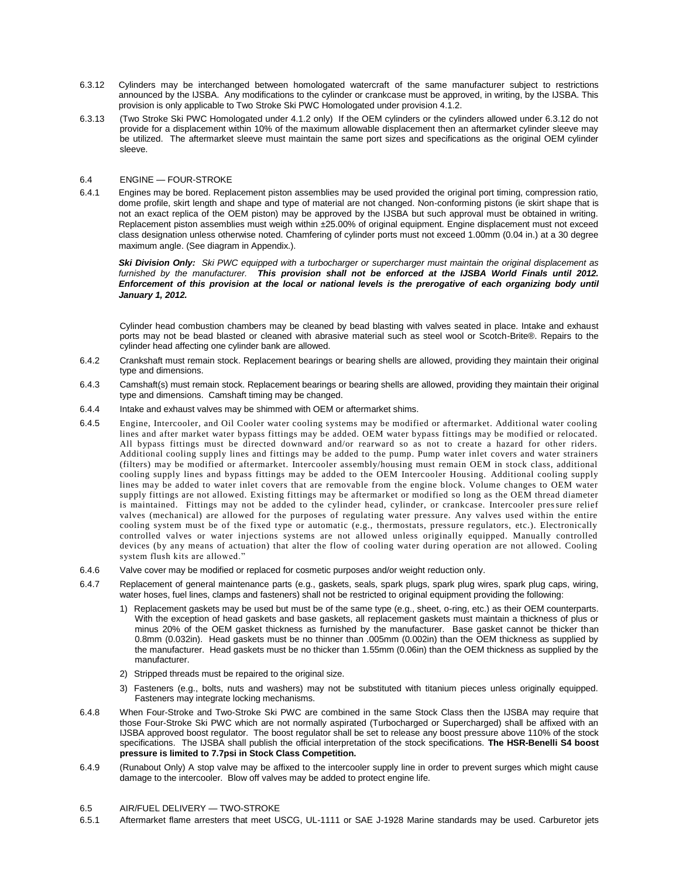6.3.12 Cylinders may be interchanged between homologated watercraft of the same manufacturer subject to restrictions announced by the IJSBA. Any modifications to the cylinder or crankcase must be approved, in writing, by the IJSBA. This provision is only applicable to Two Stroke Ski PWC Homologated under provision 4.1.2.

6.3.13 (Two Stroke Ski PWC Homologated under 4.1.2 only) If the OEM cylinders or the cylinders allowed under 6.3.12 do not provide for a displacement within 10% of the maximum allowable displacement then an aftermarket cylinder sleeve may be utilized. The aftermarket sleeve must maintain the same port sizes and specifications as the original OEM cylinder sleeve.

## 6.4 ENGINE — FOUR-STROKE

6.4.1 Engines may be bored. Replacement piston assemblies may be used provided the original port timing, compression ratio, dome profile, skirt length and shape and type of material are not changed. Non-conforming pistons (ie skirt shape that is not an exact replica of the OEM piston) may be approved by the IJSBA but such approval must be obtained in writing. Replacement piston assemblies must weigh within ±25.00% of original equipment. Engine displacement must not exceed class designation unless otherwise noted. Chamfering of cylinder ports must not exceed 1.00mm (0.04 in.) at a 30 degree maximum angle. (See diagram in Appendix.).

***Ski Division Only:*** *Ski PWC equipped with a turbocharger or supercharger must maintain the original displacement as furnished by the manufacturer.* ***This provision shall not be enforced at the IJSBA World Finals until 2012. Enforcement of this provision at the local or national levels is the prerogative of each organizing body until January 1, 2012.***

Cylinder head combustion chambers may be cleaned by bead blasting with valves seated in place. Intake and exhaust ports may not be bead blasted or cleaned with abrasive material such as steel wool or Scotch-Brite®. Repairs to the cylinder head affecting one cylinder bank are allowed.

6.4.2 Crankshaft must remain stock. Replacement bearings or bearing shells are allowed, providing they maintain their original type and dimensions.

6.4.3 Camshaft(s) must remain stock. Replacement bearings or bearing shells are allowed, providing they maintain their original type and dimensions. Camshaft timing may be changed.

6.4.4 Intake and exhaust valves may be shimmed with OEM or aftermarket shims.

6.4.5 Engine, Intercooler, and Oil Cooler water cooling systems may be modified or aftermarket. Additional water cooling lines and after market water bypass fittings may be added. OEM water bypass fittings may be modified or relocated. All bypass fittings must be directed downward and/or rearward so as not to create a hazard for other riders. Additional cooling supply lines and fittings may be added to the pump. Pump water inlet covers and water strainers (filters) may be modified or aftermarket. Intercooler assembly/housing must remain OEM in stock class, additional cooling supply lines and bypass fittings may be added to the OEM Intercooler Housing. Additional cooling supply lines may be added to water inlet covers that are removable from the engine block. Volume changes to OEM water supply fittings are not allowed. Existing fittings may be aftermarket or modified so long as the OEM thread diameter is maintained. Fittings may not be added to the cylinder head, cylinder, or crankcase. Intercooler pressure relief valves (mechanical) are allowed for the purposes of regulating water pressure. Any valves used within the entire cooling system must be of the fixed type or automatic (e.g., thermostats, pressure regulators, etc.). Electronically controlled valves or water injections systems are not allowed unless originally equipped. Manually controlled devices (by any means of actuation) that alter the flow of cooling water during operation are not allowed. Cooling system flush kits are allowed."

6.4.6 Valve cover may be modified or replaced for cosmetic purposes and/or weight reduction only.

6.4.7 Replacement of general maintenance parts (e.g., gaskets, seals, spark plugs, spark plug wires, spark plug caps, wiring, water hoses, fuel lines, clamps and fasteners) shall not be restricted to original equipment providing the following:

1) Replacement gaskets may be used but must be of the same type (e.g., sheet, o-ring, etc.) as their OEM counterparts. With the exception of head gaskets and base gaskets, all replacement gaskets must maintain a thickness of plus or minus 20% of the OEM gasket thickness as furnished by the manufacturer. Base gasket cannot be thicker than 0.8mm (0.032in). Head gaskets must be no thinner than .005mm (0.002in) than the OEM thickness as supplied by the manufacturer. Head gaskets must be no thicker than 1.55mm (0.06in) than the OEM thickness as supplied by the manufacturer.

2) Stripped threads must be repaired to the original size.

3) Fasteners (e.g., bolts, nuts and washers) may not be substituted with titanium pieces unless originally equipped. Fasteners may integrate locking mechanisms.

6.4.8 When Four-Stroke and Two-Stroke Ski PWC are combined in the same Stock Class then the IJSBA may require that those Four-Stroke Ski PWC which are not normally aspirated (Turbocharged or Supercharged) shall be affixed with an IJSBA approved boost regulator. The boost regulator shall be set to release any boost pressure above 110% of the stock specifications. The IJSBA shall publish the official interpretation of the stock specifications. **The HSR-Benelli S4 boost pressure is limited to 7.7psi in Stock Class Competition.**

6.4.9 (Runabout Only) A stop valve may be affixed to the intercooler supply line in order to prevent surges which might cause damage to the intercooler. Blow off valves may be added to protect engine life.

## 6.5 AIR/FUEL DELIVERY — TWO-STROKE

6.5.1 Aftermarket flame arresters that meet USCG, UL-1111 or SAE J-1928 Marine standards may be used. Carburetor jets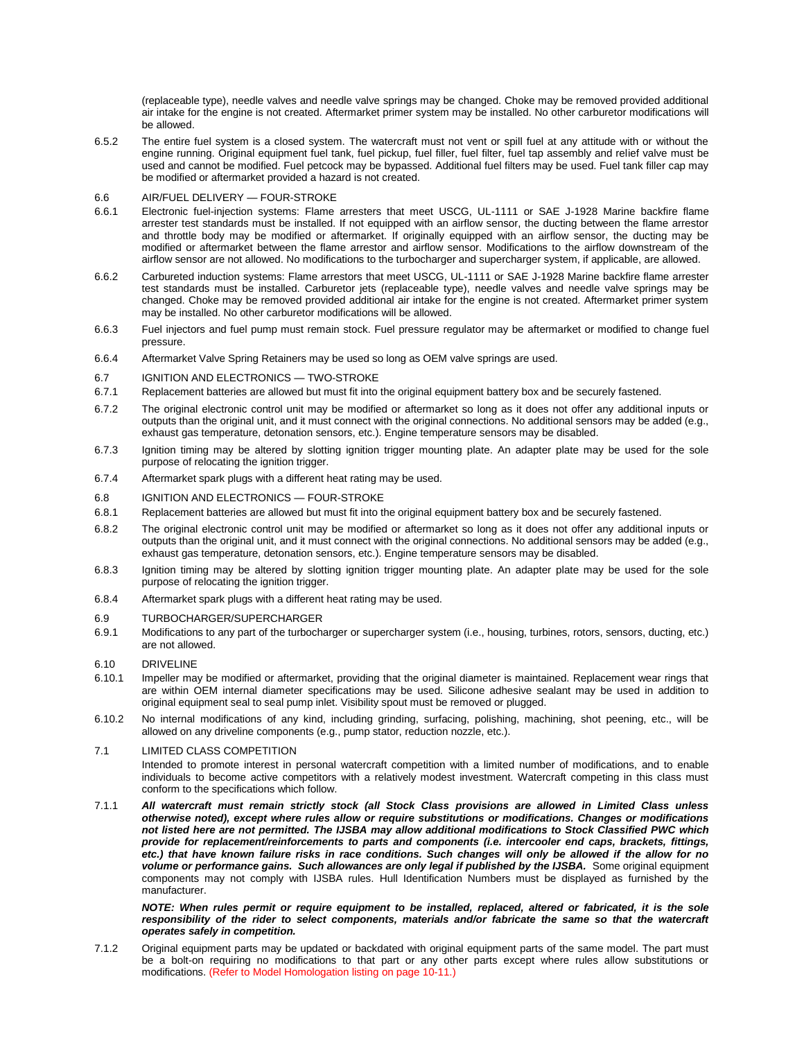(replaceable type), needle valves and needle valve springs may be changed. Choke may be removed provided additional air intake for the engine is not created. Aftermarket primer system may be installed. No other carburetor modifications will be allowed.

6.5.2 The entire fuel system is a closed system. The watercraft must not vent or spill fuel at any attitude with or without the engine running. Original equipment fuel tank, fuel pickup, fuel filler, fuel filter, fuel tap assembly and relief valve must be used and cannot be modified. Fuel petcock may be bypassed. Additional fuel filters may be used. Fuel tank filler cap may be modified or aftermarket provided a hazard is not created.

6.6 AIR/FUEL DELIVERY — FOUR-STROKE

6.6.1 Electronic fuel-injection systems: Flame arresters that meet USCG, UL-1111 or SAE J-1928 Marine backfire flame arrester test standards must be installed. If not equipped with an airflow sensor, the ducting between the flame arrestor and throttle body may be modified or aftermarket. If originally equipped with an airflow sensor, the ducting may be modified or aftermarket between the flame arrestor and airflow sensor. Modifications to the airflow downstream of the airflow sensor are not allowed. No modifications to the turbocharger and supercharger system, if applicable, are allowed.

6.6.2 Carbureted induction systems: Flame arrestors that meet USCG, UL-1111 or SAE J-1928 Marine backfire flame arrester test standards must be installed. Carburetor jets (replaceable type), needle valves and needle valve springs may be changed. Choke may be removed provided additional air intake for the engine is not created. Aftermarket primer system may be installed. No other carburetor modifications will be allowed.

6.6.3 Fuel injectors and fuel pump must remain stock. Fuel pressure regulator may be aftermarket or modified to change fuel pressure.

6.6.4 Aftermarket Valve Spring Retainers may be used so long as OEM valve springs are used.

6.7 IGNITION AND ELECTRONICS — TWO-STROKE

6.7.1 Replacement batteries are allowed but must fit into the original equipment battery box and be securely fastened.

6.7.2 The original electronic control unit may be modified or aftermarket so long as it does not offer any additional inputs or outputs than the original unit, and it must connect with the original connections. No additional sensors may be added (e.g., exhaust gas temperature, detonation sensors, etc.). Engine temperature sensors may be disabled.

6.7.3 Ignition timing may be altered by slotting ignition trigger mounting plate. An adapter plate may be used for the sole purpose of relocating the ignition trigger.

6.7.4 Aftermarket spark plugs with a different heat rating may be used.

6.8 IGNITION AND ELECTRONICS — FOUR-STROKE

6.8.1 Replacement batteries are allowed but must fit into the original equipment battery box and be securely fastened.

6.8.2 The original electronic control unit may be modified or aftermarket so long as it does not offer any additional inputs or outputs than the original unit, and it must connect with the original connections. No additional sensors may be added (e.g., exhaust gas temperature, detonation sensors, etc.). Engine temperature sensors may be disabled.

6.8.3 Ignition timing may be altered by slotting ignition trigger mounting plate. An adapter plate may be used for the sole purpose of relocating the ignition trigger.

6.8.4 Aftermarket spark plugs with a different heat rating may be used.

6.9 TURBOCHARGER/SUPERCHARGER

6.9.1 Modifications to any part of the turbocharger or supercharger system (i.e., housing, turbines, rotors, sensors, ducting, etc.) are not allowed.

6.10 DRIVELINE

6.10.1 Impeller may be modified or aftermarket, providing that the original diameter is maintained. Replacement wear rings that are within OEM internal diameter specifications may be used. Silicone adhesive sealant may be used in addition to original equipment seal to seal pump inlet. Visibility spout must be removed or plugged.

6.10.2 No internal modifications of any kind, including grinding, surfacing, polishing, machining, shot peening, etc., will be allowed on any driveline components (e.g., pump stator, reduction nozzle, etc.).

7.1 LIMITED CLASS COMPETITION

Intended to promote interest in personal watercraft competition with a limited number of modifications, and to enable individuals to become active competitors with a relatively modest investment. Watercraft competing in this class must conform to the specifications which follow.

7.1.1 ***All watercraft must remain strictly stock (all Stock Class provisions are allowed in Limited Class unless otherwise noted), except where rules allow or require substitutions or modifications. Changes or modifications not listed here are not permitted. The IJSBA may allow additional modifications to Stock Classified PWC which provide for replacement/reinforcements to parts and components (i.e. intercooler end caps, brackets, fittings, etc.) that have known failure risks in race conditions. Such changes will only be allowed if the allow for no volume or performance gains. Such allowances are only legal if published by the IJSBA.*** Some original equipment components may not comply with IJSBA rules. Hull Identification Numbers must be displayed as furnished by the manufacturer.

***NOTE: When rules permit or require equipment to be installed, replaced, altered or fabricated, it is the sole responsibility of the rider to select components, materials and/or fabricate the same so that the watercraft operates safely in competition.***

7.1.2 Original equipment parts may be updated or backdated with original equipment parts of the same model. The part must be a bolt-on requiring no modifications to that part or any other parts except where rules allow substitutions or modifications. (Refer to Model Homologation listing on page 10-11.)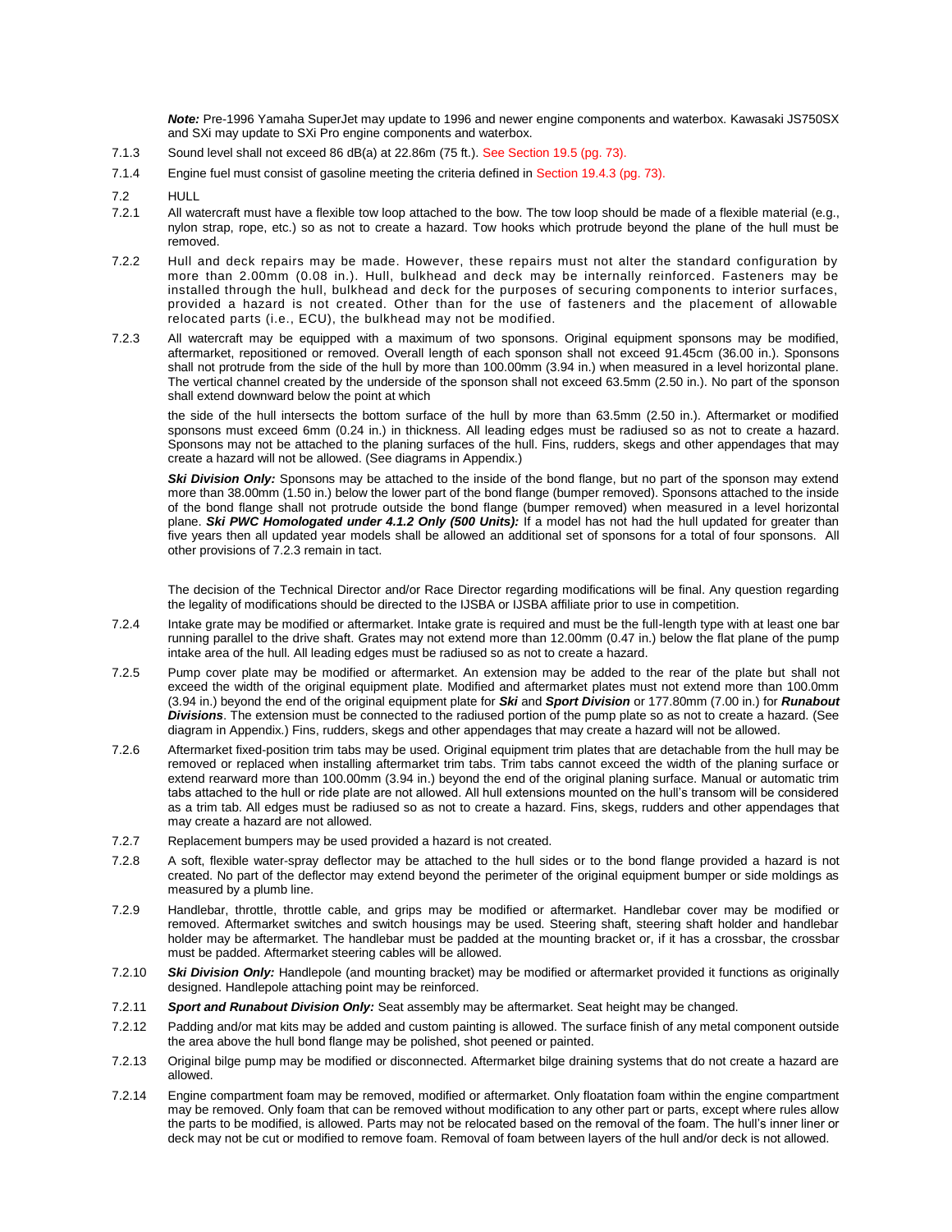***Note:*** Pre-1996 Yamaha SuperJet may update to 1996 and newer engine components and waterbox. Kawasaki JS750SX and SXi may update to SXi Pro engine components and waterbox.

7.1.3 Sound level shall not exceed 86 dB(a) at 22.86m (75 ft.). See Section 19.5 (pg. 73).

7.1.4 Engine fuel must consist of gasoline meeting the criteria defined in Section 19.4.3 (pg. 73).

7.2 HULL

7.2.1 All watercraft must have a flexible tow loop attached to the bow. The tow loop should be made of a flexible material (e.g., nylon strap, rope, etc.) so as not to create a hazard. Tow hooks which protrude beyond the plane of the hull must be removed.

7.2.2 Hull and deck repairs may be made. However, these repairs must not alter the standard configuration by more than 2.00mm (0.08 in.). Hull, bulkhead and deck may be internally reinforced. Fasteners may be installed through the hull, bulkhead and deck for the purposes of securing components to interior surfaces, provided a hazard is not created. Other than for the use of fasteners and the placement of allowable relocated parts (i.e., ECU), the bulkhead may not be modified.

7.2.3 All watercraft may be equipped with a maximum of two sponsons. Original equipment sponsons may be modified, aftermarket, repositioned or removed. Overall length of each sponson shall not exceed 91.45cm (36.00 in.). Sponsons shall not protrude from the side of the hull by more than 100.00mm (3.94 in.) when measured in a level horizontal plane. The vertical channel created by the underside of the sponson shall not exceed 63.5mm (2.50 in.). No part of the sponson shall extend downward below the point at which

the side of the hull intersects the bottom surface of the hull by more than 63.5mm (2.50 in.). Aftermarket or modified sponsons must exceed 6mm (0.24 in.) in thickness. All leading edges must be radiused so as not to create a hazard. Sponsons may not be attached to the planing surfaces of the hull. Fins, rudders, skegs and other appendages that may create a hazard will not be allowed. (See diagrams in Appendix.)

***Ski Division Only:*** Sponsons may be attached to the inside of the bond flange, but no part of the sponson may extend more than 38.00mm (1.50 in.) below the lower part of the bond flange (bumper removed). Sponsons attached to the inside of the bond flange shall not protrude outside the bond flange (bumper removed) when measured in a level horizontal plane. ***Ski PWC Homologated under 4.1.2 Only (500 Units):*** If a model has not had the hull updated for greater than five years then all updated year models shall be allowed an additional set of sponsons for a total of four sponsons. All other provisions of 7.2.3 remain in tact.

The decision of the Technical Director and/or Race Director regarding modifications will be final. Any question regarding the legality of modifications should be directed to the IJSBA or IJSBA affiliate prior to use in competition.

7.2.4 Intake grate may be modified or aftermarket. Intake grate is required and must be the full-length type with at least one bar running parallel to the drive shaft. Grates may not extend more than 12.00mm (0.47 in.) below the flat plane of the pump intake area of the hull. All leading edges must be radiused so as not to create a hazard.

7.2.5 Pump cover plate may be modified or aftermarket. An extension may be added to the rear of the plate but shall not exceed the width of the original equipment plate. Modified and aftermarket plates must not extend more than 100.0mm (3.94 in.) beyond the end of the original equipment plate for ***Ski*** and ***Sport Division*** or 177.80mm (7.00 in.) for ***Runabout Divisions***. The extension must be connected to the radiused portion of the pump plate so as not to create a hazard. (See diagram in Appendix.) Fins, rudders, skegs and other appendages that may create a hazard will not be allowed.

7.2.6 Aftermarket fixed-position trim tabs may be used. Original equipment trim plates that are detachable from the hull may be removed or replaced when installing aftermarket trim tabs. Trim tabs cannot exceed the width of the planing surface or extend rearward more than 100.00mm (3.94 in.) beyond the end of the original planing surface. Manual or automatic trim tabs attached to the hull or ride plate are not allowed. All hull extensions mounted on the hull's transom will be considered as a trim tab. All edges must be radiused so as not to create a hazard. Fins, skegs, rudders and other appendages that may create a hazard are not allowed.

7.2.7 Replacement bumpers may be used provided a hazard is not created.

7.2.8 A soft, flexible water-spray deflector may be attached to the hull sides or to the bond flange provided a hazard is not created. No part of the deflector may extend beyond the perimeter of the original equipment bumper or side moldings as measured by a plumb line.

7.2.9 Handlebar, throttle, throttle cable, and grips may be modified or aftermarket. Handlebar cover may be modified or removed. Aftermarket switches and switch housings may be used. Steering shaft, steering shaft holder and handlebar holder may be aftermarket. The handlebar must be padded at the mounting bracket or, if it has a crossbar, the crossbar must be padded. Aftermarket steering cables will be allowed.

7.2.10 ***Ski Division Only:*** Handlepole (and mounting bracket) may be modified or aftermarket provided it functions as originally designed. Handlepole attaching point may be reinforced.

7.2.11 ***Sport and Runabout Division Only:*** Seat assembly may be aftermarket. Seat height may be changed.

7.2.12 Padding and/or mat kits may be added and custom painting is allowed. The surface finish of any metal component outside the area above the hull bond flange may be polished, shot peened or painted.

7.2.13 Original bilge pump may be modified or disconnected. Aftermarket bilge draining systems that do not create a hazard are allowed.

7.2.14 Engine compartment foam may be removed, modified or aftermarket. Only floatation foam within the engine compartment may be removed. Only foam that can be removed without modification to any other part or parts, except where rules allow the parts to be modified, is allowed. Parts may not be relocated based on the removal of the foam. The hull's inner liner or deck may not be cut or modified to remove foam. Removal of foam between layers of the hull and/or deck is not allowed.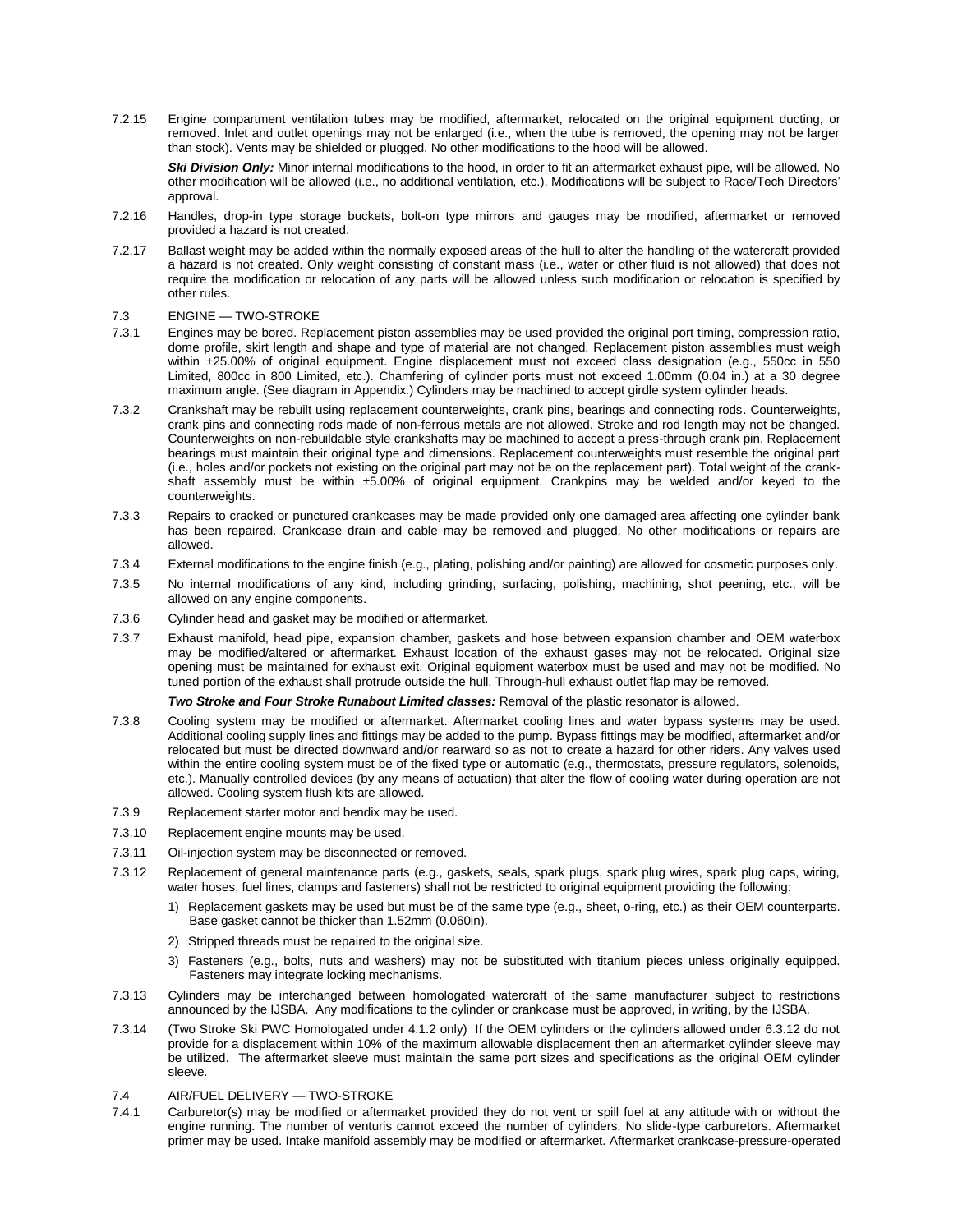7.2.15 Engine compartment ventilation tubes may be modified, aftermarket, relocated on the original equipment ducting, or removed. Inlet and outlet openings may not be enlarged (i.e., when the tube is removed, the opening may not be larger than stock). Vents may be shielded or plugged. No other modifications to the hood will be allowed.

***Ski Division Only:*** Minor internal modifications to the hood, in order to fit an aftermarket exhaust pipe, will be allowed. No other modification will be allowed (i.e., no additional ventilation, etc.). Modifications will be subject to Race/Tech Directors' approval.

7.2.16 Handles, drop-in type storage buckets, bolt-on type mirrors and gauges may be modified, aftermarket or removed provided a hazard is not created.

7.2.17 Ballast weight may be added within the normally exposed areas of the hull to alter the handling of the watercraft provided a hazard is not created. Only weight consisting of constant mass (i.e., water or other fluid is not allowed) that does not require the modification or relocation of any parts will be allowed unless such modification or relocation is specified by other rules.

## 7.3 ENGINE — TWO-STROKE

7.3.1 Engines may be bored. Replacement piston assemblies may be used provided the original port timing, compression ratio, dome profile, skirt length and shape and type of material are not changed. Replacement piston assemblies must weigh within ±25.00% of original equipment. Engine displacement must not exceed class designation (e.g., 550cc in 550 Limited, 800cc in 800 Limited, etc.). Chamfering of cylinder ports must not exceed 1.00mm (0.04 in.) at a 30 degree maximum angle. (See diagram in Appendix.) Cylinders may be machined to accept girdle system cylinder heads.

7.3.2 Crankshaft may be rebuilt using replacement counterweights, crank pins, bearings and connecting rods. Counterweights, crank pins and connecting rods made of non-ferrous metals are not allowed. Stroke and rod length may not be changed. Counterweights on non-rebuildable style crankshafts may be machined to accept a press-through crank pin. Replacement bearings must maintain their original type and dimensions. Replacement counterweights must resemble the original part (i.e., holes and/or pockets not existing on the original part may not be on the replacement part). Total weight of the crank-shaft assembly must be within ±5.00% of original equipment. Crankpins may be welded and/or keyed to the counterweights.

7.3.3 Repairs to cracked or punctured crankcases may be made provided only one damaged area affecting one cylinder bank has been repaired. Crankcase drain and cable may be removed and plugged. No other modifications or repairs are allowed.

7.3.4 External modifications to the engine finish (e.g., plating, polishing and/or painting) are allowed for cosmetic purposes only.

7.3.5 No internal modifications of any kind, including grinding, surfacing, polishing, machining, shot peening, etc., will be allowed on any engine components.

7.3.6 Cylinder head and gasket may be modified or aftermarket.

7.3.7 Exhaust manifold, head pipe, expansion chamber, gaskets and hose between expansion chamber and OEM waterbox may be modified/altered or aftermarket. Exhaust location of the exhaust gases may not be relocated. Original size opening must be maintained for exhaust exit. Original equipment waterbox must be used and may not be modified. No tuned portion of the exhaust shall protrude outside the hull. Through-hull exhaust outlet flap may be removed.

***Two Stroke and Four Stroke Runabout Limited classes:*** Removal of the plastic resonator is allowed.

7.3.8 Cooling system may be modified or aftermarket. Aftermarket cooling lines and water bypass systems may be used. Additional cooling supply lines and fittings may be added to the pump. Bypass fittings may be modified, aftermarket and/or relocated but must be directed downward and/or rearward so as not to create a hazard for other riders. Any valves used within the entire cooling system must be of the fixed type or automatic (e.g., thermostats, pressure regulators, solenoids, etc.). Manually controlled devices (by any means of actuation) that alter the flow of cooling water during operation are not allowed. Cooling system flush kits are allowed.

7.3.9 Replacement starter motor and bendix may be used.

7.3.10 Replacement engine mounts may be used.

7.3.11 Oil-injection system may be disconnected or removed.

7.3.12 Replacement of general maintenance parts (e.g., gaskets, seals, spark plugs, spark plug wires, spark plug caps, wiring, water hoses, fuel lines, clamps and fasteners) shall not be restricted to original equipment providing the following:

1) Replacement gaskets may be used but must be of the same type (e.g., sheet, o-ring, etc.) as their OEM counterparts. Base gasket cannot be thicker than 1.52mm (0.060in).
2) Stripped threads must be repaired to the original size.
3) Fasteners (e.g., bolts, nuts and washers) may not be substituted with titanium pieces unless originally equipped. Fasteners may integrate locking mechanisms.

7.3.13 Cylinders may be interchanged between homologated watercraft of the same manufacturer subject to restrictions announced by the IJSBA. Any modifications to the cylinder or crankcase must be approved, in writing, by the IJSBA.

7.3.14 (Two Stroke Ski PWC Homologated under 4.1.2 only) If the OEM cylinders or the cylinders allowed under 6.3.12 do not provide for a displacement within 10% of the maximum allowable displacement then an aftermarket cylinder sleeve may be utilized. The aftermarket sleeve must maintain the same port sizes and specifications as the original OEM cylinder sleeve.

## 7.4 AIR/FUEL DELIVERY — TWO-STROKE

7.4.1 Carburetor(s) may be modified or aftermarket provided they do not vent or spill fuel at any attitude with or without the engine running. The number of venturis cannot exceed the number of cylinders. No slide-type carburetors. Aftermarket primer may be used. Intake manifold assembly may be modified or aftermarket. Aftermarket crankcase-pressure-operated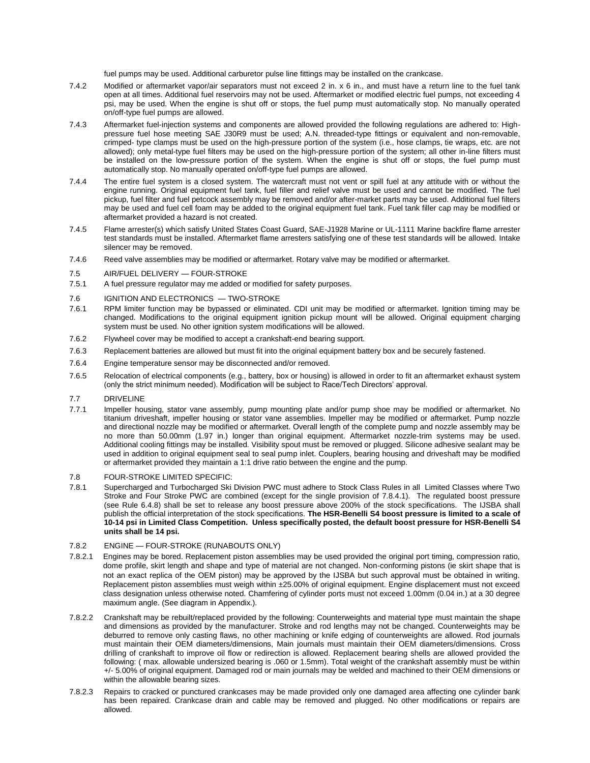fuel pumps may be used. Additional carburetor pulse line fittings may be installed on the crankcase.

7.4.2 Modified or aftermarket vapor/air separators must not exceed 2 in. x 6 in., and must have a return line to the fuel tank open at all times. Additional fuel reservoirs may not be used. Aftermarket or modified electric fuel pumps, not exceeding 4 psi, may be used. When the engine is shut off or stops, the fuel pump must automatically stop. No manually operated on/off-type fuel pumps are allowed.

7.4.3 Aftermarket fuel-injection systems and components are allowed provided the following regulations are adhered to: High-pressure fuel hose meeting SAE J30R9 must be used; A.N. threaded-type fittings or equivalent and non-removable, crimped- type clamps must be used on the high-pressure portion of the system (i.e., hose clamps, tie wraps, etc. are not allowed); only metal-type fuel filters may be used on the high-pressure portion of the system; all other in-line filters must be installed on the low-pressure portion of the system. When the engine is shut off or stops, the fuel pump must automatically stop. No manually operated on/off-type fuel pumps are allowed.

7.4.4 The entire fuel system is a closed system. The watercraft must not vent or spill fuel at any attitude with or without the engine running. Original equipment fuel tank, fuel filler and relief valve must be used and cannot be modified. The fuel pickup, fuel filter and fuel petcock assembly may be removed and/or after-market parts may be used. Additional fuel filters may be used and fuel cell foam may be added to the original equipment fuel tank. Fuel tank filler cap may be modified or aftermarket provided a hazard is not created.

7.4.5 Flame arrester(s) which satisfy United States Coast Guard, SAE-J1928 Marine or UL-1111 Marine backfire flame arrester test standards must be installed. Aftermarket flame arresters satisfying one of these test standards will be allowed. Intake silencer may be removed.

7.4.6 Reed valve assemblies may be modified or aftermarket. Rotary valve may be modified or aftermarket.

7.5 AIR/FUEL DELIVERY — FOUR-STROKE

7.5.1 A fuel pressure regulator may me added or modified for safety purposes.

7.6 IGNITION AND ELECTRONICS — TWO-STROKE

7.6.1 RPM limiter function may be bypassed or eliminated. CDI unit may be modified or aftermarket. Ignition timing may be changed. Modifications to the original equipment ignition pickup mount will be allowed. Original equipment charging system must be used. No other ignition system modifications will be allowed.

7.6.2 Flywheel cover may be modified to accept a crankshaft-end bearing support.

7.6.3 Replacement batteries are allowed but must fit into the original equipment battery box and be securely fastened.

7.6.4 Engine temperature sensor may be disconnected and/or removed.

7.6.5 Relocation of electrical components (e.g., battery, box or housing) is allowed in order to fit an aftermarket exhaust system (only the strict minimum needed). Modification will be subject to Race/Tech Directors' approval.

7.7 DRIVELINE

7.7.1 Impeller housing, stator vane assembly, pump mounting plate and/or pump shoe may be modified or aftermarket. No titanium driveshaft, impeller housing or stator vane assemblies. Impeller may be modified or aftermarket. Pump nozzle and directional nozzle may be modified or aftermarket. Overall length of the complete pump and nozzle assembly may be no more than 50.00mm (1.97 in.) longer than original equipment. Aftermarket nozzle-trim systems may be used. Additional cooling fittings may be installed. Visibility spout must be removed or plugged. Silicone adhesive sealant may be used in addition to original equipment seal to seal pump inlet. Couplers, bearing housing and driveshaft may be modified or aftermarket provided they maintain a 1:1 drive ratio between the engine and the pump.

7.8 FOUR-STROKE LIMITED SPECIFIC:

7.8.1 Supercharged and Turbocharged Ski Division PWC must adhere to Stock Class Rules in all Limited Classes where Two Stroke and Four Stroke PWC are combined (except for the single provision of 7.8.4.1). The regulated boost pressure (see Rule 6.4.8) shall be set to release any boost pressure above 200% of the stock specifications. The IJSBA shall publish the official interpretation of the stock specifications. **The HSR-Benelli S4 boost pressure is limited to a scale of 10-14 psi in Limited Class Competition. Unless specifically posted, the default boost pressure for HSR-Benelli S4 units shall be 14 psi.**

7.8.2 ENGINE — FOUR-STROKE (RUNABOUTS ONLY)

7.8.2.1 Engines may be bored. Replacement piston assemblies may be used provided the original port timing, compression ratio, dome profile, skirt length and shape and type of material are not changed. Non-conforming pistons (ie skirt shape that is not an exact replica of the OEM piston) may be approved by the IJSBA but such approval must be obtained in writing. Replacement piston assemblies must weigh within ±25.00% of original equipment. Engine displacement must not exceed class designation unless otherwise noted. Chamfering of cylinder ports must not exceed 1.00mm (0.04 in.) at a 30 degree maximum angle. (See diagram in Appendix.).

7.8.2.2 Crankshaft may be rebuilt/replaced provided by the following: Counterweights and material type must maintain the shape and dimensions as provided by the manufacturer. Stroke and rod lengths may not be changed. Counterweights may be deburred to remove only casting flaws, no other machining or knife edging of counterweights are allowed. Rod journals must maintain their OEM diameters/dimensions, Main journals must maintain their OEM diameters/dimensions. Cross drilling of crankshaft to improve oil flow or redirection is allowed. Replacement bearing shells are allowed provided the following: ( max. allowable undersized bearing is .060 or 1.5mm). Total weight of the crankshaft assembly must be within +/- 5.00% of original equipment. Damaged rod or main journals may be welded and machined to their OEM dimensions or within the allowable bearing sizes.

7.8.2.3 Repairs to cracked or punctured crankcases may be made provided only one damaged area affecting one cylinder bank has been repaired. Crankcase drain and cable may be removed and plugged. No other modifications or repairs are allowed.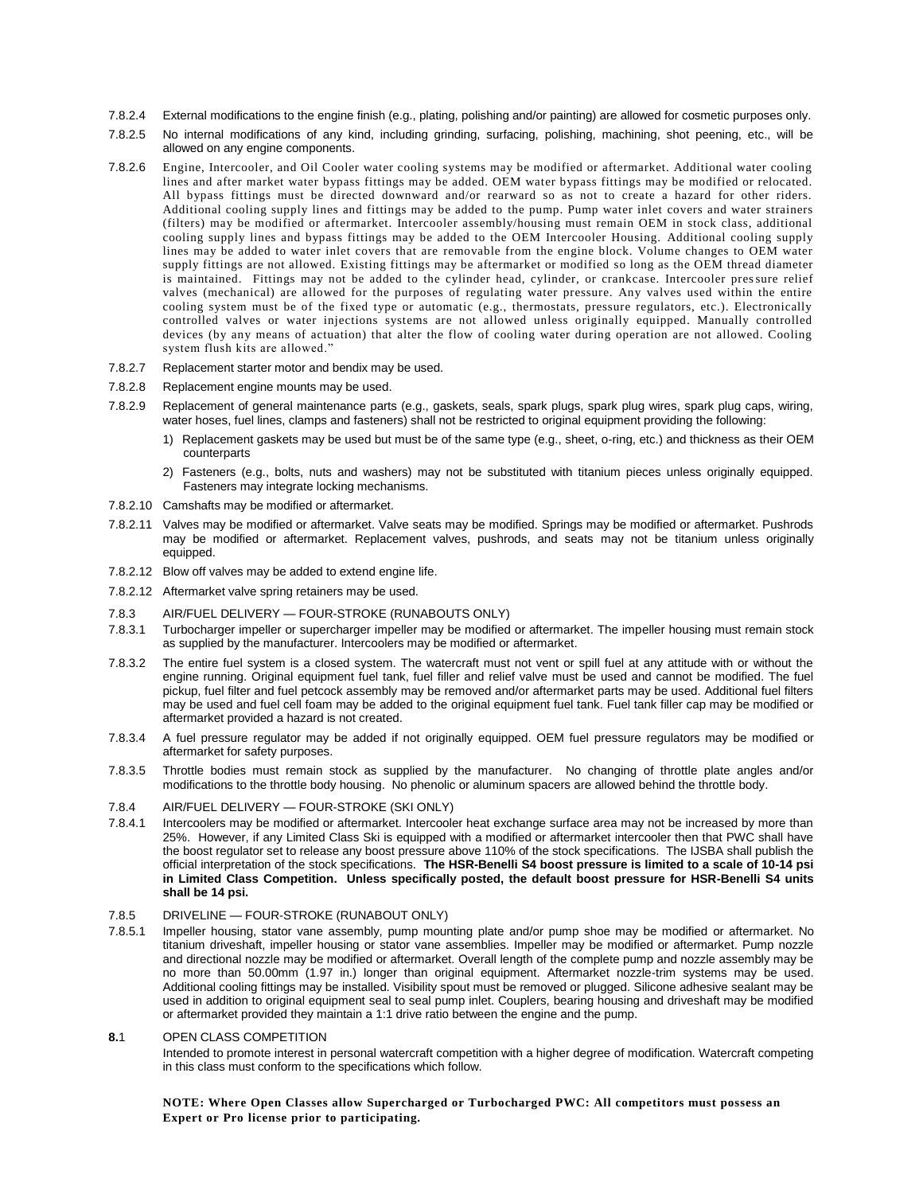7.8.2.4 External modifications to the engine finish (e.g., plating, polishing and/or painting) are allowed for cosmetic purposes only.

7.8.2.5 No internal modifications of any kind, including grinding, surfacing, polishing, machining, shot peening, etc., will be allowed on any engine components.

7.8.2.6 Engine, Intercooler, and Oil Cooler water cooling systems may be modified or aftermarket. Additional water cooling lines and after market water bypass fittings may be added. OEM water bypass fittings may be modified or relocated. All bypass fittings must be directed downward and/or rearward so as not to create a hazard for other riders. Additional cooling supply lines and fittings may be added to the pump. Pump water inlet covers and water strainers (filters) may be modified or aftermarket. Intercooler assembly/housing must remain OEM in stock class, additional cooling supply lines and bypass fittings may be added to the OEM Intercooler Housing. Additional cooling supply lines may be added to water inlet covers that are removable from the engine block. Volume changes to OEM water supply fittings are not allowed. Existing fittings may be aftermarket or modified so long as the OEM thread diameter is maintained. Fittings may not be added to the cylinder head, cylinder, or crankcase. Intercooler pressure relief valves (mechanical) are allowed for the purposes of regulating water pressure. Any valves used within the entire cooling system must be of the fixed type or automatic (e.g., thermostats, pressure regulators, etc.). Electronically controlled valves or water injections systems are not allowed unless originally equipped. Manually controlled devices (by any means of actuation) that alter the flow of cooling water during operation are not allowed. Cooling system flush kits are allowed."

7.8.2.7 Replacement starter motor and bendix may be used.

7.8.2.8 Replacement engine mounts may be used.

7.8.2.9 Replacement of general maintenance parts (e.g., gaskets, seals, spark plugs, spark plug wires, spark plug caps, wiring, water hoses, fuel lines, clamps and fasteners) shall not be restricted to original equipment providing the following:

1) Replacement gaskets may be used but must be of the same type (e.g., sheet, o-ring, etc.) and thickness as their OEM counterparts
2) Fasteners (e.g., bolts, nuts and washers) may not be substituted with titanium pieces unless originally equipped. Fasteners may integrate locking mechanisms.

7.8.2.10 Camshafts may be modified or aftermarket.

7.8.2.11 Valves may be modified or aftermarket. Valve seats may be modified. Springs may be modified or aftermarket. Pushrods may be modified or aftermarket. Replacement valves, pushrods, and seats may not be titanium unless originally equipped.

7.8.2.12 Blow off valves may be added to extend engine life.

7.8.2.12 Aftermarket valve spring retainers may be used.

7.8.3 AIR/FUEL DELIVERY — FOUR-STROKE (RUNABOUTS ONLY)

7.8.3.1 Turbocharger impeller or supercharger impeller may be modified or aftermarket. The impeller housing must remain stock as supplied by the manufacturer. Intercoolers may be modified or aftermarket.

7.8.3.2 The entire fuel system is a closed system. The watercraft must not vent or spill fuel at any attitude with or without the engine running. Original equipment fuel tank, fuel filler and relief valve must be used and cannot be modified. The fuel pickup, fuel filter and fuel petcock assembly may be removed and/or aftermarket parts may be used. Additional fuel filters may be used and fuel cell foam may be added to the original equipment fuel tank. Fuel tank filler cap may be modified or aftermarket provided a hazard is not created.

7.8.3.4 A fuel pressure regulator may be added if not originally equipped. OEM fuel pressure regulators may be modified or aftermarket for safety purposes.

7.8.3.5 Throttle bodies must remain stock as supplied by the manufacturer. No changing of throttle plate angles and/or modifications to the throttle body housing. No phenolic or aluminum spacers are allowed behind the throttle body.

7.8.4 AIR/FUEL DELIVERY — FOUR-STROKE (SKI ONLY)

7.8.4.1 Intercoolers may be modified or aftermarket. Intercooler heat exchange surface area may not be increased by more than 25%. However, if any Limited Class Ski is equipped with a modified or aftermarket intercooler then that PWC shall have the boost regulator set to release any boost pressure above 110% of the stock specifications. The IJSBA shall publish the official interpretation of the stock specifications. **The HSR-Benelli S4 boost pressure is limited to a scale of 10-14 psi in Limited Class Competition. Unless specifically posted, the default boost pressure for HSR-Benelli S4 units shall be 14 psi.**

7.8.5 DRIVELINE — FOUR-STROKE (RUNABOUT ONLY)

7.8.5.1 Impeller housing, stator vane assembly, pump mounting plate and/or pump shoe may be modified or aftermarket. No titanium driveshaft, impeller housing or stator vane assemblies. Impeller may be modified or aftermarket. Pump nozzle and directional nozzle may be modified or aftermarket. Overall length of the complete pump and nozzle assembly may be no more than 50.00mm (1.97 in.) longer than original equipment. Aftermarket nozzle-trim systems may be used. Additional cooling fittings may be installed. Visibility spout must be removed or plugged. Silicone adhesive sealant may be used in addition to original equipment seal to seal pump inlet. Couplers, bearing housing and driveshaft may be modified or aftermarket provided they maintain a 1:1 drive ratio between the engine and the pump.

## 8.1 OPEN CLASS COMPETITION

Intended to promote interest in personal watercraft competition with a higher degree of modification. Watercraft competing in this class must conform to the specifications which follow.

**NOTE: Where Open Classes allow Supercharged or Turbocharged PWC: All competitors must possess an Expert or Pro license prior to participating.**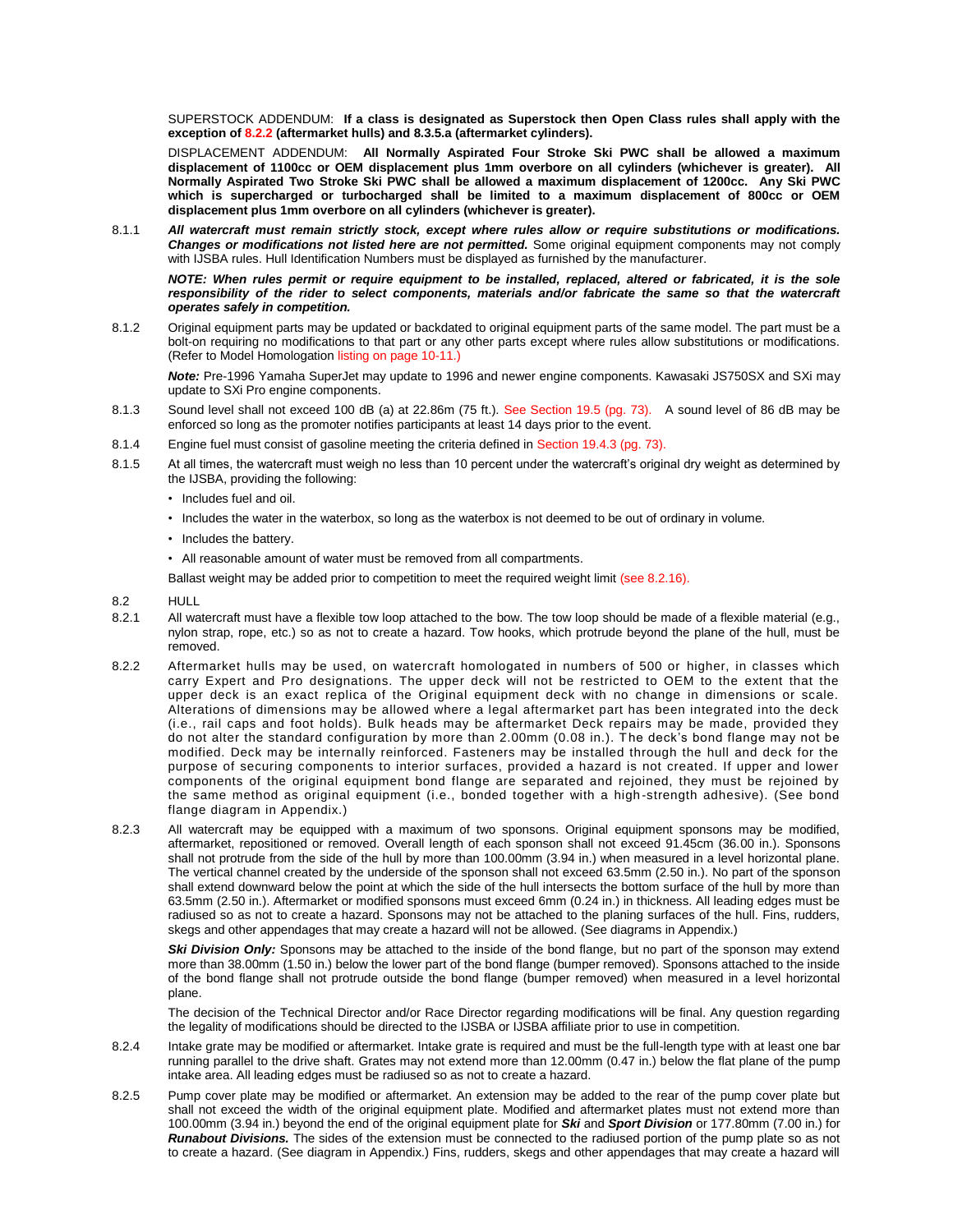SUPERSTOCK ADDENDUM: **If a class is designated as Superstock then Open Class rules shall apply with the exception of 8.2.2 (aftermarket hulls) and 8.3.5.a (aftermarket cylinders).**

DISPLACEMENT ADDENDUM: **All Normally Aspirated Four Stroke Ski PWC shall be allowed a maximum displacement of 1100cc or OEM displacement plus 1mm overbore on all cylinders (whichever is greater). All Normally Aspirated Two Stroke Ski PWC shall be allowed a maximum displacement of 1200cc. Any Ski PWC which is supercharged or turbocharged shall be limited to a maximum displacement of 800cc or OEM displacement plus 1mm overbore on all cylinders (whichever is greater).**

8.1.1 ***All watercraft must remain strictly stock, except where rules allow or require substitutions or modifications. Changes or modifications not listed here are not permitted.*** Some original equipment components may not comply with IJSBA rules. Hull Identification Numbers must be displayed as furnished by the manufacturer.

***NOTE: When rules permit or require equipment to be installed, replaced, altered or fabricated, it is the sole responsibility of the rider to select components, materials and/or fabricate the same so that the watercraft operates safely in competition.***

8.1.2 Original equipment parts may be updated or backdated to original equipment parts of the same model. The part must be a bolt-on requiring no modifications to that part or any other parts except where rules allow substitutions or modifications. (Refer to Model Homologation listing on page 10-11.)

***Note:*** Pre-1996 Yamaha SuperJet may update to 1996 and newer engine components. Kawasaki JS750SX and SXi may update to SXi Pro engine components.

8.1.3 Sound level shall not exceed 100 dB (a) at 22.86m (75 ft.). See Section 19.5 (pg. 73). A sound level of 86 dB may be enforced so long as the promoter notifies participants at least 14 days prior to the event.

8.1.4 Engine fuel must consist of gasoline meeting the criteria defined in Section 19.4.3 (pg. 73).

8.1.5 At all times, the watercraft must weigh no less than 10 percent under the watercraft's original dry weight as determined by the IJSBA, providing the following:

- Includes fuel and oil.
- Includes the water in the waterbox, so long as the waterbox is not deemed to be out of ordinary in volume.
- Includes the battery.
- All reasonable amount of water must be removed from all compartments.

Ballast weight may be added prior to competition to meet the required weight limit (see 8.2.16).

8.2 HULL

8.2.1 All watercraft must have a flexible tow loop attached to the bow. The tow loop should be made of a flexible material (e.g., nylon strap, rope, etc.) so as not to create a hazard. Tow hooks, which protrude beyond the plane of the hull, must be removed.

8.2.2 Aftermarket hulls may be used, on watercraft homologated in numbers of 500 or higher, in classes which carry Expert and Pro designations. The upper deck will not be restricted to OEM to the extent that the upper deck is an exact replica of the Original equipment deck with no change in dimensions or scale. Alterations of dimensions may be allowed where a legal aftermarket part has been integrated into the deck (i.e., rail caps and foot holds). Bulk heads may be aftermarket Deck repairs may be made, provided they do not alter the standard configuration by more than 2.00mm (0.08 in.). The deck's bond flange may not be modified. Deck may be internally reinforced. Fasteners may be installed through the hull and deck for the purpose of securing components to interior surfaces, provided a hazard is not created. If upper and lower components of the original equipment bond flange are separated and rejoined, they must be rejoined by the same method as original equipment (i.e., bonded together with a high-strength adhesive). (See bond flange diagram in Appendix.)

8.2.3 All watercraft may be equipped with a maximum of two sponsons. Original equipment sponsons may be modified, aftermarket, repositioned or removed. Overall length of each sponson shall not exceed 91.45cm (36.00 in.). Sponsons shall not protrude from the side of the hull by more than 100.00mm (3.94 in.) when measured in a level horizontal plane. The vertical channel created by the underside of the sponson shall not exceed 63.5mm (2.50 in.). No part of the sponson shall extend downward below the point at which the side of the hull intersects the bottom surface of the hull by more than 63.5mm (2.50 in.). Aftermarket or modified sponsons must exceed 6mm (0.24 in.) in thickness. All leading edges must be radiused so as not to create a hazard. Sponsons may not be attached to the planing surfaces of the hull. Fins, rudders, skegs and other appendages that may create a hazard will not be allowed. (See diagrams in Appendix.)

***Ski Division Only:*** Sponsons may be attached to the inside of the bond flange, but no part of the sponson may extend more than 38.00mm (1.50 in.) below the lower part of the bond flange (bumper removed). Sponsons attached to the inside of the bond flange shall not protrude outside the bond flange (bumper removed) when measured in a level horizontal plane.

The decision of the Technical Director and/or Race Director regarding modifications will be final. Any question regarding the legality of modifications should be directed to the IJSBA or IJSBA affiliate prior to use in competition.

8.2.4 Intake grate may be modified or aftermarket. Intake grate is required and must be the full-length type with at least one bar running parallel to the drive shaft. Grates may not extend more than 12.00mm (0.47 in.) below the flat plane of the pump intake area. All leading edges must be radiused so as not to create a hazard.

8.2.5 Pump cover plate may be modified or aftermarket. An extension may be added to the rear of the pump cover plate but shall not exceed the width of the original equipment plate. Modified and aftermarket plates must not extend more than 100.00mm (3.94 in.) beyond the end of the original equipment plate for ***Ski*** and ***Sport Division*** or 177.80mm (7.00 in.) for ***Runabout Divisions.*** The sides of the extension must be connected to the radiused portion of the pump plate so as not to create a hazard. (See diagram in Appendix.) Fins, rudders, skegs and other appendages that may create a hazard will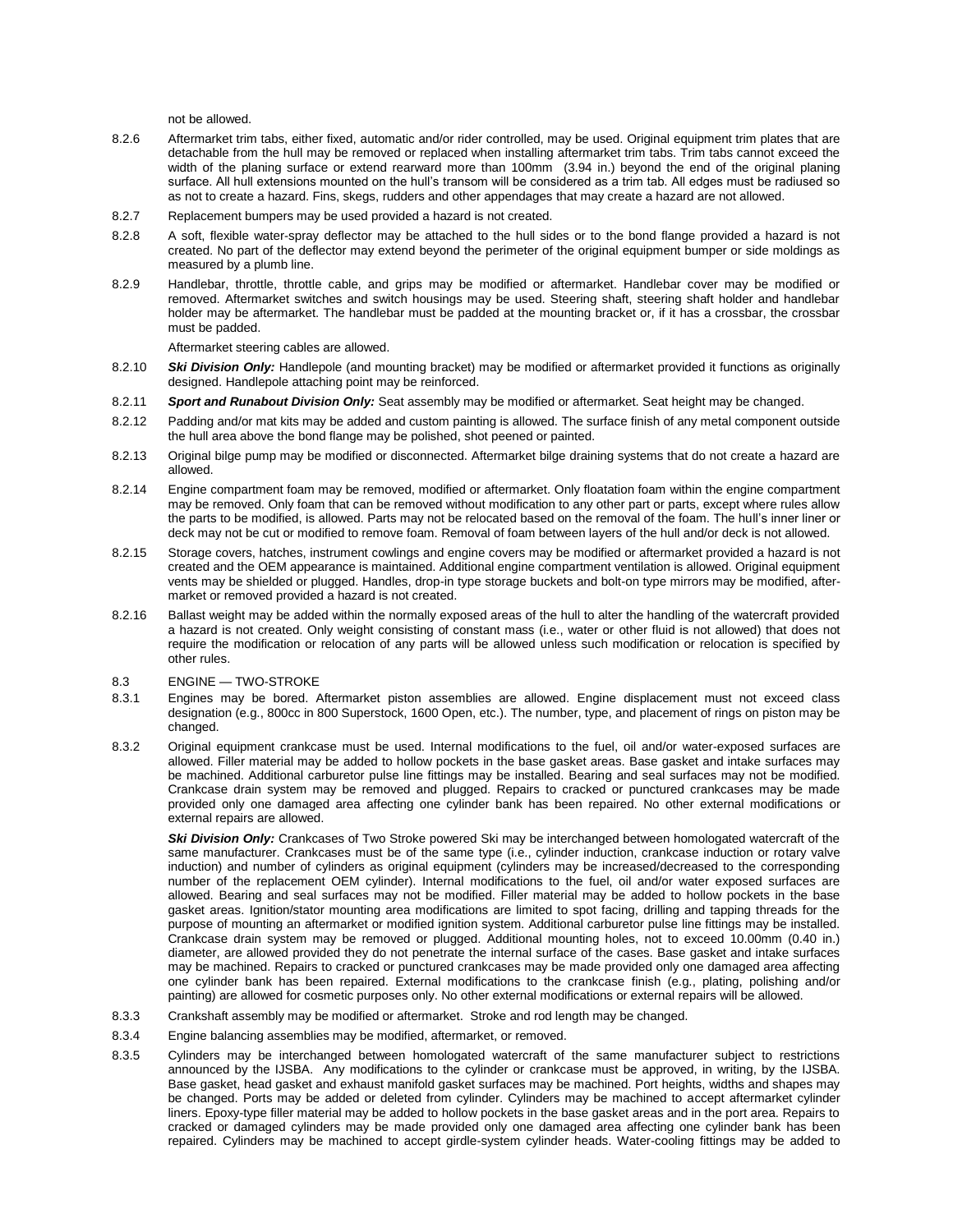not be allowed.

8.2.6 Aftermarket trim tabs, either fixed, automatic and/or rider controlled, may be used. Original equipment trim plates that are detachable from the hull may be removed or replaced when installing aftermarket trim tabs. Trim tabs cannot exceed the width of the planing surface or extend rearward more than 100mm (3.94 in.) beyond the end of the original planing surface. All hull extensions mounted on the hull's transom will be considered as a trim tab. All edges must be radiused so as not to create a hazard. Fins, skegs, rudders and other appendages that may create a hazard are not allowed.

8.2.7 Replacement bumpers may be used provided a hazard is not created.

8.2.8 A soft, flexible water-spray deflector may be attached to the hull sides or to the bond flange provided a hazard is not created. No part of the deflector may extend beyond the perimeter of the original equipment bumper or side moldings as measured by a plumb line.

8.2.9 Handlebar, throttle, throttle cable, and grips may be modified or aftermarket. Handlebar cover may be modified or removed. Aftermarket switches and switch housings may be used. Steering shaft, steering shaft holder and handlebar holder may be aftermarket. The handlebar must be padded at the mounting bracket or, if it has a crossbar, the crossbar must be padded.

Aftermarket steering cables are allowed.

8.2.10 ***Ski Division Only:*** Handlepole (and mounting bracket) may be modified or aftermarket provided it functions as originally designed. Handlepole attaching point may be reinforced.

8.2.11 ***Sport and Runabout Division Only:*** Seat assembly may be modified or aftermarket. Seat height may be changed.

8.2.12 Padding and/or mat kits may be added and custom painting is allowed. The surface finish of any metal component outside the hull area above the bond flange may be polished, shot peened or painted.

8.2.13 Original bilge pump may be modified or disconnected. Aftermarket bilge draining systems that do not create a hazard are allowed.

8.2.14 Engine compartment foam may be removed, modified or aftermarket. Only floatation foam within the engine compartment may be removed. Only foam that can be removed without modification to any other part or parts, except where rules allow the parts to be modified, is allowed. Parts may not be relocated based on the removal of the foam. The hull's inner liner or deck may not be cut or modified to remove foam. Removal of foam between layers of the hull and/or deck is not allowed.

8.2.15 Storage covers, hatches, instrument cowlings and engine covers may be modified or aftermarket provided a hazard is not created and the OEM appearance is maintained. Additional engine compartment ventilation is allowed. Original equipment vents may be shielded or plugged. Handles, drop-in type storage buckets and bolt-on type mirrors may be modified, after-market or removed provided a hazard is not created.

8.2.16 Ballast weight may be added within the normally exposed areas of the hull to alter the handling of the watercraft provided a hazard is not created. Only weight consisting of constant mass (i.e., water or other fluid is not allowed) that does not require the modification or relocation of any parts will be allowed unless such modification or relocation is specified by other rules.

## 8.3 ENGINE — TWO-STROKE

8.3.1 Engines may be bored. Aftermarket piston assemblies are allowed. Engine displacement must not exceed class designation (e.g., 800cc in 800 Superstock, 1600 Open, etc.). The number, type, and placement of rings on piston may be changed.

8.3.2 Original equipment crankcase must be used. Internal modifications to the fuel, oil and/or water-exposed surfaces are allowed. Filler material may be added to hollow pockets in the base gasket areas. Base gasket and intake surfaces may be machined. Additional carburetor pulse line fittings may be installed. Bearing and seal surfaces may not be modified. Crankcase drain system may be removed and plugged. Repairs to cracked or punctured crankcases may be made provided only one damaged area affecting one cylinder bank has been repaired. No other external modifications or external repairs are allowed.

***Ski Division Only:*** Crankcases of Two Stroke powered Ski may be interchanged between homologated watercraft of the same manufacturer. Crankcases must be of the same type (i.e., cylinder induction, crankcase induction or rotary valve induction) and number of cylinders as original equipment (cylinders may be increased/decreased to the corresponding number of the replacement OEM cylinder). Internal modifications to the fuel, oil and/or water exposed surfaces are allowed. Bearing and seal surfaces may not be modified. Filler material may be added to hollow pockets in the base gasket areas. Ignition/stator mounting area modifications are limited to spot facing, drilling and tapping threads for the purpose of mounting an aftermarket or modified ignition system. Additional carburetor pulse line fittings may be installed. Crankcase drain system may be removed or plugged. Additional mounting holes, not to exceed 10.00mm (0.40 in.) diameter, are allowed provided they do not penetrate the internal surface of the cases. Base gasket and intake surfaces may be machined. Repairs to cracked or punctured crankcases may be made provided only one damaged area affecting one cylinder bank has been repaired. External modifications to the crankcase finish (e.g., plating, polishing and/or painting) are allowed for cosmetic purposes only. No other external modifications or external repairs will be allowed.

8.3.3 Crankshaft assembly may be modified or aftermarket. Stroke and rod length may be changed.

8.3.4 Engine balancing assemblies may be modified, aftermarket, or removed.

8.3.5 Cylinders may be interchanged between homologated watercraft of the same manufacturer subject to restrictions announced by the IJSBA. Any modifications to the cylinder or crankcase must be approved, in writing, by the IJSBA. Base gasket, head gasket and exhaust manifold gasket surfaces may be machined. Port heights, widths and shapes may be changed. Ports may be added or deleted from cylinder. Cylinders may be machined to accept aftermarket cylinder liners. Epoxy-type filler material may be added to hollow pockets in the base gasket areas and in the port area. Repairs to cracked or damaged cylinders may be made provided only one damaged area affecting one cylinder bank has been repaired. Cylinders may be machined to accept girdle-system cylinder heads. Water-cooling fittings may be added to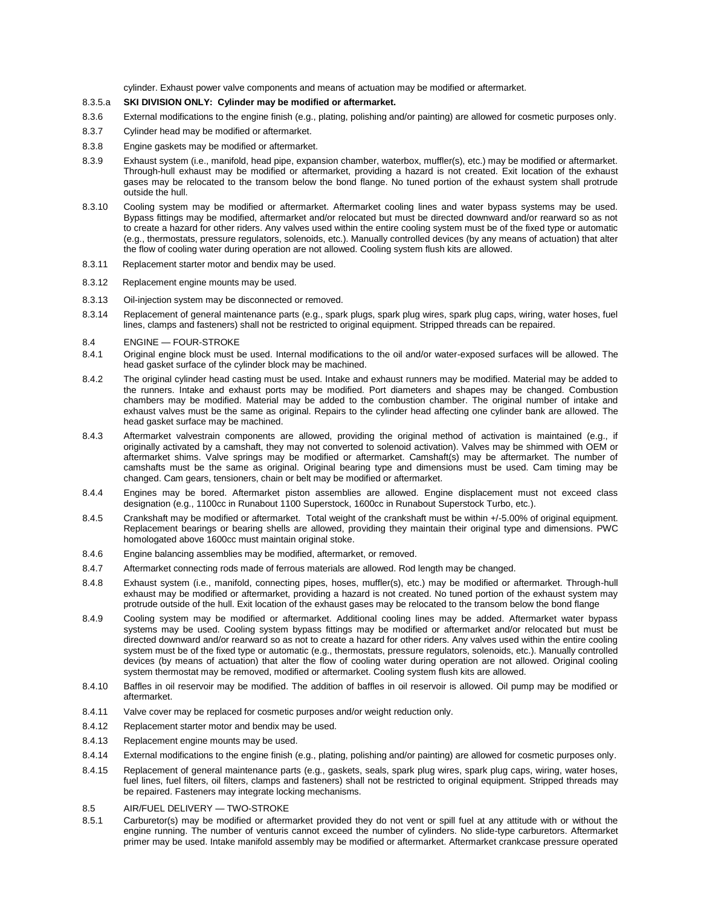cylinder. Exhaust power valve components and means of actuation may be modified or aftermarket.

8.3.5.a **SKI DIVISION ONLY: Cylinder may be modified or aftermarket.**

8.3.6 External modifications to the engine finish (e.g., plating, polishing and/or painting) are allowed for cosmetic purposes only.

8.3.7 Cylinder head may be modified or aftermarket.

8.3.8 Engine gaskets may be modified or aftermarket.

8.3.9 Exhaust system (i.e., manifold, head pipe, expansion chamber, waterbox, muffler(s), etc.) may be modified or aftermarket. Through-hull exhaust may be modified or aftermarket, providing a hazard is not created. Exit location of the exhaust gases may be relocated to the transom below the bond flange. No tuned portion of the exhaust system shall protrude outside the hull.

8.3.10 Cooling system may be modified or aftermarket. Aftermarket cooling lines and water bypass systems may be used. Bypass fittings may be modified, aftermarket and/or relocated but must be directed downward and/or rearward so as not to create a hazard for other riders. Any valves used within the entire cooling system must be of the fixed type or automatic (e.g., thermostats, pressure regulators, solenoids, etc.). Manually controlled devices (by any means of actuation) that alter the flow of cooling water during operation are not allowed. Cooling system flush kits are allowed.

8.3.11 Replacement starter motor and bendix may be used.

8.3.12 Replacement engine mounts may be used.

8.3.13 Oil-injection system may be disconnected or removed.

8.3.14 Replacement of general maintenance parts (e.g., spark plugs, spark plug wires, spark plug caps, wiring, water hoses, fuel lines, clamps and fasteners) shall not be restricted to original equipment. Stripped threads can be repaired.

8.4 ENGINE — FOUR-STROKE

8.4.1 Original engine block must be used. Internal modifications to the oil and/or water-exposed surfaces will be allowed. The head gasket surface of the cylinder block may be machined.

8.4.2 The original cylinder head casting must be used. Intake and exhaust runners may be modified. Material may be added to the runners. Intake and exhaust ports may be modified. Port diameters and shapes may be changed. Combustion chambers may be modified. Material may be added to the combustion chamber. The original number of intake and exhaust valves must be the same as original. Repairs to the cylinder head affecting one cylinder bank are allowed. The head gasket surface may be machined.

8.4.3 Aftermarket valvestrain components are allowed, providing the original method of activation is maintained (e.g., if originally activated by a camshaft, they may not converted to solenoid activation). Valves may be shimmed with OEM or aftermarket shims. Valve springs may be modified or aftermarket. Camshaft(s) may be aftermarket. The number of camshafts must be the same as original. Original bearing type and dimensions must be used. Cam timing may be changed. Cam gears, tensioners, chain or belt may be modified or aftermarket.

8.4.4 Engines may be bored. Aftermarket piston assemblies are allowed. Engine displacement must not exceed class designation (e.g., 1100cc in Runabout 1100 Superstock, 1600cc in Runabout Superstock Turbo, etc.).

8.4.5 Crankshaft may be modified or aftermarket. Total weight of the crankshaft must be within +/-5.00% of original equipment. Replacement bearings or bearing shells are allowed, providing they maintain their original type and dimensions. PWC homologated above 1600cc must maintain original stoke.

8.4.6 Engine balancing assemblies may be modified, aftermarket, or removed.

8.4.7 Aftermarket connecting rods made of ferrous materials are allowed. Rod length may be changed.

8.4.8 Exhaust system (i.e., manifold, connecting pipes, hoses, muffler(s), etc.) may be modified or aftermarket. Through-hull exhaust may be modified or aftermarket, providing a hazard is not created. No tuned portion of the exhaust system may protrude outside of the hull. Exit location of the exhaust gases may be relocated to the transom below the bond flange

8.4.9 Cooling system may be modified or aftermarket. Additional cooling lines may be added. Aftermarket water bypass systems may be used. Cooling system bypass fittings may be modified or aftermarket and/or relocated but must be directed downward and/or rearward so as not to create a hazard for other riders. Any valves used within the entire cooling system must be of the fixed type or automatic (e.g., thermostats, pressure regulators, solenoids, etc.). Manually controlled devices (by means of actuation) that alter the flow of cooling water during operation are not allowed. Original cooling system thermostat may be removed, modified or aftermarket. Cooling system flush kits are allowed.

8.4.10 Baffles in oil reservoir may be modified. The addition of baffles in oil reservoir is allowed. Oil pump may be modified or aftermarket.

8.4.11 Valve cover may be replaced for cosmetic purposes and/or weight reduction only.

8.4.12 Replacement starter motor and bendix may be used.

8.4.13 Replacement engine mounts may be used.

8.4.14 External modifications to the engine finish (e.g., plating, polishing and/or painting) are allowed for cosmetic purposes only.

8.4.15 Replacement of general maintenance parts (e.g., gaskets, seals, spark plug wires, spark plug caps, wiring, water hoses, fuel lines, fuel filters, oil filters, clamps and fasteners) shall not be restricted to original equipment. Stripped threads may be repaired. Fasteners may integrate locking mechanisms.

8.5 AIR/FUEL DELIVERY — TWO-STROKE

8.5.1 Carburetor(s) may be modified or aftermarket provided they do not vent or spill fuel at any attitude with or without the engine running. The number of venturis cannot exceed the number of cylinders. No slide-type carburetors. Aftermarket primer may be used. Intake manifold assembly may be modified or aftermarket. Aftermarket crankcase pressure operated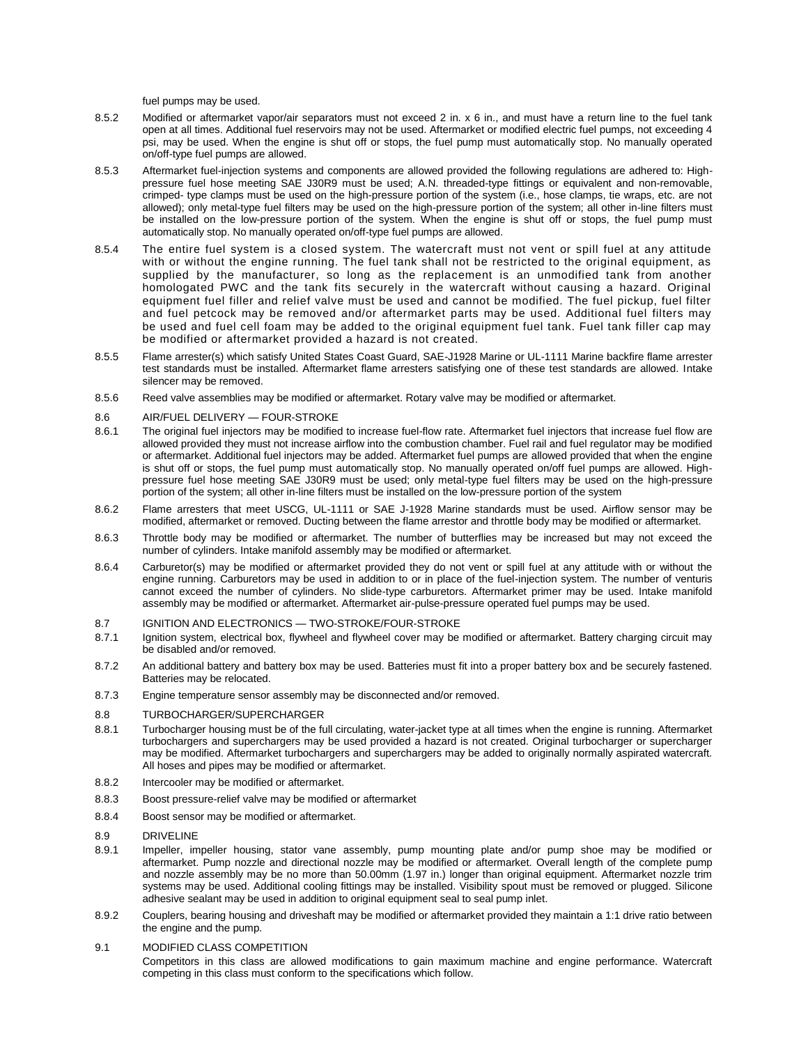fuel pumps may be used.

8.5.2 Modified or aftermarket vapor/air separators must not exceed 2 in. x 6 in., and must have a return line to the fuel tank open at all times. Additional fuel reservoirs may not be used. Aftermarket or modified electric fuel pumps, not exceeding 4 psi, may be used. When the engine is shut off or stops, the fuel pump must automatically stop. No manually operated on/off-type fuel pumps are allowed.

8.5.3 Aftermarket fuel-injection systems and components are allowed provided the following regulations are adhered to: High-pressure fuel hose meeting SAE J30R9 must be used; A.N. threaded-type fittings or equivalent and non-removable, crimped- type clamps must be used on the high-pressure portion of the system (i.e., hose clamps, tie wraps, etc. are not allowed); only metal-type fuel filters may be used on the high-pressure portion of the system; all other in-line filters must be installed on the low-pressure portion of the system. When the engine is shut off or stops, the fuel pump must automatically stop. No manually operated on/off-type fuel pumps are allowed.

8.5.4 The entire fuel system is a closed system. The watercraft must not vent or spill fuel at any attitude with or without the engine running. The fuel tank shall not be restricted to the original equipment, as supplied by the manufacturer, so long as the replacement is an unmodified tank from another homologated PWC and the tank fits securely in the watercraft without causing a hazard. Original equipment fuel filler and relief valve must be used and cannot be modified. The fuel pickup, fuel filter and fuel petcock may be removed and/or aftermarket parts may be used. Additional fuel filters may be used and fuel cell foam may be added to the original equipment fuel tank. Fuel tank filler cap may be modified or aftermarket provided a hazard is not created.

8.5.5 Flame arrester(s) which satisfy United States Coast Guard, SAE-J1928 Marine or UL-1111 Marine backfire flame arrester test standards must be installed. Aftermarket flame arresters satisfying one of these test standards are allowed. Intake silencer may be removed.

8.5.6 Reed valve assemblies may be modified or aftermarket. Rotary valve may be modified or aftermarket.

## 8.6 AIR/FUEL DELIVERY — FOUR-STROKE

8.6.1 The original fuel injectors may be modified to increase fuel-flow rate. Aftermarket fuel injectors that increase fuel flow are allowed provided they must not increase airflow into the combustion chamber. Fuel rail and fuel regulator may be modified or aftermarket. Additional fuel injectors may be added. Aftermarket fuel pumps are allowed provided that when the engine is shut off or stops, the fuel pump must automatically stop. No manually operated on/off fuel pumps are allowed. High-pressure fuel hose meeting SAE J30R9 must be used; only metal-type fuel filters may be used on the high-pressure portion of the system; all other in-line filters must be installed on the low-pressure portion of the system

8.6.2 Flame arresters that meet USCG, UL-1111 or SAE J-1928 Marine standards must be used. Airflow sensor may be modified, aftermarket or removed. Ducting between the flame arrestor and throttle body may be modified or aftermarket.

8.6.3 Throttle body may be modified or aftermarket. The number of butterflies may be increased but may not exceed the number of cylinders. Intake manifold assembly may be modified or aftermarket.

8.6.4 Carburetor(s) may be modified or aftermarket provided they do not vent or spill fuel at any attitude with or without the engine running. Carburetors may be used in addition to or in place of the fuel-injection system. The number of venturis cannot exceed the number of cylinders. No slide-type carburetors. Aftermarket primer may be used. Intake manifold assembly may be modified or aftermarket. Aftermarket air-pulse-pressure operated fuel pumps may be used.

## 8.7 IGNITION AND ELECTRONICS — TWO-STROKE/FOUR-STROKE

8.7.1 Ignition system, electrical box, flywheel and flywheel cover may be modified or aftermarket. Battery charging circuit may be disabled and/or removed.

8.7.2 An additional battery and battery box may be used. Batteries must fit into a proper battery box and be securely fastened. Batteries may be relocated.

8.7.3 Engine temperature sensor assembly may be disconnected and/or removed.

## 8.8 TURBOCHARGER/SUPERCHARGER

8.8.1 Turbocharger housing must be of the full circulating, water-jacket type at all times when the engine is running. Aftermarket turbochargers and superchargers may be used provided a hazard is not created. Original turbocharger or supercharger may be modified. Aftermarket turbochargers and superchargers may be added to originally normally aspirated watercraft. All hoses and pipes may be modified or aftermarket.

8.8.2 Intercooler may be modified or aftermarket.

8.8.3 Boost pressure-relief valve may be modified or aftermarket

8.8.4 Boost sensor may be modified or aftermarket.

## 8.9 DRIVELINE

8.9.1 Impeller, impeller housing, stator vane assembly, pump mounting plate and/or pump shoe may be modified or aftermarket. Pump nozzle and directional nozzle may be modified or aftermarket. Overall length of the complete pump and nozzle assembly may be no more than 50.00mm (1.97 in.) longer than original equipment. Aftermarket nozzle trim systems may be used. Additional cooling fittings may be installed. Visibility spout must be removed or plugged. Silicone adhesive sealant may be used in addition to original equipment seal to seal pump inlet.

8.9.2 Couplers, bearing housing and driveshaft may be modified or aftermarket provided they maintain a 1:1 drive ratio between the engine and the pump.

## 9.1 MODIFIED CLASS COMPETITION

Competitors in this class are allowed modifications to gain maximum machine and engine performance. Watercraft competing in this class must conform to the specifications which follow.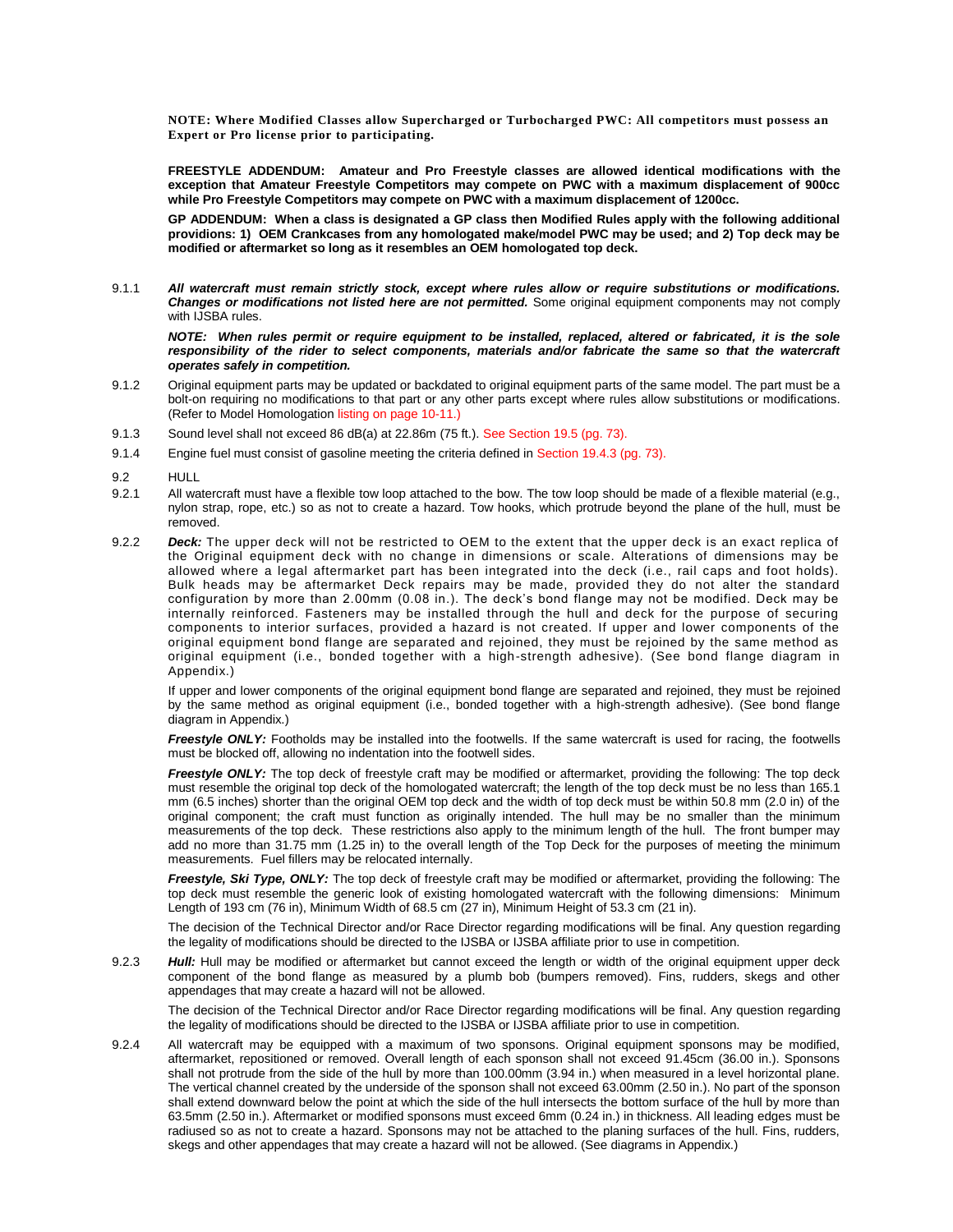**NOTE: Where Modified Classes allow Supercharged or Turbocharged PWC: All competitors must possess an Expert or Pro license prior to participating.**

**FREESTYLE ADDENDUM: Amateur and Pro Freestyle classes are allowed identical modifications with the exception that Amateur Freestyle Competitors may compete on PWC with a maximum displacement of 900cc while Pro Freestyle Competitors may compete on PWC with a maximum displacement of 1200cc.**

**GP ADDENDUM: When a class is designated a GP class then Modified Rules apply with the following additional providions: 1) OEM Crankcases from any homologated make/model PWC may be used; and 2) Top deck may be modified or aftermarket so long as it resembles an OEM homologated top deck.**

9.1.1 ***All watercraft must remain strictly stock, except where rules allow or require substitutions or modifications. Changes or modifications not listed here are not permitted.*** Some original equipment components may not comply with IJSBA rules.

***NOTE: When rules permit or require equipment to be installed, replaced, altered or fabricated, it is the sole responsibility of the rider to select components, materials and/or fabricate the same so that the watercraft operates safely in competition.***

9.1.2 Original equipment parts may be updated or backdated to original equipment parts of the same model. The part must be a bolt-on requiring no modifications to that part or any other parts except where rules allow substitutions or modifications. (Refer to Model Homologation listing on page 10-11.)

9.1.3 Sound level shall not exceed 86 dB(a) at 22.86m (75 ft.). See Section 19.5 (pg. 73).

9.1.4 Engine fuel must consist of gasoline meeting the criteria defined in Section 19.4.3 (pg. 73).

9.2 HULL

9.2.1 All watercraft must have a flexible tow loop attached to the bow. The tow loop should be made of a flexible material (e.g., nylon strap, rope, etc.) so as not to create a hazard. Tow hooks, which protrude beyond the plane of the hull, must be removed.

9.2.2 ***Deck:*** The upper deck will not be restricted to OEM to the extent that the upper deck is an exact replica of the Original equipment deck with no change in dimensions or scale. Alterations of dimensions may be allowed where a legal aftermarket part has been integrated into the deck (i.e., rail caps and foot holds). Bulk heads may be aftermarket Deck repairs may be made, provided they do not alter the standard configuration by more than 2.00mm (0.08 in.). The deck's bond flange may not be modified. Deck may be internally reinforced. Fasteners may be installed through the hull and deck for the purpose of securing components to interior surfaces, provided a hazard is not created. If upper and lower components of the original equipment bond flange are separated and rejoined, they must be rejoined by the same method as original equipment (i.e., bonded together with a high-strength adhesive). (See bond flange diagram in Appendix.)

If upper and lower components of the original equipment bond flange are separated and rejoined, they must be rejoined by the same method as original equipment (i.e., bonded together with a high-strength adhesive). (See bond flange diagram in Appendix.)

***Freestyle ONLY:*** Footholds may be installed into the footwells. If the same watercraft is used for racing, the footwells must be blocked off, allowing no indentation into the footwell sides.

***Freestyle ONLY:*** The top deck of freestyle craft may be modified or aftermarket, providing the following: The top deck must resemble the original top deck of the homologated watercraft; the length of the top deck must be no less than 165.1 mm (6.5 inches) shorter than the original OEM top deck and the width of top deck must be within 50.8 mm (2.0 in) of the original component; the craft must function as originally intended. The hull may be no smaller than the minimum measurements of the top deck. These restrictions also apply to the minimum length of the hull. The front bumper may add no more than 31.75 mm (1.25 in) to the overall length of the Top Deck for the purposes of meeting the minimum measurements. Fuel fillers may be relocated internally.

***Freestyle, Ski Type, ONLY:*** The top deck of freestyle craft may be modified or aftermarket, providing the following: The top deck must resemble the generic look of existing homologated watercraft with the following dimensions: Minimum Length of 193 cm (76 in), Minimum Width of 68.5 cm (27 in), Minimum Height of 53.3 cm (21 in).

The decision of the Technical Director and/or Race Director regarding modifications will be final. Any question regarding the legality of modifications should be directed to the IJSBA or IJSBA affiliate prior to use in competition.

9.2.3 ***Hull:*** Hull may be modified or aftermarket but cannot exceed the length or width of the original equipment upper deck component of the bond flange as measured by a plumb bob (bumpers removed). Fins, rudders, skegs and other appendages that may create a hazard will not be allowed.

The decision of the Technical Director and/or Race Director regarding modifications will be final. Any question regarding the legality of modifications should be directed to the IJSBA or IJSBA affiliate prior to use in competition.

9.2.4 All watercraft may be equipped with a maximum of two sponsons. Original equipment sponsons may be modified, aftermarket, repositioned or removed. Overall length of each sponson shall not exceed 91.45cm (36.00 in.). Sponsons shall not protrude from the side of the hull by more than 100.00mm (3.94 in.) when measured in a level horizontal plane. The vertical channel created by the underside of the sponson shall not exceed 63.00mm (2.50 in.). No part of the sponson shall extend downward below the point at which the side of the hull intersects the bottom surface of the hull by more than 63.5mm (2.50 in.). Aftermarket or modified sponsons must exceed 6mm (0.24 in.) in thickness. All leading edges must be radiused so as not to create a hazard. Sponsons may not be attached to the planing surfaces of the hull. Fins, rudders, skegs and other appendages that may create a hazard will not be allowed. (See diagrams in Appendix.)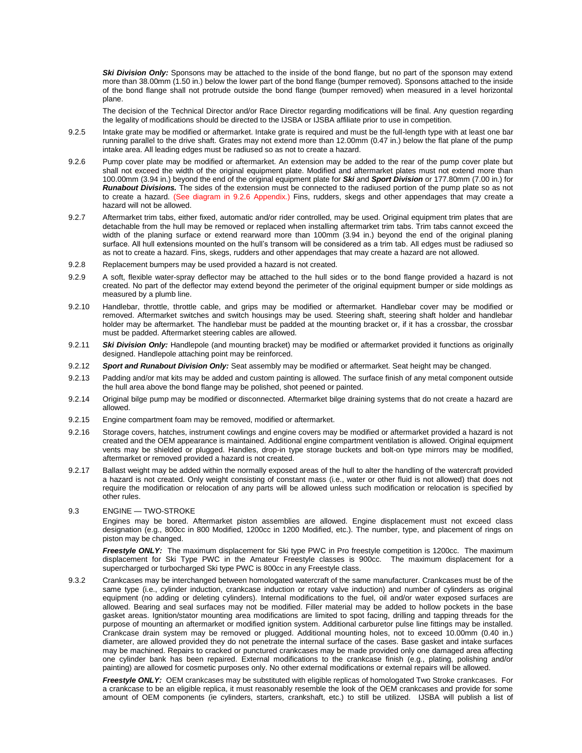***Ski Division Only:*** Sponsons may be attached to the inside of the bond flange, but no part of the sponson may extend more than 38.00mm (1.50 in.) below the lower part of the bond flange (bumper removed). Sponsons attached to the inside of the bond flange shall not protrude outside the bond flange (bumper removed) when measured in a level horizontal plane.

The decision of the Technical Director and/or Race Director regarding modifications will be final. Any question regarding the legality of modifications should be directed to the IJSBA or IJSBA affiliate prior to use in competition.

9.2.5 Intake grate may be modified or aftermarket. Intake grate is required and must be the full-length type with at least one bar running parallel to the drive shaft. Grates may not extend more than 12.00mm (0.47 in.) below the flat plane of the pump intake area. All leading edges must be radiused so as not to create a hazard.

9.2.6 Pump cover plate may be modified or aftermarket. An extension may be added to the rear of the pump cover plate but shall not exceed the width of the original equipment plate. Modified and aftermarket plates must not extend more than 100.00mm (3.94 in.) beyond the end of the original equipment plate for ***Ski*** and ***Sport Division*** or 177.80mm (7.00 in.) for ***Runabout Divisions.*** The sides of the extension must be connected to the radiused portion of the pump plate so as not to create a hazard. (See diagram in 9.2.6 Appendix.) Fins, rudders, skegs and other appendages that may create a hazard will not be allowed.

9.2.7 Aftermarket trim tabs, either fixed, automatic and/or rider controlled, may be used. Original equipment trim plates that are detachable from the hull may be removed or replaced when installing aftermarket trim tabs. Trim tabs cannot exceed the width of the planing surface or extend rearward more than 100mm (3.94 in.) beyond the end of the original planing surface. All hull extensions mounted on the hull's transom will be considered as a trim tab. All edges must be radiused so as not to create a hazard. Fins, skegs, rudders and other appendages that may create a hazard are not allowed.

9.2.8 Replacement bumpers may be used provided a hazard is not created.

9.2.9 A soft, flexible water-spray deflector may be attached to the hull sides or to the bond flange provided a hazard is not created. No part of the deflector may extend beyond the perimeter of the original equipment bumper or side moldings as measured by a plumb line.

9.2.10 Handlebar, throttle, throttle cable, and grips may be modified or aftermarket. Handlebar cover may be modified or removed. Aftermarket switches and switch housings may be used. Steering shaft, steering shaft holder and handlebar holder may be aftermarket. The handlebar must be padded at the mounting bracket or, if it has a crossbar, the crossbar must be padded. Aftermarket steering cables are allowed.

9.2.11 ***Ski Division Only:*** Handlepole (and mounting bracket) may be modified or aftermarket provided it functions as originally designed. Handlepole attaching point may be reinforced.

9.2.12 ***Sport and Runabout Division Only:*** Seat assembly may be modified or aftermarket. Seat height may be changed.

9.2.13 Padding and/or mat kits may be added and custom painting is allowed. The surface finish of any metal component outside the hull area above the bond flange may be polished, shot peened or painted.

9.2.14 Original bilge pump may be modified or disconnected. Aftermarket bilge draining systems that do not create a hazard are allowed.

9.2.15 Engine compartment foam may be removed, modified or aftermarket.

9.2.16 Storage covers, hatches, instrument cowlings and engine covers may be modified or aftermarket provided a hazard is not created and the OEM appearance is maintained. Additional engine compartment ventilation is allowed. Original equipment vents may be shielded or plugged. Handles, drop-in type storage buckets and bolt-on type mirrors may be modified, aftermarket or removed provided a hazard is not created.

9.2.17 Ballast weight may be added within the normally exposed areas of the hull to alter the handling of the watercraft provided a hazard is not created. Only weight consisting of constant mass (i.e., water or other fluid is not allowed) that does not require the modification or relocation of any parts will be allowed unless such modification or relocation is specified by other rules.

## 9.3 ENGINE — TWO-STROKE

Engines may be bored. Aftermarket piston assemblies are allowed. Engine displacement must not exceed class designation (e.g., 800cc in 800 Modified, 1200cc in 1200 Modified, etc.). The number, type, and placement of rings on piston may be changed.

***Freestyle ONLY:*** The maximum displacement for Ski type PWC in Pro freestyle competition is 1200cc. The maximum displacement for Ski Type PWC in the Amateur Freestyle classes is 900cc. The maximum displacement for a supercharged or turbocharged Ski type PWC is 800cc in any Freestyle class.

9.3.2 Crankcases may be interchanged between homologated watercraft of the same manufacturer. Crankcases must be of the same type (i.e., cylinder induction, crankcase induction or rotary valve induction) and number of cylinders as original equipment (no adding or deleting cylinders). Internal modifications to the fuel, oil and/or water exposed surfaces are allowed. Bearing and seal surfaces may not be modified. Filler material may be added to hollow pockets in the base gasket areas. Ignition/stator mounting area modifications are limited to spot facing, drilling and tapping threads for the purpose of mounting an aftermarket or modified ignition system. Additional carburetor pulse line fittings may be installed. Crankcase drain system may be removed or plugged. Additional mounting holes, not to exceed 10.00mm (0.40 in.) diameter, are allowed provided they do not penetrate the internal surface of the cases. Base gasket and intake surfaces may be machined. Repairs to cracked or punctured crankcases may be made provided only one damaged area affecting one cylinder bank has been repaired. External modifications to the crankcase finish (e.g., plating, polishing and/or painting) are allowed for cosmetic purposes only. No other external modifications or external repairs will be allowed.

***Freestyle ONLY:*** OEM crankcases may be substituted with eligible replicas of homologated Two Stroke crankcases. For a crankcase to be an eligible replica, it must reasonably resemble the look of the OEM crankcases and provide for some amount of OEM components (ie cylinders, starters, crankshaft, etc.) to still be utilized. IJSBA will publish a list of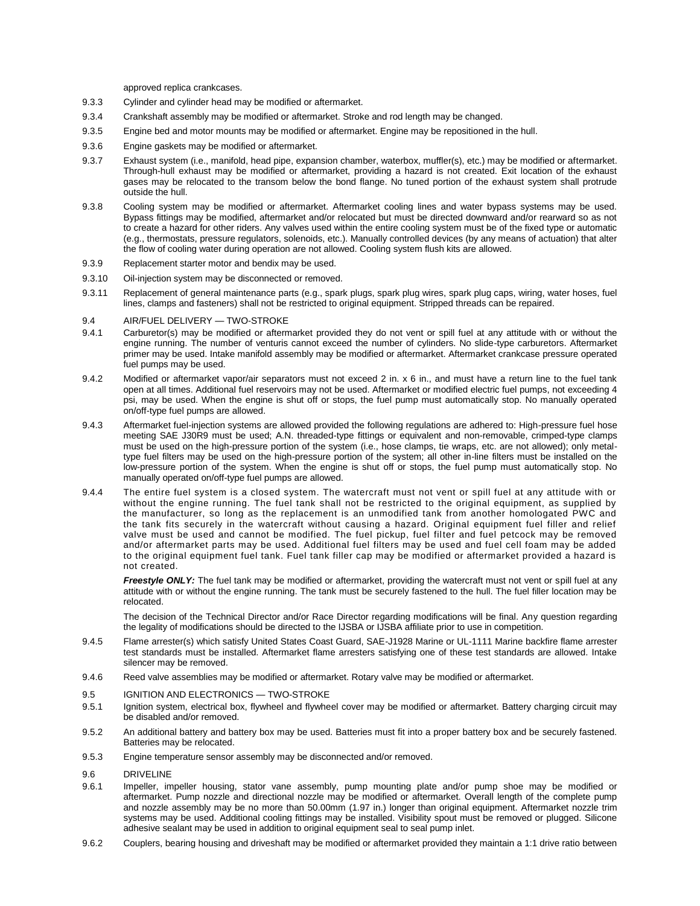approved replica crankcases.

9.3.3 Cylinder and cylinder head may be modified or aftermarket.

9.3.4 Crankshaft assembly may be modified or aftermarket. Stroke and rod length may be changed.

9.3.5 Engine bed and motor mounts may be modified or aftermarket. Engine may be repositioned in the hull.

9.3.6 Engine gaskets may be modified or aftermarket.

9.3.7 Exhaust system (i.e., manifold, head pipe, expansion chamber, waterbox, muffler(s), etc.) may be modified or aftermarket. Through-hull exhaust may be modified or aftermarket, providing a hazard is not created. Exit location of the exhaust gases may be relocated to the transom below the bond flange. No tuned portion of the exhaust system shall protrude outside the hull.

9.3.8 Cooling system may be modified or aftermarket. Aftermarket cooling lines and water bypass systems may be used. Bypass fittings may be modified, aftermarket and/or relocated but must be directed downward and/or rearward so as not to create a hazard for other riders. Any valves used within the entire cooling system must be of the fixed type or automatic (e.g., thermostats, pressure regulators, solenoids, etc.). Manually controlled devices (by any means of actuation) that alter the flow of cooling water during operation are not allowed. Cooling system flush kits are allowed.

9.3.9 Replacement starter motor and bendix may be used.

9.3.10 Oil-injection system may be disconnected or removed.

9.3.11 Replacement of general maintenance parts (e.g., spark plugs, spark plug wires, spark plug caps, wiring, water hoses, fuel lines, clamps and fasteners) shall not be restricted to original equipment. Stripped threads can be repaired.

## 9.4 AIR/FUEL DELIVERY — TWO-STROKE

9.4.1 Carburetor(s) may be modified or aftermarket provided they do not vent or spill fuel at any attitude with or without the engine running. The number of venturis cannot exceed the number of cylinders. No slide-type carburetors. Aftermarket primer may be used. Intake manifold assembly may be modified or aftermarket. Aftermarket crankcase pressure operated fuel pumps may be used.

9.4.2 Modified or aftermarket vapor/air separators must not exceed 2 in. x 6 in., and must have a return line to the fuel tank open at all times. Additional fuel reservoirs may not be used. Aftermarket or modified electric fuel pumps, not exceeding 4 psi, may be used. When the engine is shut off or stops, the fuel pump must automatically stop. No manually operated on/off-type fuel pumps are allowed.

9.4.3 Aftermarket fuel-injection systems are allowed provided the following regulations are adhered to: High-pressure fuel hose meeting SAE J30R9 must be used; A.N. threaded-type fittings or equivalent and non-removable, crimped-type clamps must be used on the high-pressure portion of the system (i.e., hose clamps, tie wraps, etc. are not allowed); only metal-type fuel filters may be used on the high-pressure portion of the system; all other in-line filters must be installed on the low-pressure portion of the system. When the engine is shut off or stops, the fuel pump must automatically stop. No manually operated on/off-type fuel pumps are allowed.

9.4.4 The entire fuel system is a closed system. The watercraft must not vent or spill fuel at any attitude with or without the engine running. The fuel tank shall not be restricted to the original equipment, as supplied by the manufacturer, so long as the replacement is an unmodified tank from another homologated PWC and the tank fits securely in the watercraft without causing a hazard. Original equipment fuel filler and relief valve must be used and cannot be modified. The fuel pickup, fuel filter and fuel petcock may be removed and/or aftermarket parts may be used. Additional fuel filters may be used and fuel cell foam may be added to the original equipment fuel tank. Fuel tank filler cap may be modified or aftermarket provided a hazard is not created.

***Freestyle ONLY:*** The fuel tank may be modified or aftermarket, providing the watercraft must not vent or spill fuel at any attitude with or without the engine running. The tank must be securely fastened to the hull. The fuel filler location may be relocated.

The decision of the Technical Director and/or Race Director regarding modifications will be final. Any question regarding the legality of modifications should be directed to the IJSBA or IJSBA affiliate prior to use in competition.

9.4.5 Flame arrester(s) which satisfy United States Coast Guard, SAE-J1928 Marine or UL-1111 Marine backfire flame arrester test standards must be installed. Aftermarket flame arresters satisfying one of these test standards are allowed. Intake silencer may be removed.

9.4.6 Reed valve assemblies may be modified or aftermarket. Rotary valve may be modified or aftermarket.

## 9.5 IGNITION AND ELECTRONICS — TWO-STROKE

9.5.1 Ignition system, electrical box, flywheel and flywheel cover may be modified or aftermarket. Battery charging circuit may be disabled and/or removed.

9.5.2 An additional battery and battery box may be used. Batteries must fit into a proper battery box and be securely fastened. Batteries may be relocated.

9.5.3 Engine temperature sensor assembly may be disconnected and/or removed.

## 9.6 DRIVELINE

9.6.1 Impeller, impeller housing, stator vane assembly, pump mounting plate and/or pump shoe may be modified or aftermarket. Pump nozzle and directional nozzle may be modified or aftermarket. Overall length of the complete pump and nozzle assembly may be no more than 50.00mm (1.97 in.) longer than original equipment. Aftermarket nozzle trim systems may be used. Additional cooling fittings may be installed. Visibility spout must be removed or plugged. Silicone adhesive sealant may be used in addition to original equipment seal to seal pump inlet.

9.6.2 Couplers, bearing housing and driveshaft may be modified or aftermarket provided they maintain a 1:1 drive ratio between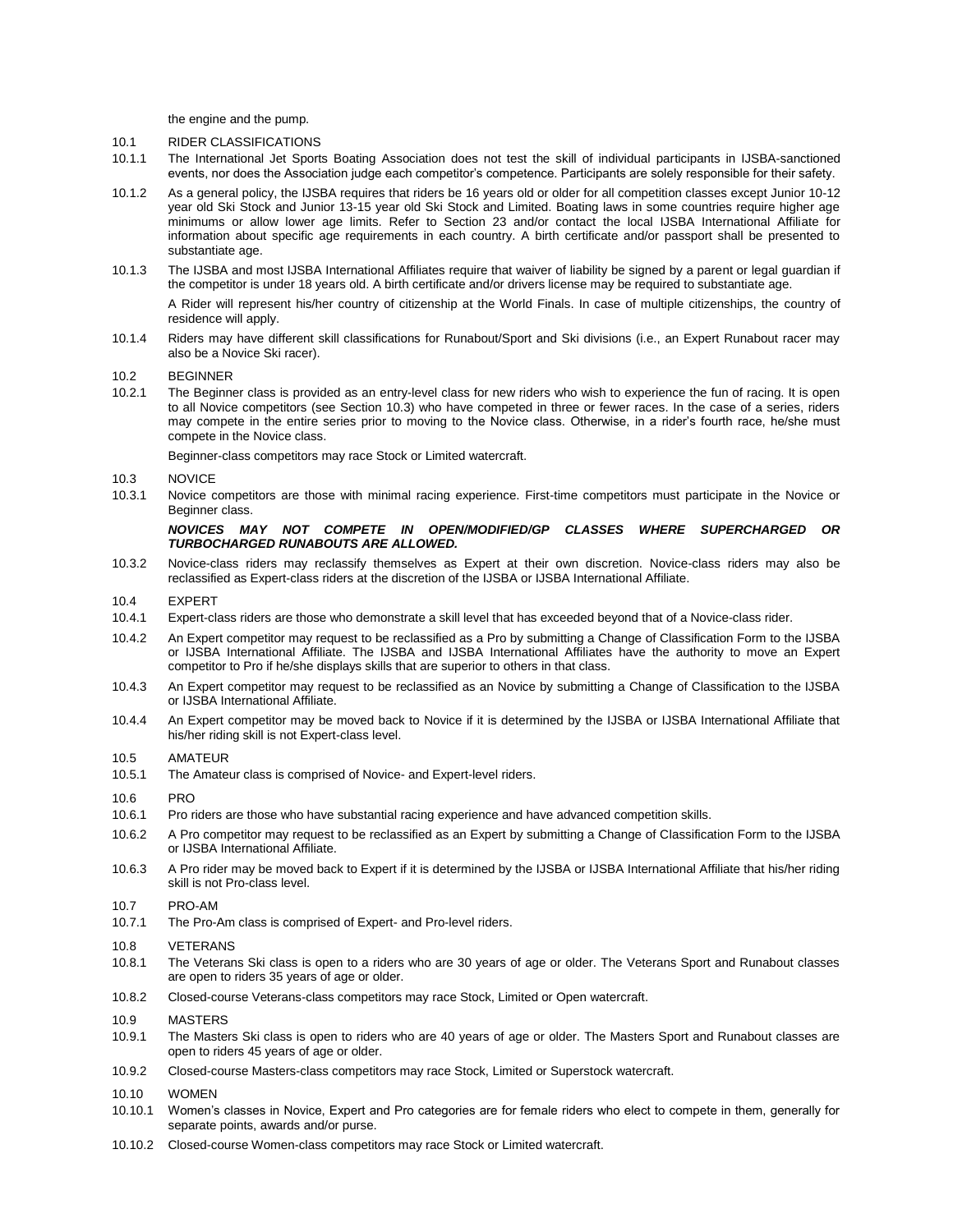the engine and the pump.

## 10.1 RIDER CLASSIFICATIONS

10.1.1 The International Jet Sports Boating Association does not test the skill of individual participants in IJSBA-sanctioned events, nor does the Association judge each competitor's competence. Participants are solely responsible for their safety.

10.1.2 As a general policy, the IJSBA requires that riders be 16 years old or older for all competition classes except Junior 10-12 year old Ski Stock and Junior 13-15 year old Ski Stock and Limited. Boating laws in some countries require higher age minimums or allow lower age limits. Refer to Section 23 and/or contact the local IJSBA International Affiliate for information about specific age requirements in each country. A birth certificate and/or passport shall be presented to substantiate age.

10.1.3 The IJSBA and most IJSBA International Affiliates require that waiver of liability be signed by a parent or legal guardian if the competitor is under 18 years old. A birth certificate and/or drivers license may be required to substantiate age.

A Rider will represent his/her country of citizenship at the World Finals. In case of multiple citizenships, the country of residence will apply.

10.1.4 Riders may have different skill classifications for Runabout/Sport and Ski divisions (i.e., an Expert Runabout racer may also be a Novice Ski racer).

## 10.2 BEGINNER

10.2.1 The Beginner class is provided as an entry-level class for new riders who wish to experience the fun of racing. It is open to all Novice competitors (see Section 10.3) who have competed in three or fewer races. In the case of a series, riders may compete in the entire series prior to moving to the Novice class. Otherwise, in a rider's fourth race, he/she must compete in the Novice class.

Beginner-class competitors may race Stock or Limited watercraft.

## 10.3 NOVICE

10.3.1 Novice competitors are those with minimal racing experience. First-time competitors must participate in the Novice or Beginner class.

***NOVICES MAY NOT COMPETE IN OPEN/MODIFIED/GP CLASSES WHERE SUPERCHARGED OR TURBOCHARGED RUNABOUTS ARE ALLOWED.***

10.3.2 Novice-class riders may reclassify themselves as Expert at their own discretion. Novice-class riders may also be reclassified as Expert-class riders at the discretion of the IJSBA or IJSBA International Affiliate.

## 10.4 EXPERT

10.4.1 Expert-class riders are those who demonstrate a skill level that has exceeded beyond that of a Novice-class rider.

10.4.2 An Expert competitor may request to be reclassified as a Pro by submitting a Change of Classification Form to the IJSBA or IJSBA International Affiliate. The IJSBA and IJSBA International Affiliates have the authority to move an Expert competitor to Pro if he/she displays skills that are superior to others in that class.

10.4.3 An Expert competitor may request to be reclassified as an Novice by submitting a Change of Classification to the IJSBA or IJSBA International Affiliate.

10.4.4 An Expert competitor may be moved back to Novice if it is determined by the IJSBA or IJSBA International Affiliate that his/her riding skill is not Expert-class level.

## 10.5 AMATEUR

10.5.1 The Amateur class is comprised of Novice- and Expert-level riders.

## 10.6 PRO

10.6.1 Pro riders are those who have substantial racing experience and have advanced competition skills.

10.6.2 A Pro competitor may request to be reclassified as an Expert by submitting a Change of Classification Form to the IJSBA or IJSBA International Affiliate.

10.6.3 A Pro rider may be moved back to Expert if it is determined by the IJSBA or IJSBA International Affiliate that his/her riding skill is not Pro-class level.

## 10.7 PRO-AM

10.7.1 The Pro-Am class is comprised of Expert- and Pro-level riders.

## 10.8 VETERANS

10.8.1 The Veterans Ski class is open to a riders who are 30 years of age or older. The Veterans Sport and Runabout classes are open to riders 35 years of age or older.

10.8.2 Closed-course Veterans-class competitors may race Stock, Limited or Open watercraft.

## 10.9 MASTERS

10.9.1 The Masters Ski class is open to riders who are 40 years of age or older. The Masters Sport and Runabout classes are open to riders 45 years of age or older.

10.9.2 Closed-course Masters-class competitors may race Stock, Limited or Superstock watercraft.

## 10.10 WOMEN

10.10.1 Women's classes in Novice, Expert and Pro categories are for female riders who elect to compete in them, generally for separate points, awards and/or purse.

10.10.2 Closed-course Women-class competitors may race Stock or Limited watercraft.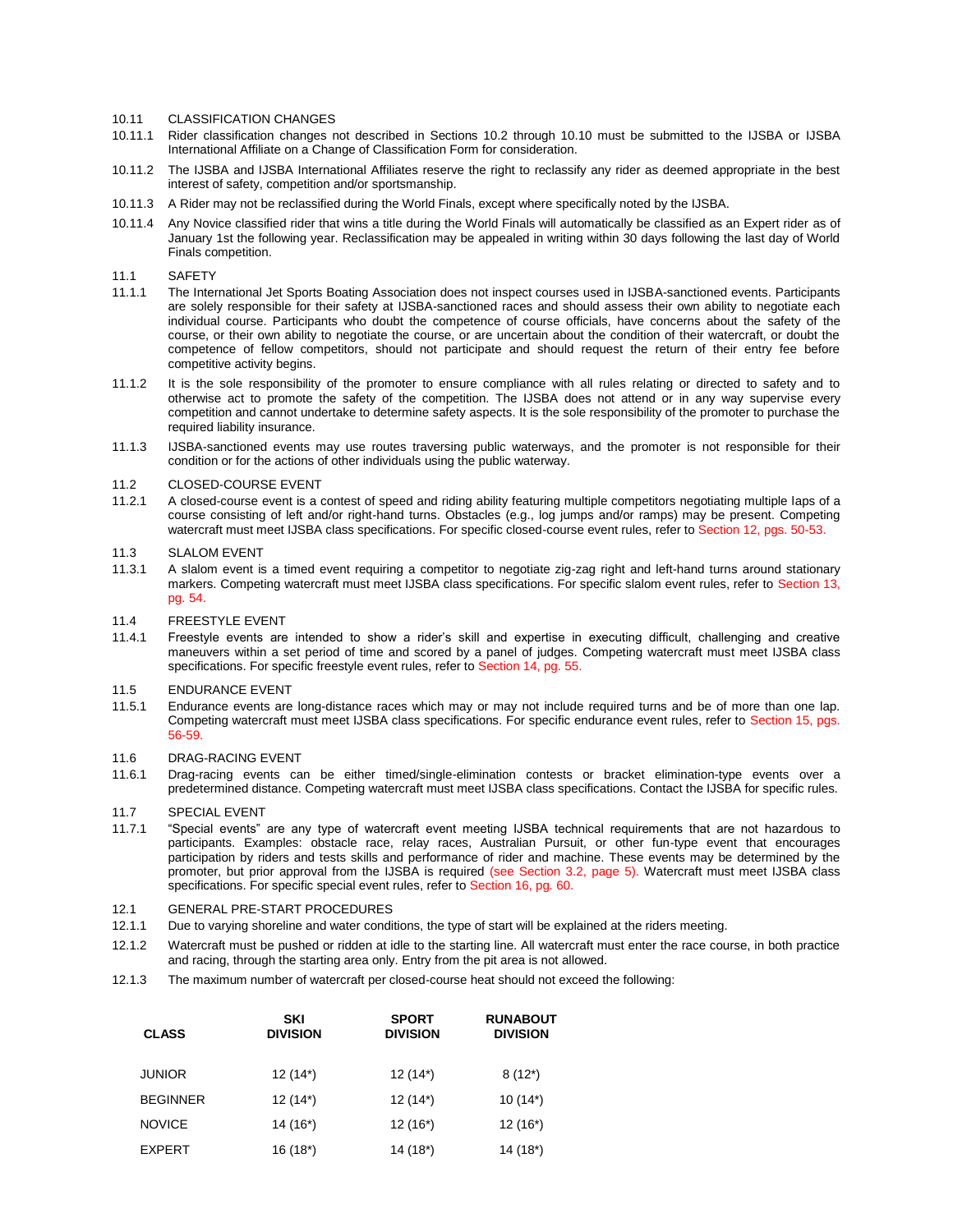10.11 CLASSIFICATION CHANGES

10.11.1 Rider classification changes not described in Sections 10.2 through 10.10 must be submitted to the IJSBA or IJSBA International Affiliate on a Change of Classification Form for consideration.

10.11.2 The IJSBA and IJSBA International Affiliates reserve the right to reclassify any rider as deemed appropriate in the best interest of safety, competition and/or sportsmanship.

10.11.3 A Rider may not be reclassified during the World Finals, except where specifically noted by the IJSBA.

10.11.4 Any Novice classified rider that wins a title during the World Finals will automatically be classified as an Expert rider as of January 1st the following year. Reclassification may be appealed in writing within 30 days following the last day of World Finals competition.

11.1 SAFETY

11.1.1 The International Jet Sports Boating Association does not inspect courses used in IJSBA-sanctioned events. Participants are solely responsible for their safety at IJSBA-sanctioned races and should assess their own ability to negotiate each individual course. Participants who doubt the competence of course officials, have concerns about the safety of the course, or their own ability to negotiate the course, or are uncertain about the condition of their watercraft, or doubt the competence of fellow competitors, should not participate and should request the return of their entry fee before competitive activity begins.

11.1.2 It is the sole responsibility of the promoter to ensure compliance with all rules relating or directed to safety and to otherwise act to promote the safety of the competition. The IJSBA does not attend or in any way supervise every competition and cannot undertake to determine safety aspects. It is the sole responsibility of the promoter to purchase the required liability insurance.

11.1.3 IJSBA-sanctioned events may use routes traversing public waterways, and the promoter is not responsible for their condition or for the actions of other individuals using the public waterway.

11.2 CLOSED-COURSE EVENT

11.2.1 A closed-course event is a contest of speed and riding ability featuring multiple competitors negotiating multiple laps of a course consisting of left and/or right-hand turns. Obstacles (e.g., log jumps and/or ramps) may be present. Competing watercraft must meet IJSBA class specifications. For specific closed-course event rules, refer to Section 12, pgs. 50-53.

11.3 SLALOM EVENT

11.3.1 A slalom event is a timed event requiring a competitor to negotiate zig-zag right and left-hand turns around stationary markers. Competing watercraft must meet IJSBA class specifications. For specific slalom event rules, refer to Section 13, pg. 54.

11.4 FREESTYLE EVENT

11.4.1 Freestyle events are intended to show a rider's skill and expertise in executing difficult, challenging and creative maneuvers within a set period of time and scored by a panel of judges. Competing watercraft must meet IJSBA class specifications. For specific freestyle event rules, refer to Section 14, pg. 55.

11.5 ENDURANCE EVENT

11.5.1 Endurance events are long-distance races which may or may not include required turns and be of more than one lap. Competing watercraft must meet IJSBA class specifications. For specific endurance event rules, refer to Section 15, pgs. 56-59.

11.6 DRAG-RACING EVENT

11.6.1 Drag-racing events can be either timed/single-elimination contests or bracket elimination-type events over a predetermined distance. Competing watercraft must meet IJSBA class specifications. Contact the IJSBA for specific rules.

11.7 SPECIAL EVENT

11.7.1 "Special events" are any type of watercraft event meeting IJSBA technical requirements that are not hazardous to participants. Examples: obstacle race, relay races, Australian Pursuit, or other fun-type event that encourages participation by riders and tests skills and performance of rider and machine. These events may be determined by the promoter, but prior approval from the IJSBA is required (see Section 3.2, page 5). Watercraft must meet IJSBA class specifications. For specific special event rules, refer to Section 16, pg. 60.

12.1 GENERAL PRE-START PROCEDURES

12.1.1 Due to varying shoreline and water conditions, the type of start will be explained at the riders meeting.

12.1.2 Watercraft must be pushed or ridden at idle to the starting line. All watercraft must enter the race course, in both practice and racing, through the starting area only. Entry from the pit area is not allowed.

12.1.3 The maximum number of watercraft per closed-course heat should not exceed the following:

| CLASS | SKI DIVISION | SPORT DIVISION | RUNABOUT DIVISION |
|---|---|---|---|
| JUNIOR | 12 (14*) | 12 (14*) | 8 (12*) |
| BEGINNER | 12 (14*) | 12 (14*) | 10 (14*) |
| NOVICE | 14 (16*) | 12 (16*) | 12 (16*) |
| EXPERT | 16 (18*) | 14 (18*) | 14 (18*) |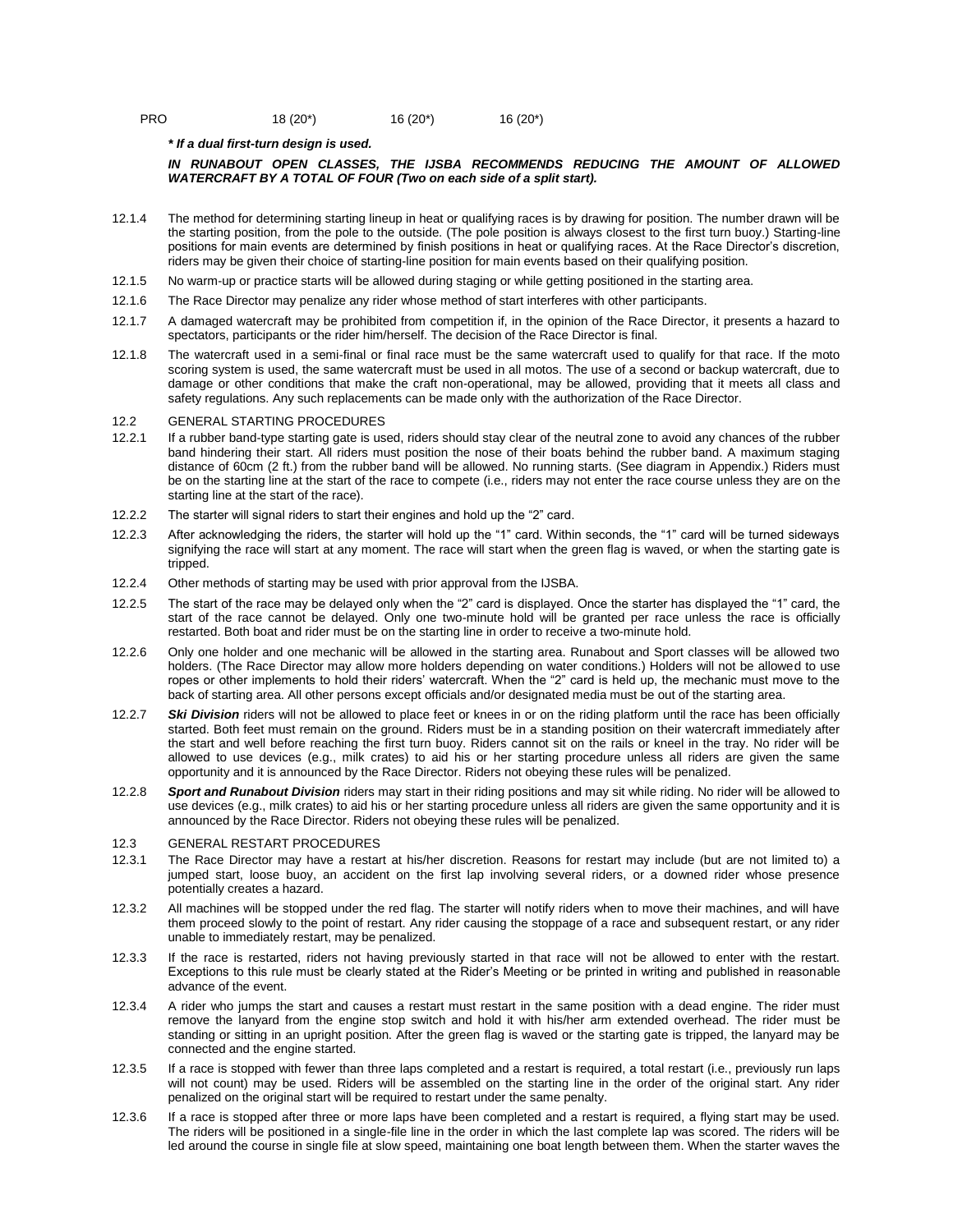| PRO | 18 (20*) | 16 (20*) | 16 (20*) |
|---|---|---|---|

***** If a dual first-turn design is used.*

***IN RUNABOUT OPEN CLASSES, THE IJSBA RECOMMENDS REDUCING THE AMOUNT OF ALLOWED WATERCRAFT BY A TOTAL OF FOUR (Two on each side of a split start).***

12.1.4 The method for determining starting lineup in heat or qualifying races is by drawing for position. The number drawn will be the starting position, from the pole to the outside. (The pole position is always closest to the first turn buoy.) Starting-line positions for main events are determined by finish positions in heat or qualifying races. At the Race Director's discretion, riders may be given their choice of starting-line position for main events based on their qualifying position.

12.1.5 No warm-up or practice starts will be allowed during staging or while getting positioned in the starting area.

12.1.6 The Race Director may penalize any rider whose method of start interferes with other participants.

12.1.7 A damaged watercraft may be prohibited from competition if, in the opinion of the Race Director, it presents a hazard to spectators, participants or the rider him/herself. The decision of the Race Director is final.

12.1.8 The watercraft used in a semi-final or final race must be the same watercraft used to qualify for that race. If the moto scoring system is used, the same watercraft must be used in all motos. The use of a second or backup watercraft, due to damage or other conditions that make the craft non-operational, may be allowed, providing that it meets all class and safety regulations. Any such replacements can be made only with the authorization of the Race Director.

12.2 GENERAL STARTING PROCEDURES

12.2.1 If a rubber band-type starting gate is used, riders should stay clear of the neutral zone to avoid any chances of the rubber band hindering their start. All riders must position the nose of their boats behind the rubber band. A maximum staging distance of 60cm (2 ft.) from the rubber band will be allowed. No running starts. (See diagram in Appendix.) Riders must be on the starting line at the start of the race to compete (i.e., riders may not enter the race course unless they are on the starting line at the start of the race).

12.2.2 The starter will signal riders to start their engines and hold up the "2" card.

12.2.3 After acknowledging the riders, the starter will hold up the "1" card. Within seconds, the "1" card will be turned sideways signifying the race will start at any moment. The race will start when the green flag is waved, or when the starting gate is tripped.

12.2.4 Other methods of starting may be used with prior approval from the IJSBA.

12.2.5 The start of the race may be delayed only when the "2" card is displayed. Once the starter has displayed the "1" card, the start of the race cannot be delayed. Only one two-minute hold will be granted per race unless the race is officially restarted. Both boat and rider must be on the starting line in order to receive a two-minute hold.

12.2.6 Only one holder and one mechanic will be allowed in the starting area. Runabout and Sport classes will be allowed two holders. (The Race Director may allow more holders depending on water conditions.) Holders will not be allowed to use ropes or other implements to hold their riders' watercraft. When the "2" card is held up, the mechanic must move to the back of starting area. All other persons except officials and/or designated media must be out of the starting area.

12.2.7 ***Ski Division*** riders will not be allowed to place feet or knees in or on the riding platform until the race has been officially started. Both feet must remain on the ground. Riders must be in a standing position on their watercraft immediately after the start and well before reaching the first turn buoy. Riders cannot sit on the rails or kneel in the tray. No rider will be allowed to use devices (e.g., milk crates) to aid his or her starting procedure unless all riders are given the same opportunity and it is announced by the Race Director. Riders not obeying these rules will be penalized.

12.2.8 ***Sport and Runabout Division*** riders may start in their riding positions and may sit while riding. No rider will be allowed to use devices (e.g., milk crates) to aid his or her starting procedure unless all riders are given the same opportunity and it is announced by the Race Director. Riders not obeying these rules will be penalized.

12.3 GENERAL RESTART PROCEDURES

12.3.1 The Race Director may have a restart at his/her discretion. Reasons for restart may include (but are not limited to) a jumped start, loose buoy, an accident on the first lap involving several riders, or a downed rider whose presence potentially creates a hazard.

12.3.2 All machines will be stopped under the red flag. The starter will notify riders when to move their machines, and will have them proceed slowly to the point of restart. Any rider causing the stoppage of a race and subsequent restart, or any rider unable to immediately restart, may be penalized.

12.3.3 If the race is restarted, riders not having previously started in that race will not be allowed to enter with the restart. Exceptions to this rule must be clearly stated at the Rider's Meeting or be printed in writing and published in reasonable advance of the event.

12.3.4 A rider who jumps the start and causes a restart must restart in the same position with a dead engine. The rider must remove the lanyard from the engine stop switch and hold it with his/her arm extended overhead. The rider must be standing or sitting in an upright position. After the green flag is waved or the starting gate is tripped, the lanyard may be connected and the engine started.

12.3.5 If a race is stopped with fewer than three laps completed and a restart is required, a total restart (i.e., previously run laps will not count) may be used. Riders will be assembled on the starting line in the order of the original start. Any rider penalized on the original start will be required to restart under the same penalty.

12.3.6 If a race is stopped after three or more laps have been completed and a restart is required, a flying start may be used. The riders will be positioned in a single-file line in the order in which the last complete lap was scored. The riders will be led around the course in single file at slow speed, maintaining one boat length between them. When the starter waves the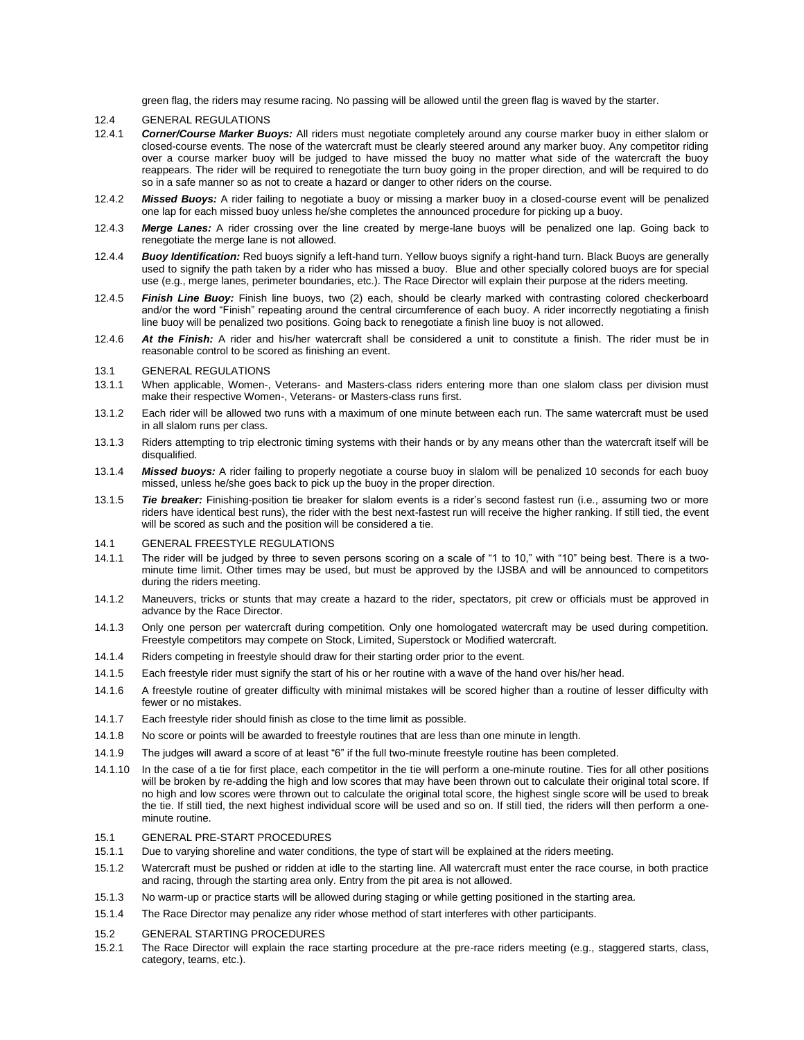green flag, the riders may resume racing. No passing will be allowed until the green flag is waved by the starter.

12.4 GENERAL REGULATIONS

12.4.1 ***Corner/Course Marker Buoys:*** All riders must negotiate completely around any course marker buoy in either slalom or closed-course events. The nose of the watercraft must be clearly steered around any marker buoy. Any competitor riding over a course marker buoy will be judged to have missed the buoy no matter what side of the watercraft the buoy reappears. The rider will be required to renegotiate the turn buoy going in the proper direction, and will be required to do so in a safe manner so as not to create a hazard or danger to other riders on the course.

12.4.2 ***Missed Buoys:*** A rider failing to negotiate a buoy or missing a marker buoy in a closed-course event will be penalized one lap for each missed buoy unless he/she completes the announced procedure for picking up a buoy.

12.4.3 ***Merge Lanes:*** A rider crossing over the line created by merge-lane buoys will be penalized one lap. Going back to renegotiate the merge lane is not allowed.

12.4.4 ***Buoy Identification:*** Red buoys signify a left-hand turn. Yellow buoys signify a right-hand turn. Black Buoys are generally used to signify the path taken by a rider who has missed a buoy. Blue and other specially colored buoys are for special use (e.g., merge lanes, perimeter boundaries, etc.). The Race Director will explain their purpose at the riders meeting.

12.4.5 ***Finish Line Buoy:*** Finish line buoys, two (2) each, should be clearly marked with contrasting colored checkerboard and/or the word "Finish" repeating around the central circumference of each buoy. A rider incorrectly negotiating a finish line buoy will be penalized two positions. Going back to renegotiate a finish line buoy is not allowed.

12.4.6 ***At the Finish:*** A rider and his/her watercraft shall be considered a unit to constitute a finish. The rider must be in reasonable control to be scored as finishing an event.

13.1 GENERAL REGULATIONS

13.1.1 When applicable, Women-, Veterans- and Masters-class riders entering more than one slalom class per division must make their respective Women-, Veterans- or Masters-class runs first.

13.1.2 Each rider will be allowed two runs with a maximum of one minute between each run. The same watercraft must be used in all slalom runs per class.

13.1.3 Riders attempting to trip electronic timing systems with their hands or by any means other than the watercraft itself will be disqualified.

13.1.4 ***Missed buoys:*** A rider failing to properly negotiate a course buoy in slalom will be penalized 10 seconds for each buoy missed, unless he/she goes back to pick up the buoy in the proper direction.

13.1.5 ***Tie breaker:*** Finishing-position tie breaker for slalom events is a rider's second fastest run (i.e., assuming two or more riders have identical best runs), the rider with the best next-fastest run will receive the higher ranking. If still tied, the event will be scored as such and the position will be considered a tie.

14.1 GENERAL FREESTYLE REGULATIONS

14.1.1 The rider will be judged by three to seven persons scoring on a scale of "1 to 10," with "10" being best. There is a two-minute time limit. Other times may be used, but must be approved by the IJSBA and will be announced to competitors during the riders meeting.

14.1.2 Maneuvers, tricks or stunts that may create a hazard to the rider, spectators, pit crew or officials must be approved in advance by the Race Director.

14.1.3 Only one person per watercraft during competition. Only one homologated watercraft may be used during competition. Freestyle competitors may compete on Stock, Limited, Superstock or Modified watercraft.

14.1.4 Riders competing in freestyle should draw for their starting order prior to the event.

14.1.5 Each freestyle rider must signify the start of his or her routine with a wave of the hand over his/her head.

14.1.6 A freestyle routine of greater difficulty with minimal mistakes will be scored higher than a routine of lesser difficulty with fewer or no mistakes.

14.1.7 Each freestyle rider should finish as close to the time limit as possible.

14.1.8 No score or points will be awarded to freestyle routines that are less than one minute in length.

14.1.9 The judges will award a score of at least "6" if the full two-minute freestyle routine has been completed.

14.1.10 In the case of a tie for first place, each competitor in the tie will perform a one-minute routine. Ties for all other positions will be broken by re-adding the high and low scores that may have been thrown out to calculate their original total score. If no high and low scores were thrown out to calculate the original total score, the highest single score will be used to break the tie. If still tied, the next highest individual score will be used and so on. If still tied, the riders will then perform a one-minute routine.

15.1 GENERAL PRE-START PROCEDURES

15.1.1 Due to varying shoreline and water conditions, the type of start will be explained at the riders meeting.

15.1.2 Watercraft must be pushed or ridden at idle to the starting line. All watercraft must enter the race course, in both practice and racing, through the starting area only. Entry from the pit area is not allowed.

15.1.3 No warm-up or practice starts will be allowed during staging or while getting positioned in the starting area.

15.1.4 The Race Director may penalize any rider whose method of start interferes with other participants.

15.2 GENERAL STARTING PROCEDURES

15.2.1 The Race Director will explain the race starting procedure at the pre-race riders meeting (e.g., staggered starts, class, category, teams, etc.).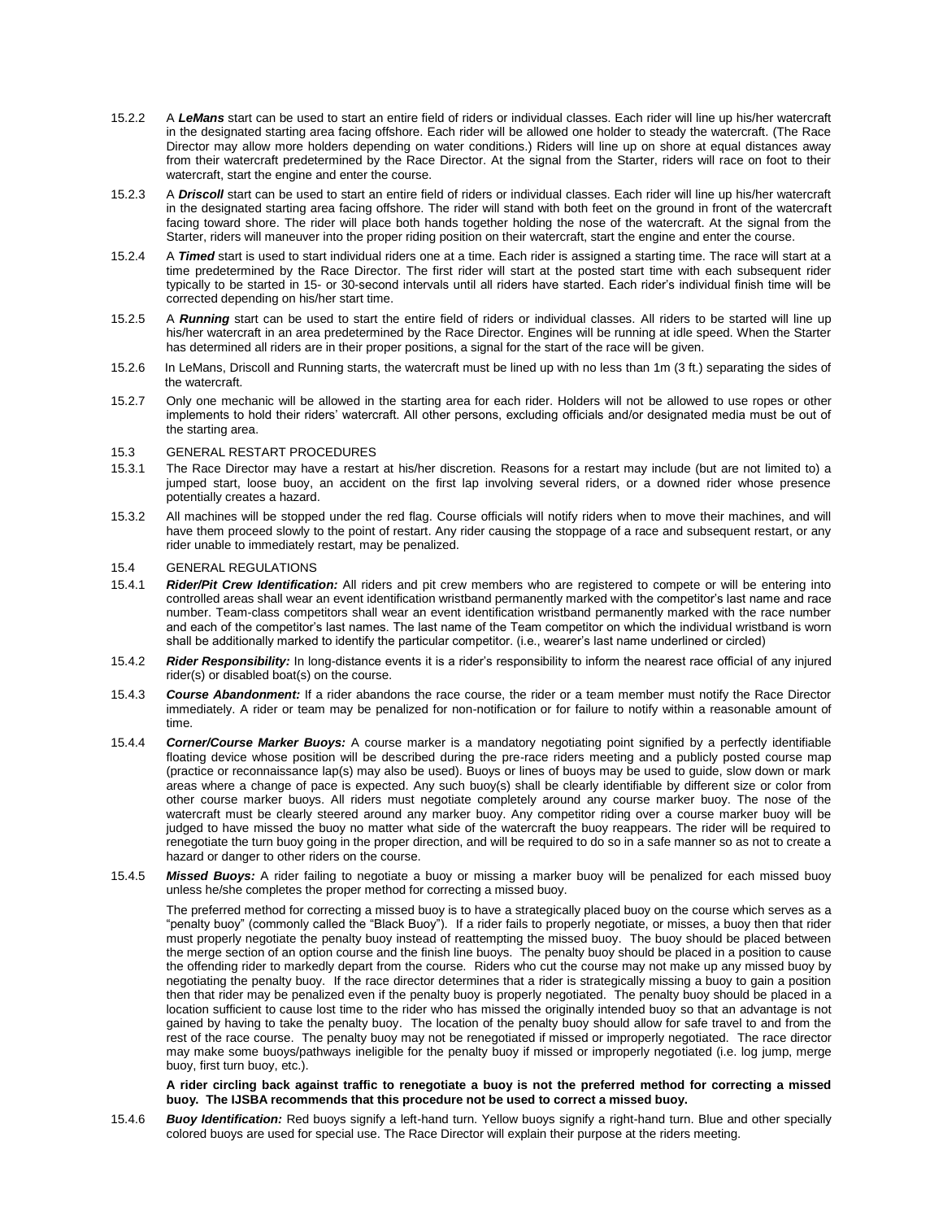15.2.2 A ***LeMans*** start can be used to start an entire field of riders or individual classes. Each rider will line up his/her watercraft in the designated starting area facing offshore. Each rider will be allowed one holder to steady the watercraft. (The Race Director may allow more holders depending on water conditions.) Riders will line up on shore at equal distances away from their watercraft predetermined by the Race Director. At the signal from the Starter, riders will race on foot to their watercraft, start the engine and enter the course.

15.2.3 A ***Driscoll*** start can be used to start an entire field of riders or individual classes. Each rider will line up his/her watercraft in the designated starting area facing offshore. The rider will stand with both feet on the ground in front of the watercraft facing toward shore. The rider will place both hands together holding the nose of the watercraft. At the signal from the Starter, riders will maneuver into the proper riding position on their watercraft, start the engine and enter the course.

15.2.4 A ***Timed*** start is used to start individual riders one at a time. Each rider is assigned a starting time. The race will start at a time predetermined by the Race Director. The first rider will start at the posted start time with each subsequent rider typically to be started in 15- or 30-second intervals until all riders have started. Each rider's individual finish time will be corrected depending on his/her start time.

15.2.5 A ***Running*** start can be used to start the entire field of riders or individual classes. All riders to be started will line up his/her watercraft in an area predetermined by the Race Director. Engines will be running at idle speed. When the Starter has determined all riders are in their proper positions, a signal for the start of the race will be given.

15.2.6 In LeMans, Driscoll and Running starts, the watercraft must be lined up with no less than 1m (3 ft.) separating the sides of the watercraft.

15.2.7 Only one mechanic will be allowed in the starting area for each rider. Holders will not be allowed to use ropes or other implements to hold their riders' watercraft. All other persons, excluding officials and/or designated media must be out of the starting area.

15.3 GENERAL RESTART PROCEDURES

15.3.1 The Race Director may have a restart at his/her discretion. Reasons for a restart may include (but are not limited to) a jumped start, loose buoy, an accident on the first lap involving several riders, or a downed rider whose presence potentially creates a hazard.

15.3.2 All machines will be stopped under the red flag. Course officials will notify riders when to move their machines, and will have them proceed slowly to the point of restart. Any rider causing the stoppage of a race and subsequent restart, or any rider unable to immediately restart, may be penalized.

15.4 GENERAL REGULATIONS

15.4.1 ***Rider/Pit Crew Identification:*** All riders and pit crew members who are registered to compete or will be entering into controlled areas shall wear an event identification wristband permanently marked with the competitor's last name and race number. Team-class competitors shall wear an event identification wristband permanently marked with the race number and each of the competitor's last names. The last name of the Team competitor on which the individual wristband is worn shall be additionally marked to identify the particular competitor. (i.e., wearer's last name underlined or circled)

15.4.2 ***Rider Responsibility:*** In long-distance events it is a rider's responsibility to inform the nearest race official of any injured rider(s) or disabled boat(s) on the course.

15.4.3 ***Course Abandonment:*** If a rider abandons the race course, the rider or a team member must notify the Race Director immediately. A rider or team may be penalized for non-notification or for failure to notify within a reasonable amount of time.

15.4.4 ***Corner/Course Marker Buoys:*** A course marker is a mandatory negotiating point signified by a perfectly identifiable floating device whose position will be described during the pre-race riders meeting and a publicly posted course map (practice or reconnaissance lap(s) may also be used). Buoys or lines of buoys may be used to guide, slow down or mark areas where a change of pace is expected. Any such buoy(s) shall be clearly identifiable by different size or color from other course marker buoys. All riders must negotiate completely around any course marker buoy. The nose of the watercraft must be clearly steered around any marker buoy. Any competitor riding over a course marker buoy will be judged to have missed the buoy no matter what side of the watercraft the buoy reappears. The rider will be required to renegotiate the turn buoy going in the proper direction, and will be required to do so in a safe manner so as not to create a hazard or danger to other riders on the course.

15.4.5 ***Missed Buoys:*** A rider failing to negotiate a buoy or missing a marker buoy will be penalized for each missed buoy unless he/she completes the proper method for correcting a missed buoy.

The preferred method for correcting a missed buoy is to have a strategically placed buoy on the course which serves as a "penalty buoy" (commonly called the "Black Buoy"). If a rider fails to properly negotiate, or misses, a buoy then that rider must properly negotiate the penalty buoy instead of reattempting the missed buoy. The buoy should be placed between the merge section of an option course and the finish line buoys. The penalty buoy should be placed in a position to cause the offending rider to markedly depart from the course. Riders who cut the course may not make up any missed buoy by negotiating the penalty buoy. If the race director determines that a rider is strategically missing a buoy to gain a position then that rider may be penalized even if the penalty buoy is properly negotiated. The penalty buoy should be placed in a location sufficient to cause lost time to the rider who has missed the originally intended buoy so that an advantage is not gained by having to take the penalty buoy. The location of the penalty buoy should allow for safe travel to and from the rest of the race course. The penalty buoy may not be renegotiated if missed or improperly negotiated. The race director may make some buoys/pathways ineligible for the penalty buoy if missed or improperly negotiated (i.e. log jump, merge buoy, first turn buoy, etc.).

**A rider circling back against traffic to renegotiate a buoy is not the preferred method for correcting a missed buoy. The IJSBA recommends that this procedure not be used to correct a missed buoy.**

15.4.6 ***Buoy Identification:*** Red buoys signify a left-hand turn. Yellow buoys signify a right-hand turn. Blue and other specially colored buoys are used for special use. The Race Director will explain their purpose at the riders meeting.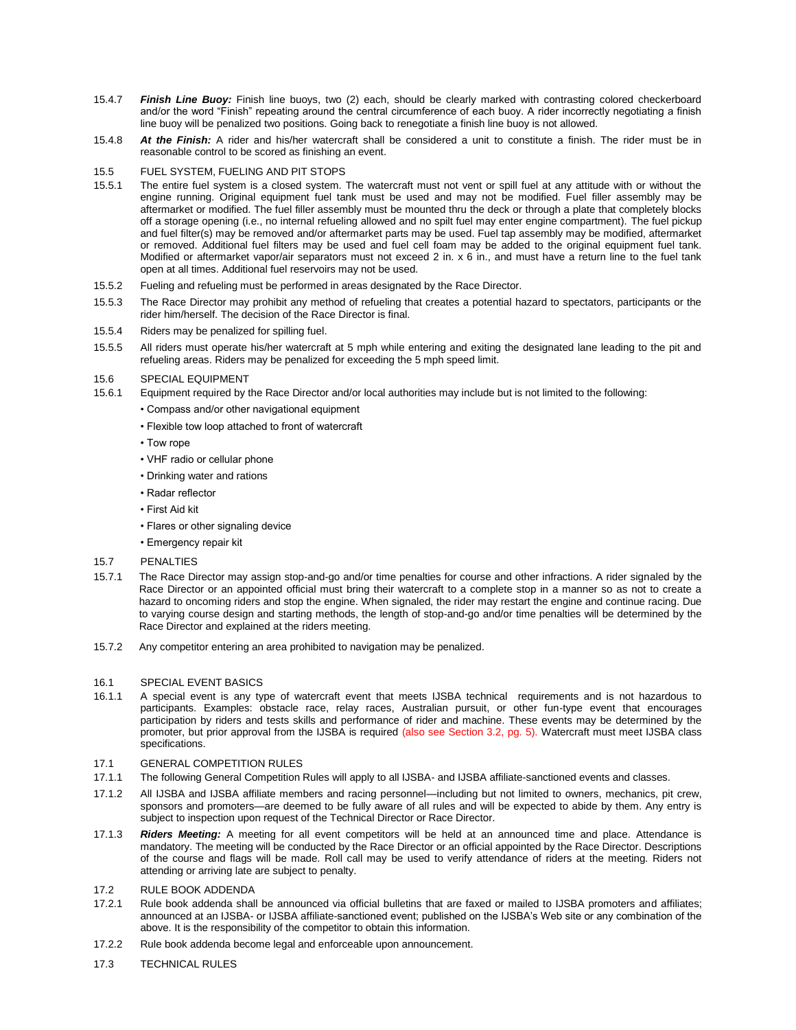15.4.7 ***Finish Line Buoy:*** Finish line buoys, two (2) each, should be clearly marked with contrasting colored checkerboard and/or the word "Finish" repeating around the central circumference of each buoy. A rider incorrectly negotiating a finish line buoy will be penalized two positions. Going back to renegotiate a finish line buoy is not allowed.

15.4.8 ***At the Finish:*** A rider and his/her watercraft shall be considered a unit to constitute a finish. The rider must be in reasonable control to be scored as finishing an event.

15.5 FUEL SYSTEM, FUELING AND PIT STOPS

15.5.1 The entire fuel system is a closed system. The watercraft must not vent or spill fuel at any attitude with or without the engine running. Original equipment fuel tank must be used and may not be modified. Fuel filler assembly may be aftermarket or modified. The fuel filler assembly must be mounted thru the deck or through a plate that completely blocks off a storage opening (i.e., no internal refueling allowed and no spilt fuel may enter engine compartment). The fuel pickup and fuel filter(s) may be removed and/or aftermarket parts may be used. Fuel tap assembly may be modified, aftermarket or removed. Additional fuel filters may be used and fuel cell foam may be added to the original equipment fuel tank. Modified or aftermarket vapor/air separators must not exceed 2 in. x 6 in., and must have a return line to the fuel tank open at all times. Additional fuel reservoirs may not be used.

15.5.2 Fueling and refueling must be performed in areas designated by the Race Director.

15.5.3 The Race Director may prohibit any method of refueling that creates a potential hazard to spectators, participants or the rider him/herself. The decision of the Race Director is final.

15.5.4 Riders may be penalized for spilling fuel.

15.5.5 All riders must operate his/her watercraft at 5 mph while entering and exiting the designated lane leading to the pit and refueling areas. Riders may be penalized for exceeding the 5 mph speed limit.

15.6 SPECIAL EQUIPMENT

15.6.1 Equipment required by the Race Director and/or local authorities may include but is not limited to the following:

- Compass and/or other navigational equipment
- Flexible tow loop attached to front of watercraft
- Tow rope
- VHF radio or cellular phone
- Drinking water and rations
- Radar reflector
- First Aid kit
- Flares or other signaling device
- Emergency repair kit

15.7 PENALTIES

15.7.1 The Race Director may assign stop-and-go and/or time penalties for course and other infractions. A rider signaled by the Race Director or an appointed official must bring their watercraft to a complete stop in a manner so as not to create a hazard to oncoming riders and stop the engine. When signaled, the rider may restart the engine and continue racing. Due to varying course design and starting methods, the length of stop-and-go and/or time penalties will be determined by the Race Director and explained at the riders meeting.

15.7.2 Any competitor entering an area prohibited to navigation may be penalized.

16.1 SPECIAL EVENT BASICS

16.1.1 A special event is any type of watercraft event that meets IJSBA technical requirements and is not hazardous to participants. Examples: obstacle race, relay races, Australian pursuit, or other fun-type event that encourages participation by riders and tests skills and performance of rider and machine. These events may be determined by the promoter, but prior approval from the IJSBA is required (also see Section 3.2, pg. 5). Watercraft must meet IJSBA class specifications.

17.1 GENERAL COMPETITION RULES

17.1.1 The following General Competition Rules will apply to all IJSBA- and IJSBA affiliate-sanctioned events and classes.

17.1.2 All IJSBA and IJSBA affiliate members and racing personnel—including but not limited to owners, mechanics, pit crew, sponsors and promoters—are deemed to be fully aware of all rules and will be expected to abide by them. Any entry is subject to inspection upon request of the Technical Director or Race Director.

17.1.3 ***Riders Meeting:*** A meeting for all event competitors will be held at an announced time and place. Attendance is mandatory. The meeting will be conducted by the Race Director or an official appointed by the Race Director. Descriptions of the course and flags will be made. Roll call may be used to verify attendance of riders at the meeting. Riders not attending or arriving late are subject to penalty.

17.2 RULE BOOK ADDENDA

17.2.1 Rule book addenda shall be announced via official bulletins that are faxed or mailed to IJSBA promoters and affiliates; announced at an IJSBA- or IJSBA affiliate-sanctioned event; published on the IJSBA's Web site or any combination of the above. It is the responsibility of the competitor to obtain this information.

17.2.2 Rule book addenda become legal and enforceable upon announcement.

17.3 TECHNICAL RULES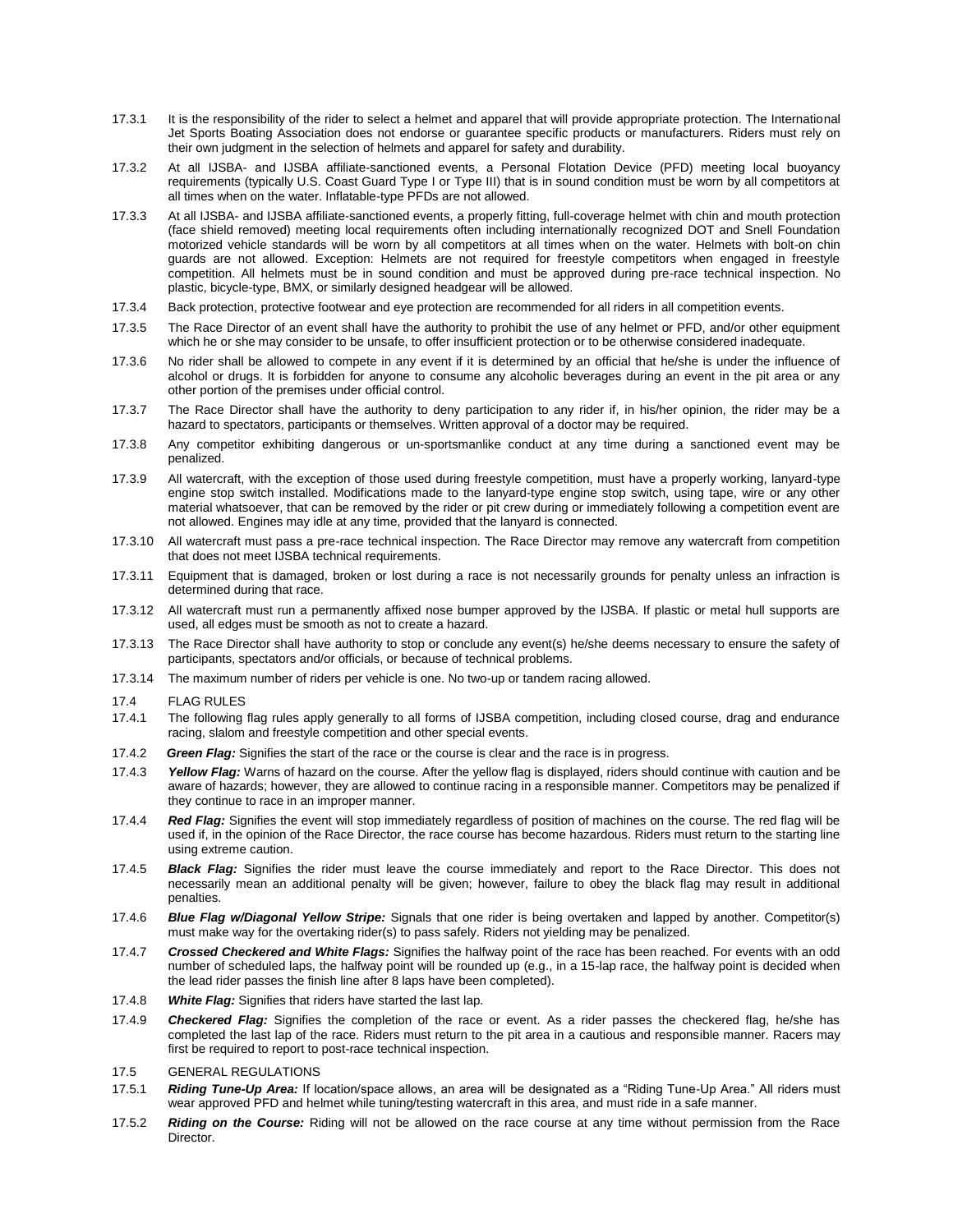17.3.1 It is the responsibility of the rider to select a helmet and apparel that will provide appropriate protection. The International Jet Sports Boating Association does not endorse or guarantee specific products or manufacturers. Riders must rely on their own judgment in the selection of helmets and apparel for safety and durability.

17.3.2 At all IJSBA- and IJSBA affiliate-sanctioned events, a Personal Flotation Device (PFD) meeting local buoyancy requirements (typically U.S. Coast Guard Type I or Type III) that is in sound condition must be worn by all competitors at all times when on the water. Inflatable-type PFDs are not allowed.

17.3.3 At all IJSBA- and IJSBA affiliate-sanctioned events, a properly fitting, full-coverage helmet with chin and mouth protection (face shield removed) meeting local requirements often including internationally recognized DOT and Snell Foundation motorized vehicle standards will be worn by all competitors at all times when on the water. Helmets with bolt-on chin guards are not allowed. Exception: Helmets are not required for freestyle competitors when engaged in freestyle competition. All helmets must be in sound condition and must be approved during pre-race technical inspection. No plastic, bicycle-type, BMX, or similarly designed headgear will be allowed.

17.3.4 Back protection, protective footwear and eye protection are recommended for all riders in all competition events.

17.3.5 The Race Director of an event shall have the authority to prohibit the use of any helmet or PFD, and/or other equipment which he or she may consider to be unsafe, to offer insufficient protection or to be otherwise considered inadequate.

17.3.6 No rider shall be allowed to compete in any event if it is determined by an official that he/she is under the influence of alcohol or drugs. It is forbidden for anyone to consume any alcoholic beverages during an event in the pit area or any other portion of the premises under official control.

17.3.7 The Race Director shall have the authority to deny participation to any rider if, in his/her opinion, the rider may be a hazard to spectators, participants or themselves. Written approval of a doctor may be required.

17.3.8 Any competitor exhibiting dangerous or un-sportsmanlike conduct at any time during a sanctioned event may be penalized.

17.3.9 All watercraft, with the exception of those used during freestyle competition, must have a properly working, lanyard-type engine stop switch installed. Modifications made to the lanyard-type engine stop switch, using tape, wire or any other material whatsoever, that can be removed by the rider or pit crew during or immediately following a competition event are not allowed. Engines may idle at any time, provided that the lanyard is connected.

17.3.10 All watercraft must pass a pre-race technical inspection. The Race Director may remove any watercraft from competition that does not meet IJSBA technical requirements.

17.3.11 Equipment that is damaged, broken or lost during a race is not necessarily grounds for penalty unless an infraction is determined during that race.

17.3.12 All watercraft must run a permanently affixed nose bumper approved by the IJSBA. If plastic or metal hull supports are used, all edges must be smooth as not to create a hazard.

17.3.13 The Race Director shall have authority to stop or conclude any event(s) he/she deems necessary to ensure the safety of participants, spectators and/or officials, or because of technical problems.

17.3.14 The maximum number of riders per vehicle is one. No two-up or tandem racing allowed.

## 17.4 FLAG RULES

17.4.1 The following flag rules apply generally to all forms of IJSBA competition, including closed course, drag and endurance racing, slalom and freestyle competition and other special events.

17.4.2 ***Green Flag:*** Signifies the start of the race or the course is clear and the race is in progress.

17.4.3 ***Yellow Flag:*** Warns of hazard on the course. After the yellow flag is displayed, riders should continue with caution and be aware of hazards; however, they are allowed to continue racing in a responsible manner. Competitors may be penalized if they continue to race in an improper manner.

17.4.4 ***Red Flag:*** Signifies the event will stop immediately regardless of position of machines on the course. The red flag will be used if, in the opinion of the Race Director, the race course has become hazardous. Riders must return to the starting line using extreme caution.

17.4.5 ***Black Flag:*** Signifies the rider must leave the course immediately and report to the Race Director. This does not necessarily mean an additional penalty will be given; however, failure to obey the black flag may result in additional penalties.

17.4.6 ***Blue Flag w/Diagonal Yellow Stripe:*** Signals that one rider is being overtaken and lapped by another. Competitor(s) must make way for the overtaking rider(s) to pass safely. Riders not yielding may be penalized.

17.4.7 ***Crossed Checkered and White Flags:*** Signifies the halfway point of the race has been reached. For events with an odd number of scheduled laps, the halfway point will be rounded up (e.g., in a 15-lap race, the halfway point is decided when the lead rider passes the finish line after 8 laps have been completed).

17.4.8 ***White Flag:*** Signifies that riders have started the last lap.

17.4.9 ***Checkered Flag:*** Signifies the completion of the race or event. As a rider passes the checkered flag, he/she has completed the last lap of the race. Riders must return to the pit area in a cautious and responsible manner. Racers may first be required to report to post-race technical inspection.

## 17.5 GENERAL REGULATIONS

17.5.1 ***Riding Tune-Up Area:*** If location/space allows, an area will be designated as a "Riding Tune-Up Area." All riders must wear approved PFD and helmet while tuning/testing watercraft in this area, and must ride in a safe manner.

17.5.2 ***Riding on the Course:*** Riding will not be allowed on the race course at any time without permission from the Race Director.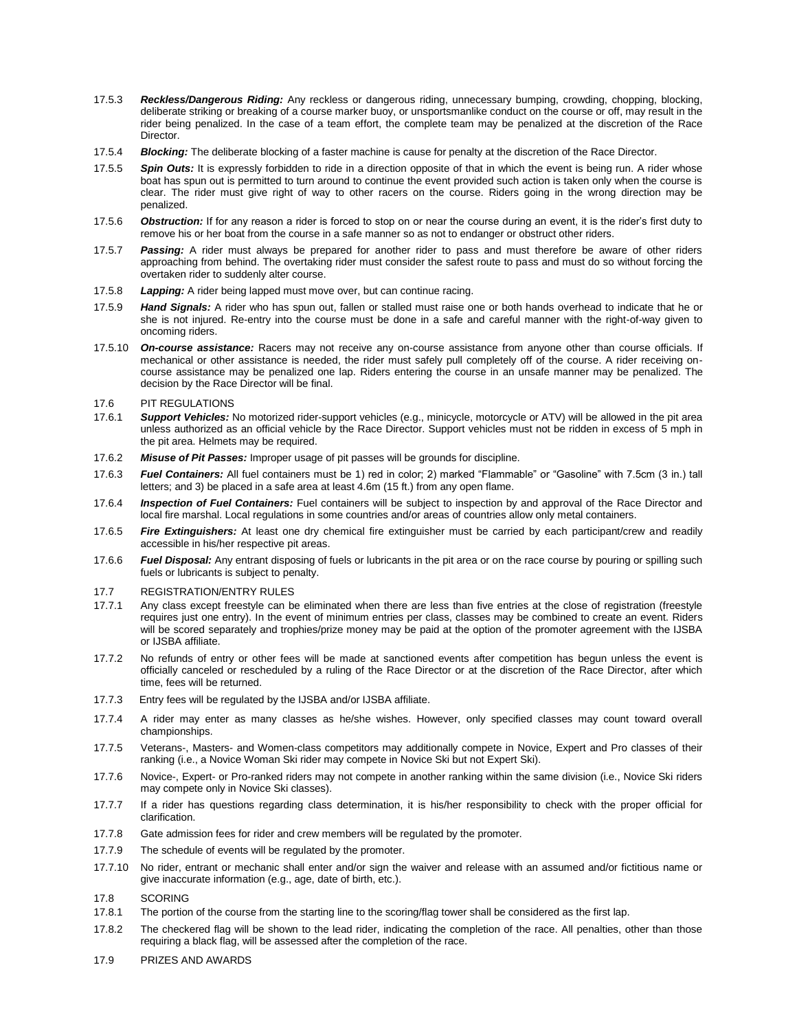17.5.3 ***Reckless/Dangerous Riding:*** Any reckless or dangerous riding, unnecessary bumping, crowding, chopping, blocking, deliberate striking or breaking of a course marker buoy, or unsportsmanlike conduct on the course or off, may result in the rider being penalized. In the case of a team effort, the complete team may be penalized at the discretion of the Race Director.

17.5.4 ***Blocking:*** The deliberate blocking of a faster machine is cause for penalty at the discretion of the Race Director.

17.5.5 ***Spin Outs:*** It is expressly forbidden to ride in a direction opposite of that in which the event is being run. A rider whose boat has spun out is permitted to turn around to continue the event provided such action is taken only when the course is clear. The rider must give right of way to other racers on the course. Riders going in the wrong direction may be penalized.

17.5.6 ***Obstruction:*** If for any reason a rider is forced to stop on or near the course during an event, it is the rider's first duty to remove his or her boat from the course in a safe manner so as not to endanger or obstruct other riders.

17.5.7 ***Passing:*** A rider must always be prepared for another rider to pass and must therefore be aware of other riders approaching from behind. The overtaking rider must consider the safest route to pass and must do so without forcing the overtaken rider to suddenly alter course.

17.5.8 ***Lapping:*** A rider being lapped must move over, but can continue racing.

17.5.9 ***Hand Signals:*** A rider who has spun out, fallen or stalled must raise one or both hands overhead to indicate that he or she is not injured. Re-entry into the course must be done in a safe and careful manner with the right-of-way given to oncoming riders.

17.5.10 ***On-course assistance:*** Racers may not receive any on-course assistance from anyone other than course officials. If mechanical or other assistance is needed, the rider must safely pull completely off of the course. A rider receiving on-course assistance may be penalized one lap. Riders entering the course in an unsafe manner may be penalized. The decision by the Race Director will be final.

17.6 PIT REGULATIONS

17.6.1 ***Support Vehicles:*** No motorized rider-support vehicles (e.g., minicycle, motorcycle or ATV) will be allowed in the pit area unless authorized as an official vehicle by the Race Director. Support vehicles must not be ridden in excess of 5 mph in the pit area. Helmets may be required.

17.6.2 ***Misuse of Pit Passes:*** Improper usage of pit passes will be grounds for discipline.

17.6.3 ***Fuel Containers:*** All fuel containers must be 1) red in color; 2) marked "Flammable" or "Gasoline" with 7.5cm (3 in.) tall letters; and 3) be placed in a safe area at least 4.6m (15 ft.) from any open flame.

17.6.4 ***Inspection of Fuel Containers:*** Fuel containers will be subject to inspection by and approval of the Race Director and local fire marshal. Local regulations in some countries and/or areas of countries allow only metal containers.

17.6.5 ***Fire Extinguishers:*** At least one dry chemical fire extinguisher must be carried by each participant/crew and readily accessible in his/her respective pit areas.

17.6.6 ***Fuel Disposal:*** Any entrant disposing of fuels or lubricants in the pit area or on the race course by pouring or spilling such fuels or lubricants is subject to penalty.

17.7 REGISTRATION/ENTRY RULES

17.7.1 Any class except freestyle can be eliminated when there are less than five entries at the close of registration (freestyle requires just one entry). In the event of minimum entries per class, classes may be combined to create an event. Riders will be scored separately and trophies/prize money may be paid at the option of the promoter agreement with the IJSBA or IJSBA affiliate.

17.7.2 No refunds of entry or other fees will be made at sanctioned events after competition has begun unless the event is officially canceled or rescheduled by a ruling of the Race Director or at the discretion of the Race Director, after which time, fees will be returned.

17.7.3 Entry fees will be regulated by the IJSBA and/or IJSBA affiliate.

17.7.4 A rider may enter as many classes as he/she wishes. However, only specified classes may count toward overall championships.

17.7.5 Veterans-, Masters- and Women-class competitors may additionally compete in Novice, Expert and Pro classes of their ranking (i.e., a Novice Woman Ski rider may compete in Novice Ski but not Expert Ski).

17.7.6 Novice-, Expert- or Pro-ranked riders may not compete in another ranking within the same division (i.e., Novice Ski riders may compete only in Novice Ski classes).

17.7.7 If a rider has questions regarding class determination, it is his/her responsibility to check with the proper official for clarification.

17.7.8 Gate admission fees for rider and crew members will be regulated by the promoter.

17.7.9 The schedule of events will be regulated by the promoter.

17.7.10 No rider, entrant or mechanic shall enter and/or sign the waiver and release with an assumed and/or fictitious name or give inaccurate information (e.g., age, date of birth, etc.).

17.8 SCORING

17.8.1 The portion of the course from the starting line to the scoring/flag tower shall be considered as the first lap.

17.8.2 The checkered flag will be shown to the lead rider, indicating the completion of the race. All penalties, other than those requiring a black flag, will be assessed after the completion of the race.

17.9 PRIZES AND AWARDS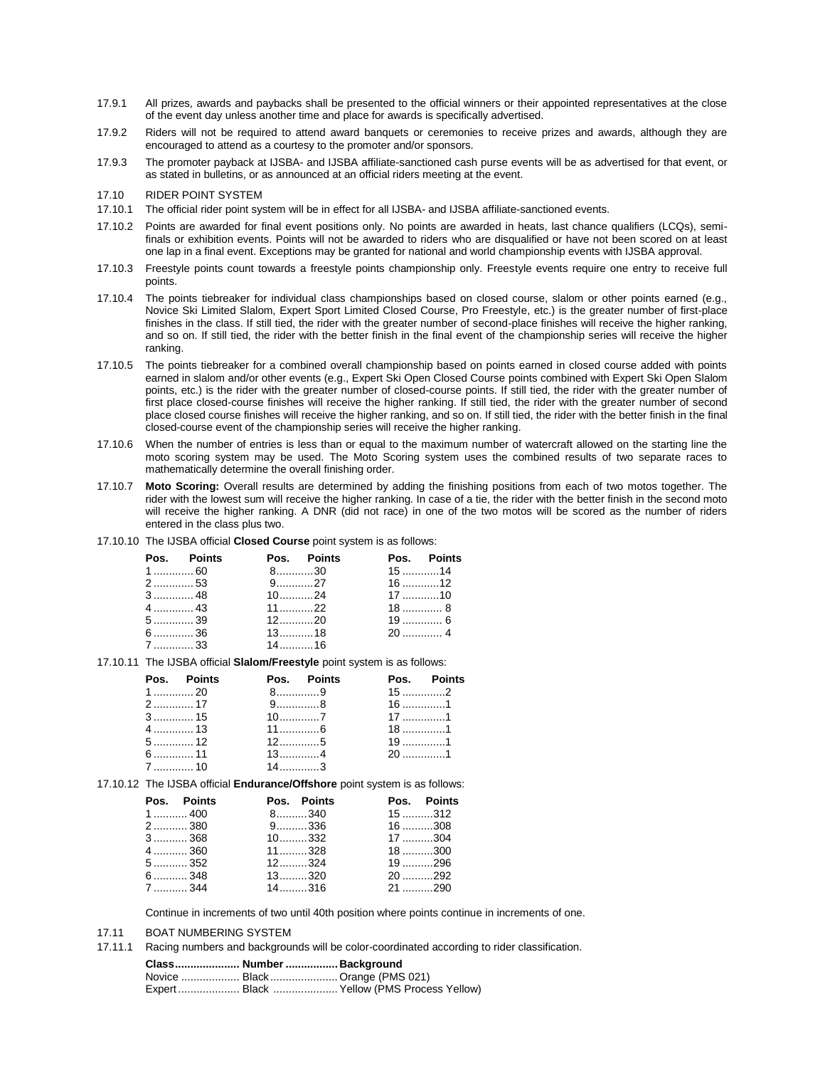17.9.1 All prizes, awards and paybacks shall be presented to the official winners or their appointed representatives at the close of the event day unless another time and place for awards is specifically advertised.

17.9.2 Riders will not be required to attend award banquets or ceremonies to receive prizes and awards, although they are encouraged to attend as a courtesy to the promoter and/or sponsors.

17.9.3 The promoter payback at IJSBA- and IJSBA affiliate-sanctioned cash purse events will be as advertised for that event, or as stated in bulletins, or as announced at an official riders meeting at the event.

17.10 RIDER POINT SYSTEM

17.10.1 The official rider point system will be in effect for all IJSBA- and IJSBA affiliate-sanctioned events.

17.10.2 Points are awarded for final event positions only. No points are awarded in heats, last chance qualifiers (LCQs), semi-finals or exhibition events. Points will not be awarded to riders who are disqualified or have not been scored on at least one lap in a final event. Exceptions may be granted for national and world championship events with IJSBA approval.

17.10.3 Freestyle points count towards a freestyle points championship only. Freestyle events require one entry to receive full points.

17.10.4 The points tiebreaker for individual class championships based on closed course, slalom or other points earned (e.g., Novice Ski Limited Slalom, Expert Sport Limited Closed Course, Pro Freestyle, etc.) is the greater number of first-place finishes in the class. If still tied, the rider with the greater number of second-place finishes will receive the higher ranking, and so on. If still tied, the rider with the better finish in the final event of the championship series will receive the higher ranking.

17.10.5 The points tiebreaker for a combined overall championship based on points earned in closed course added with points earned in slalom and/or other events (e.g., Expert Ski Open Closed Course points combined with Expert Ski Open Slalom points, etc.) is the rider with the greater number of closed-course points. If still tied, the rider with the greater number of first place closed-course finishes will receive the higher ranking. If still tied, the rider with the greater number of second place closed course finishes will receive the higher ranking, and so on. If still tied, the rider with the better finish in the final closed-course event of the championship series will receive the higher ranking.

17.10.6 When the number of entries is less than or equal to the maximum number of watercraft allowed on the starting line the moto scoring system may be used. The Moto Scoring system uses the combined results of two separate races to mathematically determine the overall finishing order.

17.10.7 **Moto Scoring:** Overall results are determined by adding the finishing positions from each of two motos together. The rider with the lowest sum will receive the higher ranking. In case of a tie, the rider with the better finish in the second moto will receive the higher ranking. A DNR (did not race) in one of the two motos will be scored as the number of riders entered in the class plus two.

17.10.10 The IJSBA official **Closed Course** point system is as follows:

| Pos. | Points | Pos. | Points | Pos. | Points |
|---|---|---|---|---|---|
| 1 | 60 | 8 | 30 | 15 | 14 |
| 2 | 53 | 9 | 27 | 16 | 12 |
| 3 | 48 | 10 | 24 | 17 | 10 |
| 4 | 43 | 11 | 22 | 18 | 8 |
| 5 | 39 | 12 | 20 | 19 | 6 |
| 6 | 36 | 13 | 18 | 20 | 4 |
| 7 | 33 | 14 | 16 | | |

17.10.11 The IJSBA official **Slalom/Freestyle** point system is as follows:

| Pos. | Points | Pos. | Points | Pos. | Points |
|---|---|---|---|---|---|
| 1 | 20 | 8 | 9 | 15 | 2 |
| 2 | 17 | 9 | 8 | 16 | 1 |
| 3 | 15 | 10 | 7 | 17 | 1 |
| 4 | 13 | 11 | 6 | 18 | 1 |
| 5 | 12 | 12 | 5 | 19 | 1 |
| 6 | 11 | 13 | 4 | 20 | 1 |
| 7 | 10 | 14 | 3 | | |

17.10.12 The IJSBA official **Endurance/Offshore** point system is as follows:

| Pos. | Points | Pos. | Points | Pos. | Points |
|---|---|---|---|---|---|
| 1 | 400 | 8 | 340 | 15 | 312 |
| 2 | 380 | 9 | 336 | 16 | 308 |
| 3 | 368 | 10 | 332 | 17 | 304 |
| 4 | 360 | 11 | 328 | 18 | 300 |
| 5 | 352 | 12 | 324 | 19 | 296 |
| 6 | 348 | 13 | 320 | 20 | 292 |
| 7 | 344 | 14 | 316 | 21 | 290 |

Continue in increments of two until 40th position where points continue in increments of one.

17.11 BOAT NUMBERING SYSTEM

17.11.1 Racing numbers and backgrounds will be color-coordinated according to rider classification.

| Class | Number | Background |
|---|---|---|
| Novice | Black | Orange (PMS 021) |
| Expert | Black | Yellow (PMS Process Yellow) |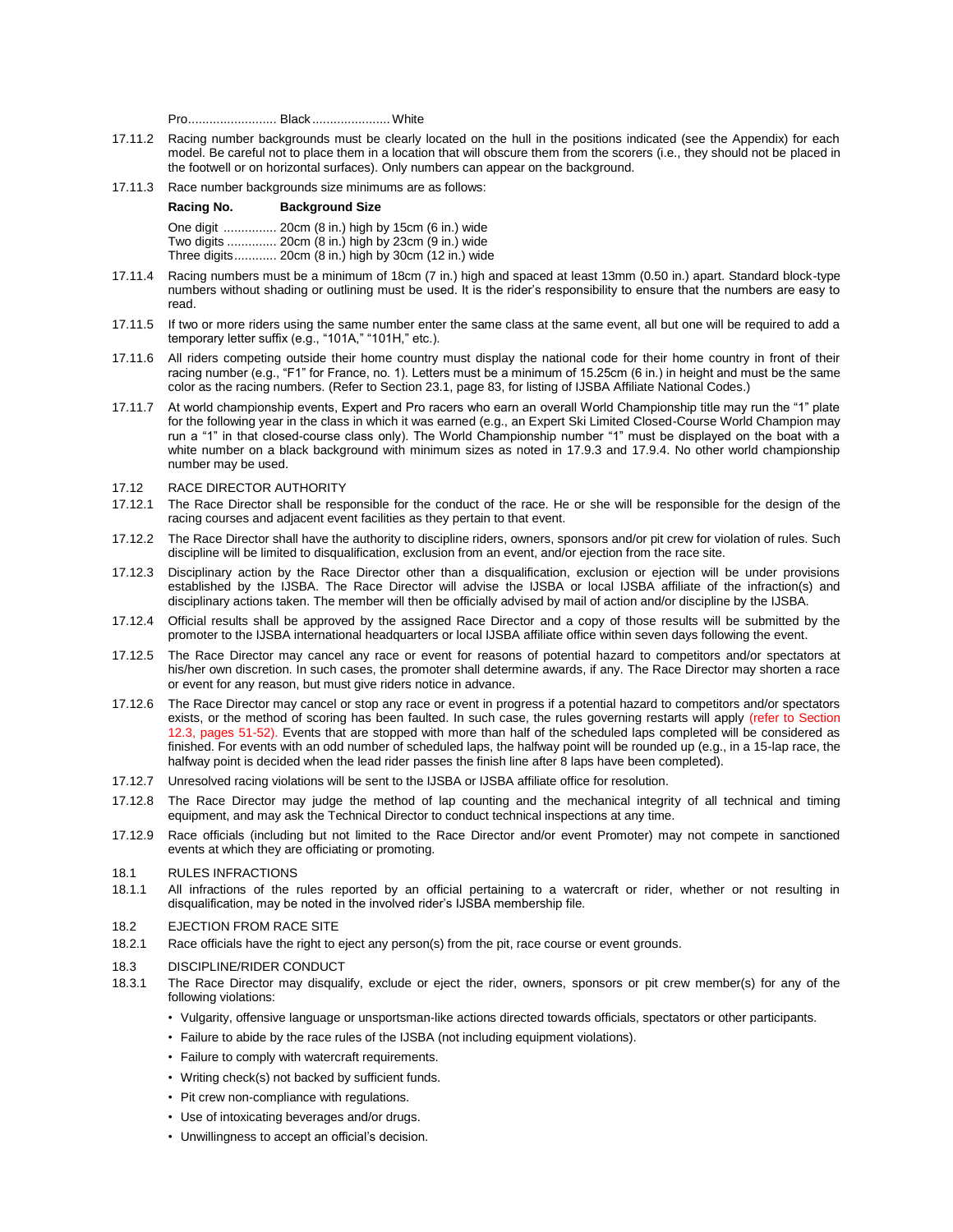Pro......................... Black...................... White

17.11.2 Racing number backgrounds must be clearly located on the hull in the positions indicated (see the Appendix) for each model. Be careful not to place them in a location that will obscure them from the scorers (i.e., they should not be placed in the footwell or on horizontal surfaces). Only numbers can appear on the background.

17.11.3 Race number backgrounds size minimums are as follows:

| Racing No. | Background Size |
|---|---|
| One digit | 20cm (8 in.) high by 15cm (6 in.) wide |
| Two digits | 20cm (8 in.) high by 23cm (9 in.) wide |
| Three digits | 20cm (8 in.) high by 30cm (12 in.) wide |

17.11.4 Racing numbers must be a minimum of 18cm (7 in.) high and spaced at least 13mm (0.50 in.) apart. Standard block-type numbers without shading or outlining must be used. It is the rider's responsibility to ensure that the numbers are easy to read.

17.11.5 If two or more riders using the same number enter the same class at the same event, all but one will be required to add a temporary letter suffix (e.g., "101A," "101H," etc.).

17.11.6 All riders competing outside their home country must display the national code for their home country in front of their racing number (e.g., "F1" for France, no. 1). Letters must be a minimum of 15.25cm (6 in.) in height and must be the same color as the racing numbers. (Refer to Section 23.1, page 83, for listing of IJSBA Affiliate National Codes.)

17.11.7 At world championship events, Expert and Pro racers who earn an overall World Championship title may run the "1" plate for the following year in the class in which it was earned (e.g., an Expert Ski Limited Closed-Course World Champion may run a "1" in that closed-course class only). The World Championship number "1" must be displayed on the boat with a white number on a black background with minimum sizes as noted in 17.9.3 and 17.9.4. No other world championship number may be used.

## 17.12 RACE DIRECTOR AUTHORITY

17.12.1 The Race Director shall be responsible for the conduct of the race. He or she will be responsible for the design of the racing courses and adjacent event facilities as they pertain to that event.

17.12.2 The Race Director shall have the authority to discipline riders, owners, sponsors and/or pit crew for violation of rules. Such discipline will be limited to disqualification, exclusion from an event, and/or ejection from the race site.

17.12.3 Disciplinary action by the Race Director other than a disqualification, exclusion or ejection will be under provisions established by the IJSBA. The Race Director will advise the IJSBA or local IJSBA affiliate of the infraction(s) and disciplinary actions taken. The member will then be officially advised by mail of action and/or discipline by the IJSBA.

17.12.4 Official results shall be approved by the assigned Race Director and a copy of those results will be submitted by the promoter to the IJSBA international headquarters or local IJSBA affiliate office within seven days following the event.

17.12.5 The Race Director may cancel any race or event for reasons of potential hazard to competitors and/or spectators at his/her own discretion. In such cases, the promoter shall determine awards, if any. The Race Director may shorten a race or event for any reason, but must give riders notice in advance.

17.12.6 The Race Director may cancel or stop any race or event in progress if a potential hazard to competitors and/or spectators exists, or the method of scoring has been faulted. In such case, the rules governing restarts will apply (refer to Section 12.3, pages 51-52). Events that are stopped with more than half of the scheduled laps completed will be considered as finished. For events with an odd number of scheduled laps, the halfway point will be rounded up (e.g., in a 15-lap race, the halfway point is decided when the lead rider passes the finish line after 8 laps have been completed).

17.12.7 Unresolved racing violations will be sent to the IJSBA or IJSBA affiliate office for resolution.

17.12.8 The Race Director may judge the method of lap counting and the mechanical integrity of all technical and timing equipment, and may ask the Technical Director to conduct technical inspections at any time.

17.12.9 Race officials (including but not limited to the Race Director and/or event Promoter) may not compete in sanctioned events at which they are officiating or promoting.

## 18.1 RULES INFRACTIONS

18.1.1 All infractions of the rules reported by an official pertaining to a watercraft or rider, whether or not resulting in disqualification, may be noted in the involved rider's IJSBA membership file.

## 18.2 EJECTION FROM RACE SITE

18.2.1 Race officials have the right to eject any person(s) from the pit, race course or event grounds.

## 18.3 DISCIPLINE/RIDER CONDUCT

18.3.1 The Race Director may disqualify, exclude or eject the rider, owners, sponsors or pit crew member(s) for any of the following violations:

- Vulgarity, offensive language or unsportsman-like actions directed towards officials, spectators or other participants.
- Failure to abide by the race rules of the IJSBA (not including equipment violations).
- Failure to comply with watercraft requirements.
- Writing check(s) not backed by sufficient funds.
- Pit crew non-compliance with regulations.
- Use of intoxicating beverages and/or drugs.
- Unwillingness to accept an official's decision.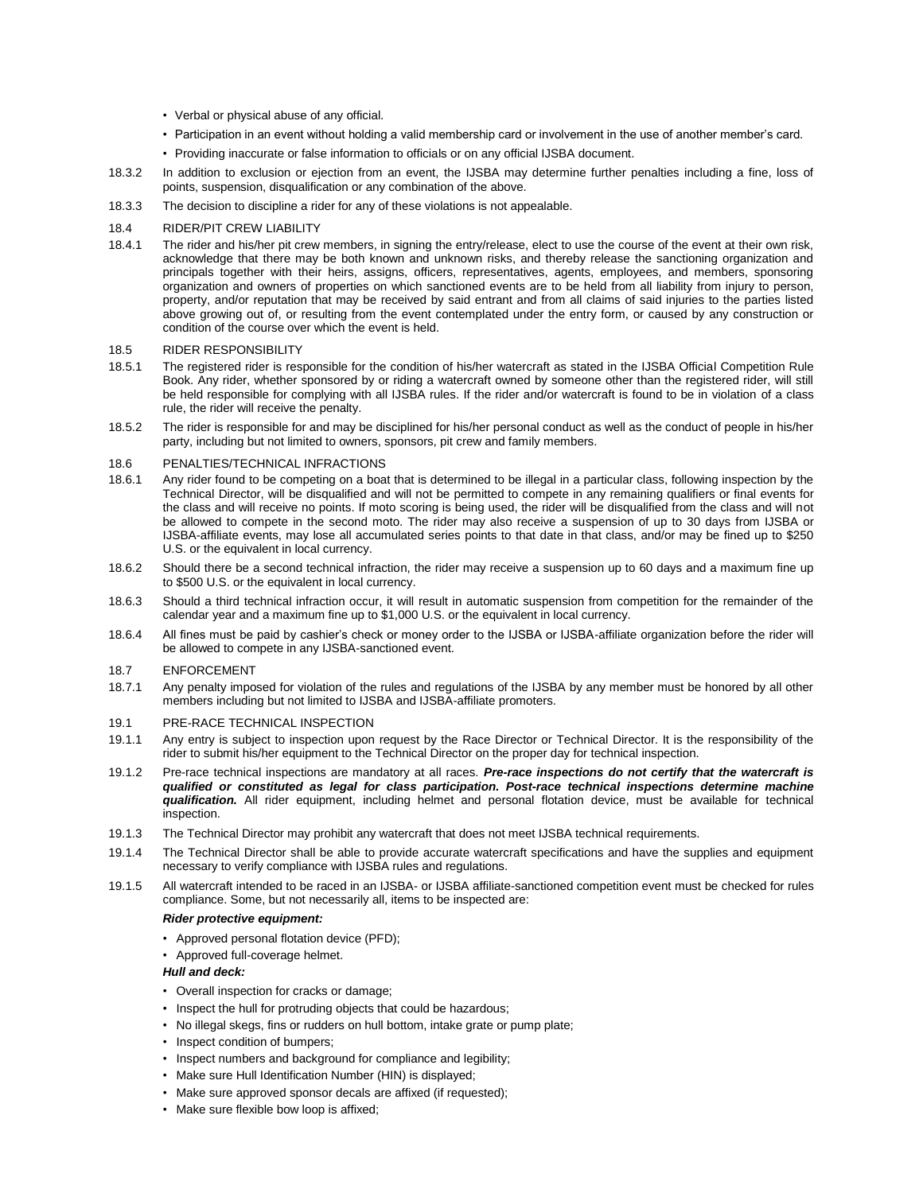- Verbal or physical abuse of any official.
- Participation in an event without holding a valid membership card or involvement in the use of another member's card.
- Providing inaccurate or false information to officials or on any official IJSBA document.

18.3.2 In addition to exclusion or ejection from an event, the IJSBA may determine further penalties including a fine, loss of points, suspension, disqualification or any combination of the above.

18.3.3 The decision to discipline a rider for any of these violations is not appealable.

18.4 RIDER/PIT CREW LIABILITY

18.4.1 The rider and his/her pit crew members, in signing the entry/release, elect to use the course of the event at their own risk, acknowledge that there may be both known and unknown risks, and thereby release the sanctioning organization and principals together with their heirs, assigns, officers, representatives, agents, employees, and members, sponsoring organization and owners of properties on which sanctioned events are to be held from all liability from injury to person, property, and/or reputation that may be received by said entrant and from all claims of said injuries to the parties listed above growing out of, or resulting from the event contemplated under the entry form, or caused by any construction or condition of the course over which the event is held.

18.5 RIDER RESPONSIBILITY

18.5.1 The registered rider is responsible for the condition of his/her watercraft as stated in the IJSBA Official Competition Rule Book. Any rider, whether sponsored by or riding a watercraft owned by someone other than the registered rider, will still be held responsible for complying with all IJSBA rules. If the rider and/or watercraft is found to be in violation of a class rule, the rider will receive the penalty.

18.5.2 The rider is responsible for and may be disciplined for his/her personal conduct as well as the conduct of people in his/her party, including but not limited to owners, sponsors, pit crew and family members.

18.6 PENALTIES/TECHNICAL INFRACTIONS

18.6.1 Any rider found to be competing on a boat that is determined to be illegal in a particular class, following inspection by the Technical Director, will be disqualified and will not be permitted to compete in any remaining qualifiers or final events for the class and will receive no points. If moto scoring is being used, the rider will be disqualified from the class and will not be allowed to compete in the second moto. The rider may also receive a suspension of up to 30 days from IJSBA or IJSBA-affiliate events, may lose all accumulated series points to that date in that class, and/or may be fined up to $250 U.S. or the equivalent in local currency.

18.6.2 Should there be a second technical infraction, the rider may receive a suspension up to 60 days and a maximum fine up to $500 U.S. or the equivalent in local currency.

18.6.3 Should a third technical infraction occur, it will result in automatic suspension from competition for the remainder of the calendar year and a maximum fine up to $1,000 U.S. or the equivalent in local currency.

18.6.4 All fines must be paid by cashier's check or money order to the IJSBA or IJSBA-affiliate organization before the rider will be allowed to compete in any IJSBA-sanctioned event.

18.7 ENFORCEMENT

18.7.1 Any penalty imposed for violation of the rules and regulations of the IJSBA by any member must be honored by all other members including but not limited to IJSBA and IJSBA-affiliate promoters.

19.1 PRE-RACE TECHNICAL INSPECTION

19.1.1 Any entry is subject to inspection upon request by the Race Director or Technical Director. It is the responsibility of the rider to submit his/her equipment to the Technical Director on the proper day for technical inspection.

19.1.2 Pre-race technical inspections are mandatory at all races. ***Pre-race inspections do not certify that the watercraft is qualified or constituted as legal for class participation. Post-race technical inspections determine machine qualification.*** All rider equipment, including helmet and personal flotation device, must be available for technical inspection.

19.1.3 The Technical Director may prohibit any watercraft that does not meet IJSBA technical requirements.

19.1.4 The Technical Director shall be able to provide accurate watercraft specifications and have the supplies and equipment necessary to verify compliance with IJSBA rules and regulations.

19.1.5 All watercraft intended to be raced in an IJSBA- or IJSBA affiliate-sanctioned competition event must be checked for rules compliance. Some, but not necessarily all, items to be inspected are:

***Rider protective equipment:***

- Approved personal flotation device (PFD);
- Approved full-coverage helmet.

***Hull and deck:***

- Overall inspection for cracks or damage;
- Inspect the hull for protruding objects that could be hazardous;
- No illegal skegs, fins or rudders on hull bottom, intake grate or pump plate;
- Inspect condition of bumpers;
- Inspect numbers and background for compliance and legibility;
- Make sure Hull Identification Number (HIN) is displayed;
- Make sure approved sponsor decals are affixed (if requested);
- Make sure flexible bow loop is affixed;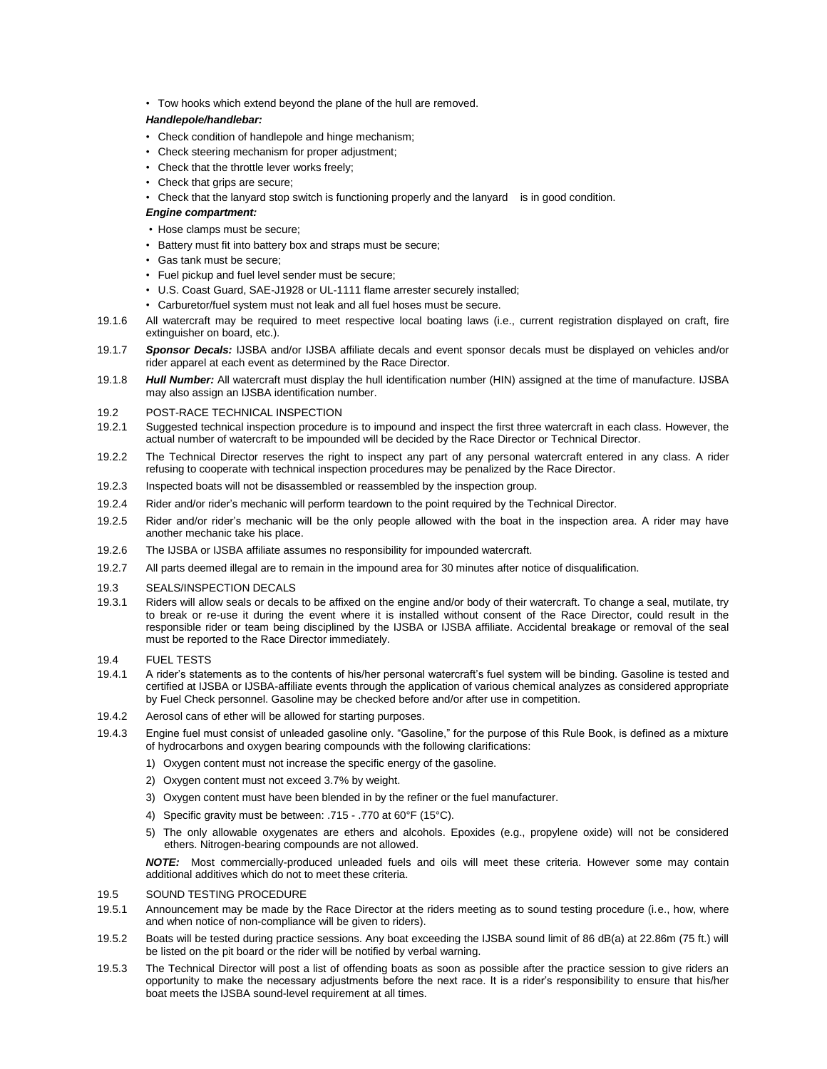- Tow hooks which extend beyond the plane of the hull are removed.

***Handlepole/handlebar:***

- Check condition of handlepole and hinge mechanism;
- Check steering mechanism for proper adjustment;
- Check that the throttle lever works freely;
- Check that grips are secure;
- Check that the lanyard stop switch is functioning properly and the lanyard is in good condition.

***Engine compartment:***

- Hose clamps must be secure;
- Battery must fit into battery box and straps must be secure;
- Gas tank must be secure;
- Fuel pickup and fuel level sender must be secure;
- U.S. Coast Guard, SAE-J1928 or UL-1111 flame arrester securely installed;
- Carburetor/fuel system must not leak and all fuel hoses must be secure.

19.1.6 All watercraft may be required to meet respective local boating laws (i.e., current registration displayed on craft, fire extinguisher on board, etc.).

19.1.7 ***Sponsor Decals:*** IJSBA and/or IJSBA affiliate decals and event sponsor decals must be displayed on vehicles and/or rider apparel at each event as determined by the Race Director.

19.1.8 ***Hull Number:*** All watercraft must display the hull identification number (HIN) assigned at the time of manufacture. IJSBA may also assign an IJSBA identification number.

19.2 POST-RACE TECHNICAL INSPECTION

19.2.1 Suggested technical inspection procedure is to impound and inspect the first three watercraft in each class. However, the actual number of watercraft to be impounded will be decided by the Race Director or Technical Director.

19.2.2 The Technical Director reserves the right to inspect any part of any personal watercraft entered in any class. A rider refusing to cooperate with technical inspection procedures may be penalized by the Race Director.

19.2.3 Inspected boats will not be disassembled or reassembled by the inspection group.

19.2.4 Rider and/or rider's mechanic will perform teardown to the point required by the Technical Director.

19.2.5 Rider and/or rider's mechanic will be the only people allowed with the boat in the inspection area. A rider may have another mechanic take his place.

19.2.6 The IJSBA or IJSBA affiliate assumes no responsibility for impounded watercraft.

19.2.7 All parts deemed illegal are to remain in the impound area for 30 minutes after notice of disqualification.

19.3 SEALS/INSPECTION DECALS

19.3.1 Riders will allow seals or decals to be affixed on the engine and/or body of their watercraft. To change a seal, mutilate, try to break or re-use it during the event where it is installed without consent of the Race Director, could result in the responsible rider or team being disciplined by the IJSBA or IJSBA affiliate. Accidental breakage or removal of the seal must be reported to the Race Director immediately.

19.4 FUEL TESTS

19.4.1 A rider's statements as to the contents of his/her personal watercraft's fuel system will be binding. Gasoline is tested and certified at IJSBA or IJSBA-affiliate events through the application of various chemical analyzes as considered appropriate by Fuel Check personnel. Gasoline may be checked before and/or after use in competition.

19.4.2 Aerosol cans of ether will be allowed for starting purposes.

19.4.3 Engine fuel must consist of unleaded gasoline only. "Gasoline," for the purpose of this Rule Book, is defined as a mixture of hydrocarbons and oxygen bearing compounds with the following clarifications:

1) Oxygen content must not increase the specific energy of the gasoline.
2) Oxygen content must not exceed 3.7% by weight.
3) Oxygen content must have been blended in by the refiner or the fuel manufacturer.
4) Specific gravity must be between: .715 - .770 at 60°F (15°C).
5) The only allowable oxygenates are ethers and alcohols. Epoxides (e.g., propylene oxide) will not be considered ethers. Nitrogen-bearing compounds are not allowed.

***NOTE:*** *Most commercially-produced unleaded fuels and oils will meet these criteria. However some may contain additional additives which do not to meet these criteria.*

19.5 SOUND TESTING PROCEDURE

19.5.1 Announcement may be made by the Race Director at the riders meeting as to sound testing procedure (i.e., how, where and when notice of non-compliance will be given to riders).

19.5.2 Boats will be tested during practice sessions. Any boat exceeding the IJSBA sound limit of 86 dB(a) at 22.86m (75 ft.) will be listed on the pit board or the rider will be notified by verbal warning.

19.5.3 The Technical Director will post a list of offending boats as soon as possible after the practice session to give riders an opportunity to make the necessary adjustments before the next race. It is a rider's responsibility to ensure that his/her boat meets the IJSBA sound-level requirement at all times.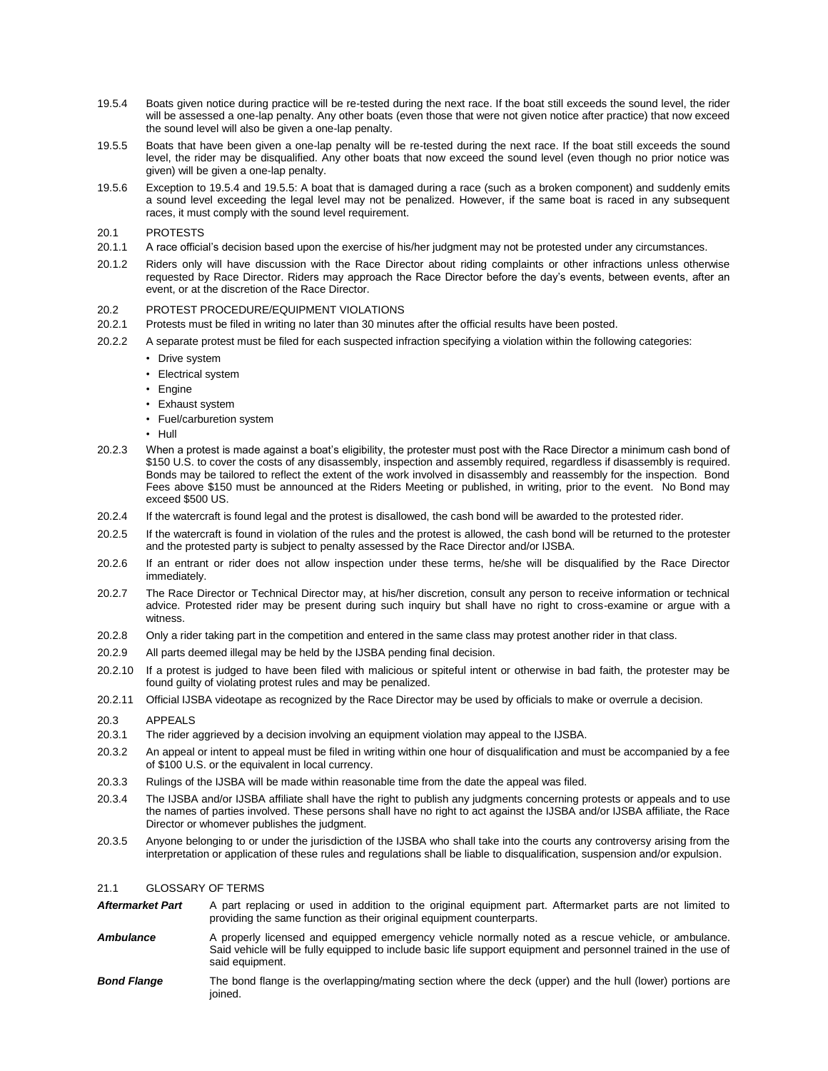19.5.4 Boats given notice during practice will be re-tested during the next race. If the boat still exceeds the sound level, the rider will be assessed a one-lap penalty. Any other boats (even those that were not given notice after practice) that now exceed the sound level will also be given a one-lap penalty.

19.5.5 Boats that have been given a one-lap penalty will be re-tested during the next race. If the boat still exceeds the sound level, the rider may be disqualified. Any other boats that now exceed the sound level (even though no prior notice was given) will be given a one-lap penalty.

19.5.6 Exception to 19.5.4 and 19.5.5: A boat that is damaged during a race (such as a broken component) and suddenly emits a sound level exceeding the legal level may not be penalized. However, if the same boat is raced in any subsequent races, it must comply with the sound level requirement.

## 20.1 PROTESTS

20.1.1 A race official's decision based upon the exercise of his/her judgment may not be protested under any circumstances.

20.1.2 Riders only will have discussion with the Race Director about riding complaints or other infractions unless otherwise requested by Race Director. Riders may approach the Race Director before the day's events, between events, after an event, or at the discretion of the Race Director.

## 20.2 PROTEST PROCEDURE/EQUIPMENT VIOLATIONS

20.2.1 Protests must be filed in writing no later than 30 minutes after the official results have been posted.

20.2.2 A separate protest must be filed for each suspected infraction specifying a violation within the following categories:

- Drive system
- Electrical system
- Engine
- Exhaust system
- Fuel/carburetion system
- Hull

20.2.3 When a protest is made against a boat's eligibility, the protester must post with the Race Director a minimum cash bond of $150 U.S. to cover the costs of any disassembly, inspection and assembly required, regardless if disassembly is required. Bonds may be tailored to reflect the extent of the work involved in disassembly and reassembly for the inspection. Bond Fees above $150 must be announced at the Riders Meeting or published, in writing, prior to the event. No Bond may exceed $500 US.

20.2.4 If the watercraft is found legal and the protest is disallowed, the cash bond will be awarded to the protested rider.

20.2.5 If the watercraft is found in violation of the rules and the protest is allowed, the cash bond will be returned to the protester and the protested party is subject to penalty assessed by the Race Director and/or IJSBA.

20.2.6 If an entrant or rider does not allow inspection under these terms, he/she will be disqualified by the Race Director immediately.

20.2.7 The Race Director or Technical Director may, at his/her discretion, consult any person to receive information or technical advice. Protested rider may be present during such inquiry but shall have no right to cross-examine or argue with a witness.

20.2.8 Only a rider taking part in the competition and entered in the same class may protest another rider in that class.

20.2.9 All parts deemed illegal may be held by the IJSBA pending final decision.

20.2.10 If a protest is judged to have been filed with malicious or spiteful intent or otherwise in bad faith, the protester may be found guilty of violating protest rules and may be penalized.

20.2.11 Official IJSBA videotape as recognized by the Race Director may be used by officials to make or overrule a decision.

## 20.3 APPEALS

20.3.1 The rider aggrieved by a decision involving an equipment violation may appeal to the IJSBA.

20.3.2 An appeal or intent to appeal must be filed in writing within one hour of disqualification and must be accompanied by a fee of $100 U.S. or the equivalent in local currency.

20.3.3 Rulings of the IJSBA will be made within reasonable time from the date the appeal was filed.

20.3.4 The IJSBA and/or IJSBA affiliate shall have the right to publish any judgments concerning protests or appeals and to use the names of parties involved. These persons shall have no right to act against the IJSBA and/or IJSBA affiliate, the Race Director or whomever publishes the judgment.

20.3.5 Anyone belonging to or under the jurisdiction of the IJSBA who shall take into the courts any controversy arising from the interpretation or application of these rules and regulations shall be liable to disqualification, suspension and/or expulsion.

## 21.1 GLOSSARY OF TERMS

***Aftermarket Part*** A part replacing or used in addition to the original equipment part. Aftermarket parts are not limited to providing the same function as their original equipment counterparts.

***Ambulance*** A properly licensed and equipped emergency vehicle normally noted as a rescue vehicle, or ambulance. Said vehicle will be fully equipped to include basic life support equipment and personnel trained in the use of said equipment.

***Bond Flange*** The bond flange is the overlapping/mating section where the deck (upper) and the hull (lower) portions are joined.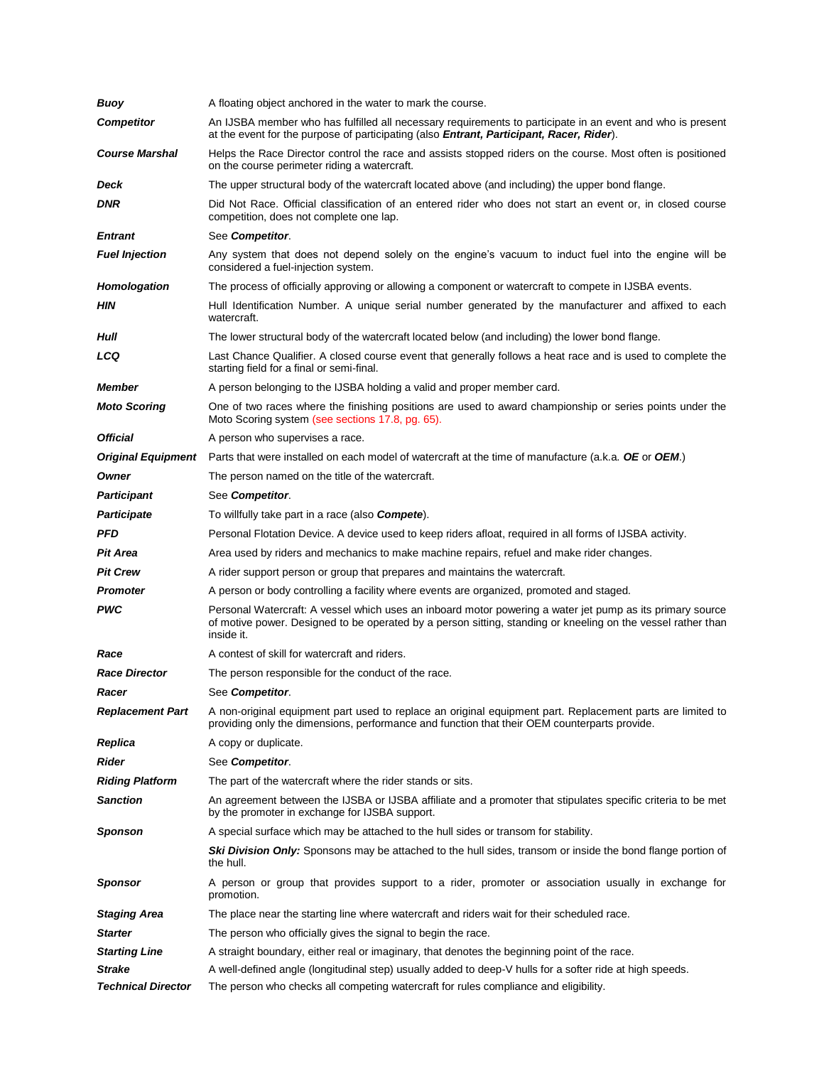| | |
|---|---|
| ***Buoy*** | A floating object anchored in the water to mark the course. |
| ***Competitor*** | An IJSBA member who has fulfilled all necessary requirements to participate in an event and who is present at the event for the purpose of participating (also ***Entrant, Participant, Racer, Rider***). |
| ***Course Marshal*** | Helps the Race Director control the race and assists stopped riders on the course. Most often is positioned on the course perimeter riding a watercraft. |
| ***Deck*** | The upper structural body of the watercraft located above (and including) the upper bond flange. |
| ***DNR*** | Did Not Race. Official classification of an entered rider who does not start an event or, in closed course competition, does not complete one lap. |
| ***Entrant*** | See ***Competitor***. |
| ***Fuel Injection*** | Any system that does not depend solely on the engine's vacuum to induct fuel into the engine will be considered a fuel-injection system. |
| ***Homologation*** | The process of officially approving or allowing a component or watercraft to compete in IJSBA events. |
| ***HIN*** | Hull Identification Number. A unique serial number generated by the manufacturer and affixed to each watercraft. |
| ***Hull*** | The lower structural body of the watercraft located below (and including) the lower bond flange. |
| ***LCQ*** | Last Chance Qualifier. A closed course event that generally follows a heat race and is used to complete the starting field for a final or semi-final. |
| ***Member*** | A person belonging to the IJSBA holding a valid and proper member card. |
| ***Moto Scoring*** | One of two races where the finishing positions are used to award championship or series points under the Moto Scoring system (see sections 17.8, pg. 65). |
| ***Official*** | A person who supervises a race. |
| ***Original Equipment*** | Parts that were installed on each model of watercraft at the time of manufacture (a.k.a. ***OE*** or ***OEM***.) |
| ***Owner*** | The person named on the title of the watercraft. |
| ***Participant*** | See ***Competitor***. |
| ***Participate*** | To willfully take part in a race (also ***Compete***). |
| ***PFD*** | Personal Flotation Device. A device used to keep riders afloat, required in all forms of IJSBA activity. |
| ***Pit Area*** | Area used by riders and mechanics to make machine repairs, refuel and make rider changes. |
| ***Pit Crew*** | A rider support person or group that prepares and maintains the watercraft. |
| ***Promoter*** | A person or body controlling a facility where events are organized, promoted and staged. |
| ***PWC*** | Personal Watercraft: A vessel which uses an inboard motor powering a water jet pump as its primary source of motive power. Designed to be operated by a person sitting, standing or kneeling on the vessel rather than inside it. |
| ***Race*** | A contest of skill for watercraft and riders. |
| ***Race Director*** | The person responsible for the conduct of the race. |
| ***Racer*** | See ***Competitor***. |
| ***Replacement Part*** | A non-original equipment part used to replace an original equipment part. Replacement parts are limited to providing only the dimensions, performance and function that their OEM counterparts provide. |
| ***Replica*** | A copy or duplicate. |
| ***Rider*** | See ***Competitor***. |
| ***Riding Platform*** | The part of the watercraft where the rider stands or sits. |
| ***Sanction*** | An agreement between the IJSBA or IJSBA affiliate and a promoter that stipulates specific criteria to be met by the promoter in exchange for IJSBA support. |
| ***Sponson*** | A special surface which may be attached to the hull sides or transom for stability. |
| | ***Ski Division Only:*** Sponsons may be attached to the hull sides, transom or inside the bond flange portion of the hull. |
| ***Sponsor*** | A person or group that provides support to a rider, promoter or association usually in exchange for promotion. |
| ***Staging Area*** | The place near the starting line where watercraft and riders wait for their scheduled race. |
| ***Starter*** | The person who officially gives the signal to begin the race. |
| ***Starting Line*** | A straight boundary, either real or imaginary, that denotes the beginning point of the race. |
| ***Strake*** | A well-defined angle (longitudinal step) usually added to deep-V hulls for a softer ride at high speeds. |
| ***Technical Director*** | The person who checks all competing watercraft for rules compliance and eligibility. |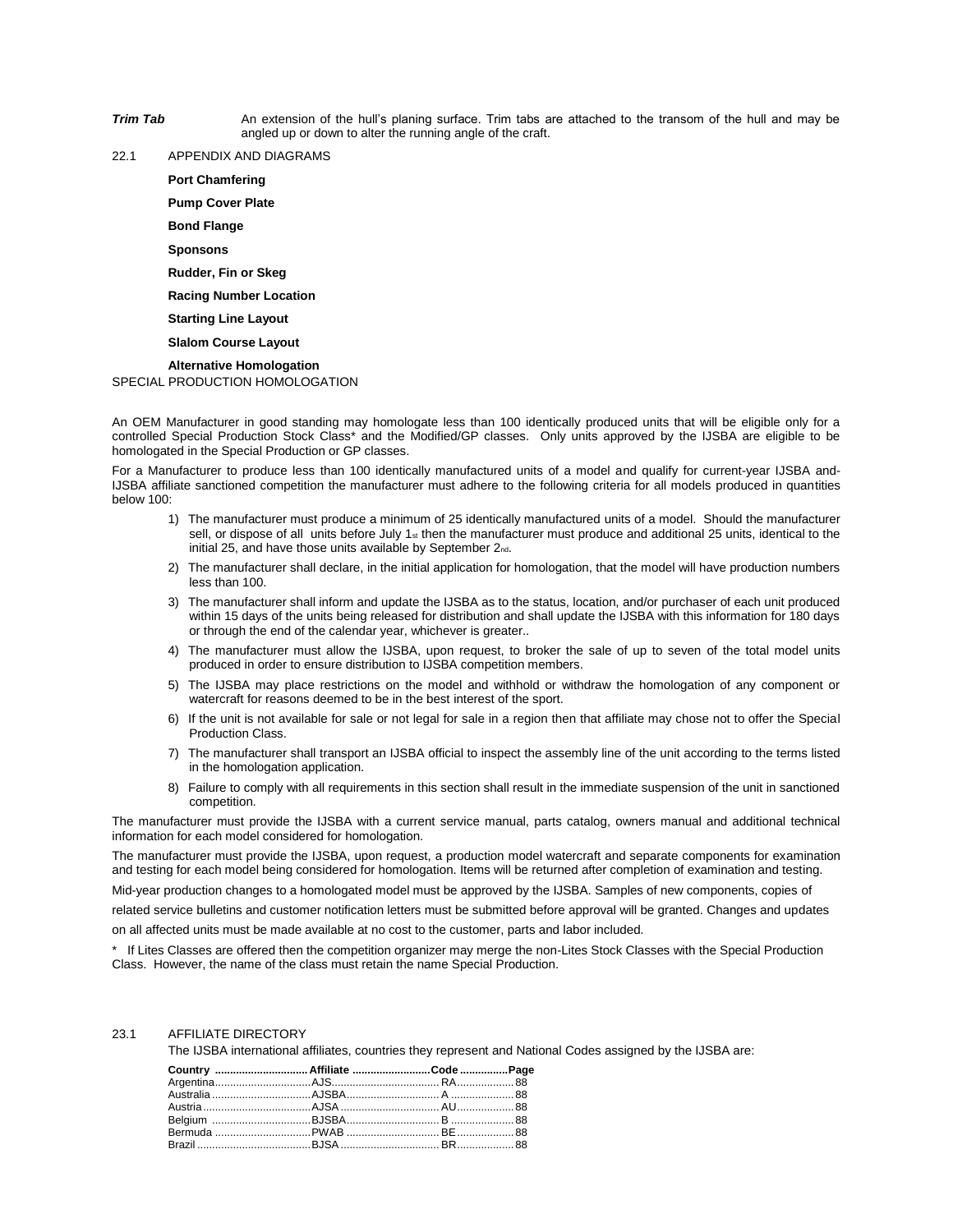***Trim Tab*** An extension of the hull's planing surface. Trim tabs are attached to the transom of the hull and may be angled up or down to alter the running angle of the craft.

22.1 APPENDIX AND DIAGRAMS

**Port Chamfering**

**Pump Cover Plate**

**Bond Flange**

**Sponsons**

**Rudder, Fin or Skeg**

**Racing Number Location**

**Starting Line Layout**

**Slalom Course Layout**

**Alternative Homologation**

SPECIAL PRODUCTION HOMOLOGATION

An OEM Manufacturer in good standing may homologate less than 100 identically produced units that will be eligible only for a controlled Special Production Stock Class* and the Modified/GP classes. Only units approved by the IJSBA are eligible to be homologated in the Special Production or GP classes.

For a Manufacturer to produce less than 100 identically manufactured units of a model and qualify for current-year IJSBA and-IJSBA affiliate sanctioned competition the manufacturer must adhere to the following criteria for all models produced in quantities below 100:

1) The manufacturer must produce a minimum of 25 identically manufactured units of a model. Should the manufacturer sell, or dispose of all units before July 1st then the manufacturer must produce and additional 25 units, identical to the initial 25, and have those units available by September 2nd.
2) The manufacturer shall declare, in the initial application for homologation, that the model will have production numbers less than 100.
3) The manufacturer shall inform and update the IJSBA as to the status, location, and/or purchaser of each unit produced within 15 days of the units being released for distribution and shall update the IJSBA with this information for 180 days or through the end of the calendar year, whichever is greater..
4) The manufacturer must allow the IJSBA, upon request, to broker the sale of up to seven of the total model units produced in order to ensure distribution to IJSBA competition members.
5) The IJSBA may place restrictions on the model and withhold or withdraw the homologation of any component or watercraft for reasons deemed to be in the best interest of the sport.
6) If the unit is not available for sale or not legal for sale in a region then that affiliate may chose not to offer the Special Production Class.
7) The manufacturer shall transport an IJSBA official to inspect the assembly line of the unit according to the terms listed in the homologation application.
8) Failure to comply with all requirements in this section shall result in the immediate suspension of the unit in sanctioned competition.

The manufacturer must provide the IJSBA with a current service manual, parts catalog, owners manual and additional technical information for each model considered for homologation.

The manufacturer must provide the IJSBA, upon request, a production model watercraft and separate components for examination and testing for each model being considered for homologation. Items will be returned after completion of examination and testing.

Mid-year production changes to a homologated model must be approved by the IJSBA. Samples of new components, copies of related service bulletins and customer notification letters must be submitted before approval will be granted. Changes and updates on all affected units must be made available at no cost to the customer, parts and labor included.

\* If Lites Classes are offered then the competition organizer may merge the non-Lites Stock Classes with the Special Production Class. However, the name of the class must retain the name Special Production.

23.1 AFFILIATE DIRECTORY

The IJSBA international affiliates, countries they represent and National Codes assigned by the IJSBA are:

| Country | Affiliate | Code | Page |
|---|---|---|---|
| Argentina | AJS | RA | 88 |
| Australia | AJSBA | A | 88 |
| Austria | AJSA | AU | 88 |
| Belgium | BJSBA | B | 88 |
| Bermuda | PWAB | BE | 88 |
| Brazil | BJSA | BR | 88 |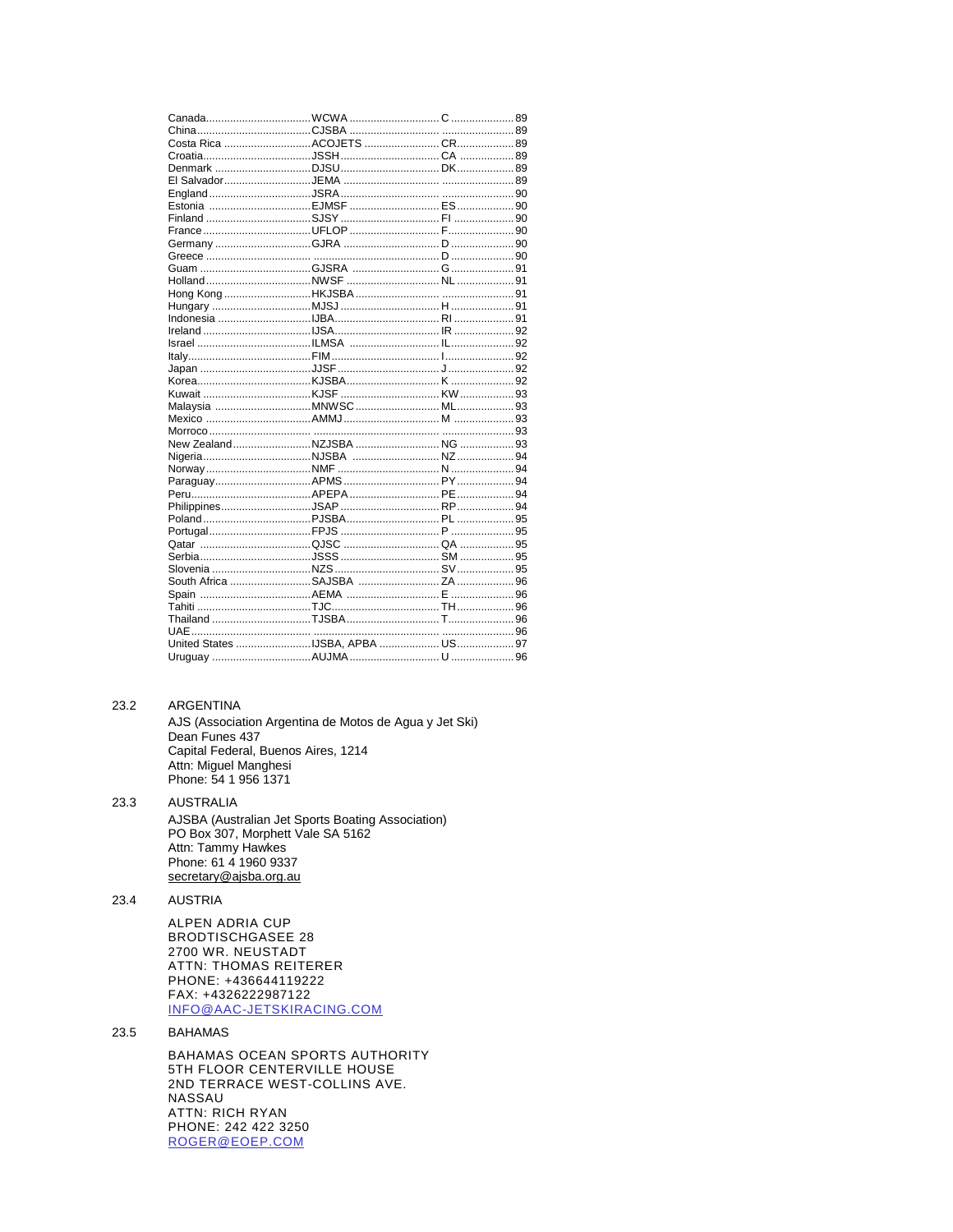| Country | Organization | Code | Page |
|---|---|---|---|
| Canada | WCWA | C | 89 |
| China | CJSBA | | 89 |
| Costa Rica | ACOJETS | CR | 89 |
| Croatia | JSSH | CA | 89 |
| Denmark | DJSU | DK | 89 |
| El Salvador | JEMA | | 89 |
| England | JSRA | | 90 |
| Estonia | EJMSF | ES | 90 |
| Finland | SJSY | FI | 90 |
| France | UFLOP | F | 90 |
| Germany | GJRA | D | 90 |
| Greece | | D | 90 |
| Guam | GJSRA | G | 91 |
| Holland | NWSF | NL | 91 |
| Hong Kong | HKJSBA | | 91 |
| Hungary | MJSJ | H | 91 |
| Indonesia | IJBA | RI | 91 |
| Ireland | IJSA | IR | 92 |
| Israel | ILMSA | IL | 92 |
| Italy | FIM | I | 92 |
| Japan | JJSF | J | 92 |
| Korea | KJSBA | K | 92 |
| Kuwait | KJSF | KW | 93 |
| Malaysia | MNWSC | ML | 93 |
| Mexico | AMMJ | M | 93 |
| Morroco | | | 93 |
| New Zealand | NZJSBA | NG | 93 |
| Nigeria | NJSBA | NZ | 94 |
| Norway | NMF | N | 94 |
| Paraguay | APMS | PY | 94 |
| Peru | APEPA | PE | 94 |
| Philippines | JSAP | RP | 94 |
| Poland | PJSBA | PL | 95 |
| Portugal | FPJS | P | 95 |
| Qatar | QJSC | QA | 95 |
| Serbia | JSSS | SM | 95 |
| Slovenia | NZS | SV | 95 |
| South Africa | SAJSBA | ZA | 96 |
| Spain | AEMA | E | 96 |
| Tahiti | TJC | TH | 96 |
| Thailand | TJSBA | T | 96 |
| UAE | | | 96 |
| United States | IJSBA, APBA | US | 97 |
| Uruguay | AUJMA | U | 96 |

23.2 ARGENTINA

AJS (Association Argentina de Motos de Agua y Jet Ski)
Dean Funes 437
Capital Federal, Buenos Aires, 1214
Attn: Miguel Manghesi
Phone: 54 1 956 1371

23.3 AUSTRALIA

AJSBA (Australian Jet Sports Boating Association)
PO Box 307, Morphett Vale SA 5162
Attn: Tammy Hawkes
Phone: 61 4 1960 9337
secretary@ajsba.org.au

23.4 AUSTRIA

ALPEN ADRIA CUP
BRODTISCHGASEE 28
2700 WR. NEUSTADT
ATTN: THOMAS REITERER
PHONE: +436644119222
FAX: +4326222987122
INFO@AAC-JETSKIRACING.COM

23.5 BAHAMAS

BAHAMAS OCEAN SPORTS AUTHORITY
5TH FLOOR CENTERVILLE HOUSE
2ND TERRACE WEST-COLLINS AVE.
NASSAU
ATTN: RICH RYAN
PHONE: 242 422 3250
ROGER@EOEP.COM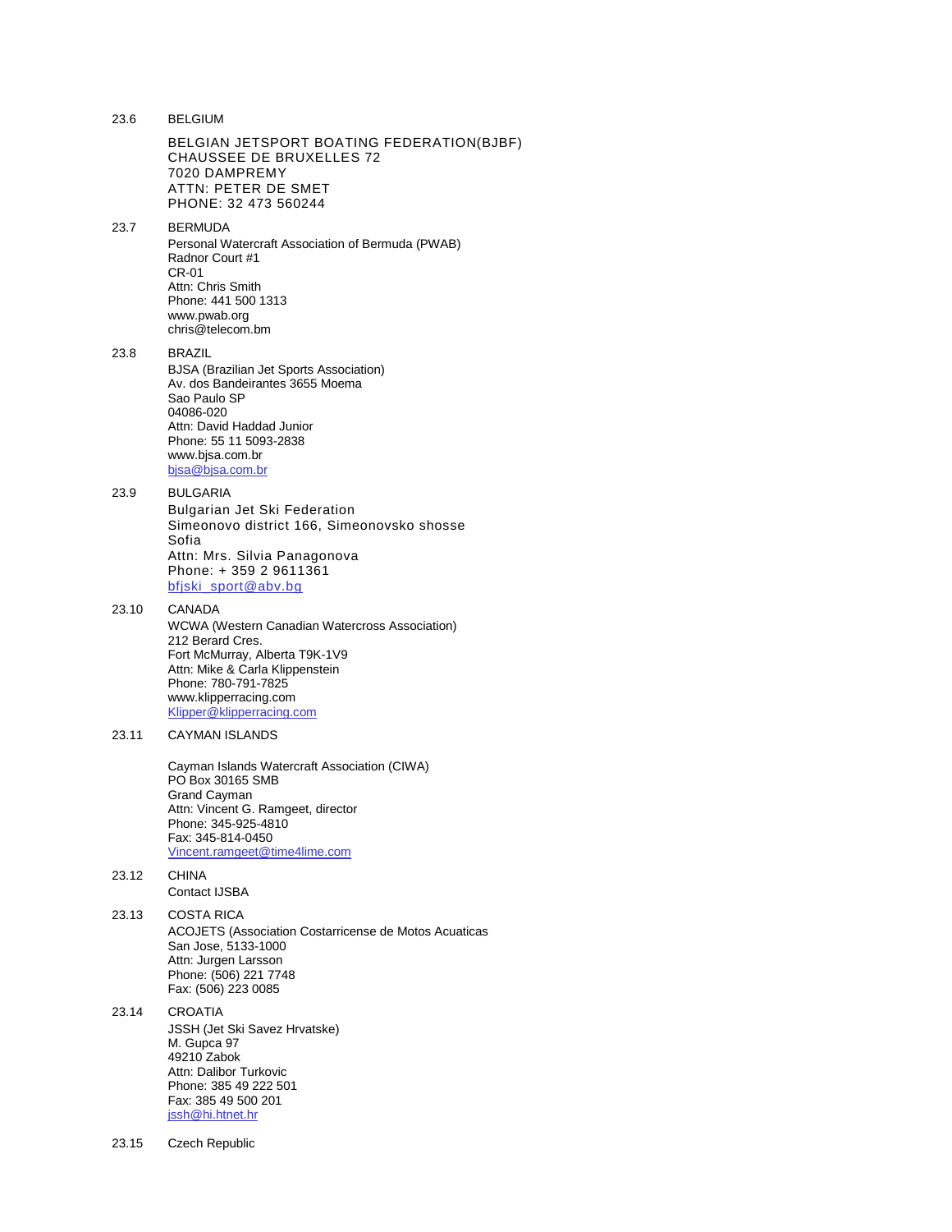23.6 BELGIUM

BELGIAN JETSPORT BOATING FEDERATION(BJBF)
CHAUSSEE DE BRUXELLES 72
7020 DAMPREMY
ATTN: PETER DE SMET
PHONE: 32 473 560244

23.7 BERMUDA

Personal Watercraft Association of Bermuda (PWAB)
Radnor Court #1
CR-01
Attn: Chris Smith
Phone: 441 500 1313
www.pwab.org
chris@telecom.bm

23.8 BRAZIL

BJSA (Brazilian Jet Sports Association)
Av. dos Bandeirantes 3655 Moema
Sao Paulo SP
04086-020
Attn: David Haddad Junior
Phone: 55 11 5093-2838
www.bjsa.com.br
bjsa@bjsa.com.br

23.9 BULGARIA

Bulgarian Jet Ski Federation
Simeonovo district 166, Simeonovsko shosse
Sofia
Attn: Mrs. Silvia Panagonova
Phone: + 359 2 9611361
bfjski_sport@abv.bg

23.10 CANADA

WCWA (Western Canadian Watercross Association)
212 Berard Cres.
Fort McMurray, Alberta T9K-1V9
Attn: Mike & Carla Klippenstein
Phone: 780-791-7825
www.klipperracing.com
Klipper@klipperracing.com

23.11 CAYMAN ISLANDS

Cayman Islands Watercraft Association (CIWA)
PO Box 30165 SMB
Grand Cayman
Attn: Vincent G. Ramgeet, director
Phone: 345-925-4810
Fax: 345-814-0450
Vincent.ramgeet@time4lime.com

23.12 CHINA

Contact IJSBA

23.13 COSTA RICA

ACOJETS (Association Costarricense de Motos Acuaticas
San Jose, 5133-1000
Attn: Jurgen Larsson
Phone: (506) 221 7748
Fax: (506) 223 0085

23.14 CROATIA

JSSH (Jet Ski Savez Hrvatske)
M. Gupca 97
49210 Zabok
Attn: Dalibor Turkovic
Phone: 385 49 222 501
Fax: 385 49 500 201
jssh@hi.htnet.hr

23.15 Czech Republic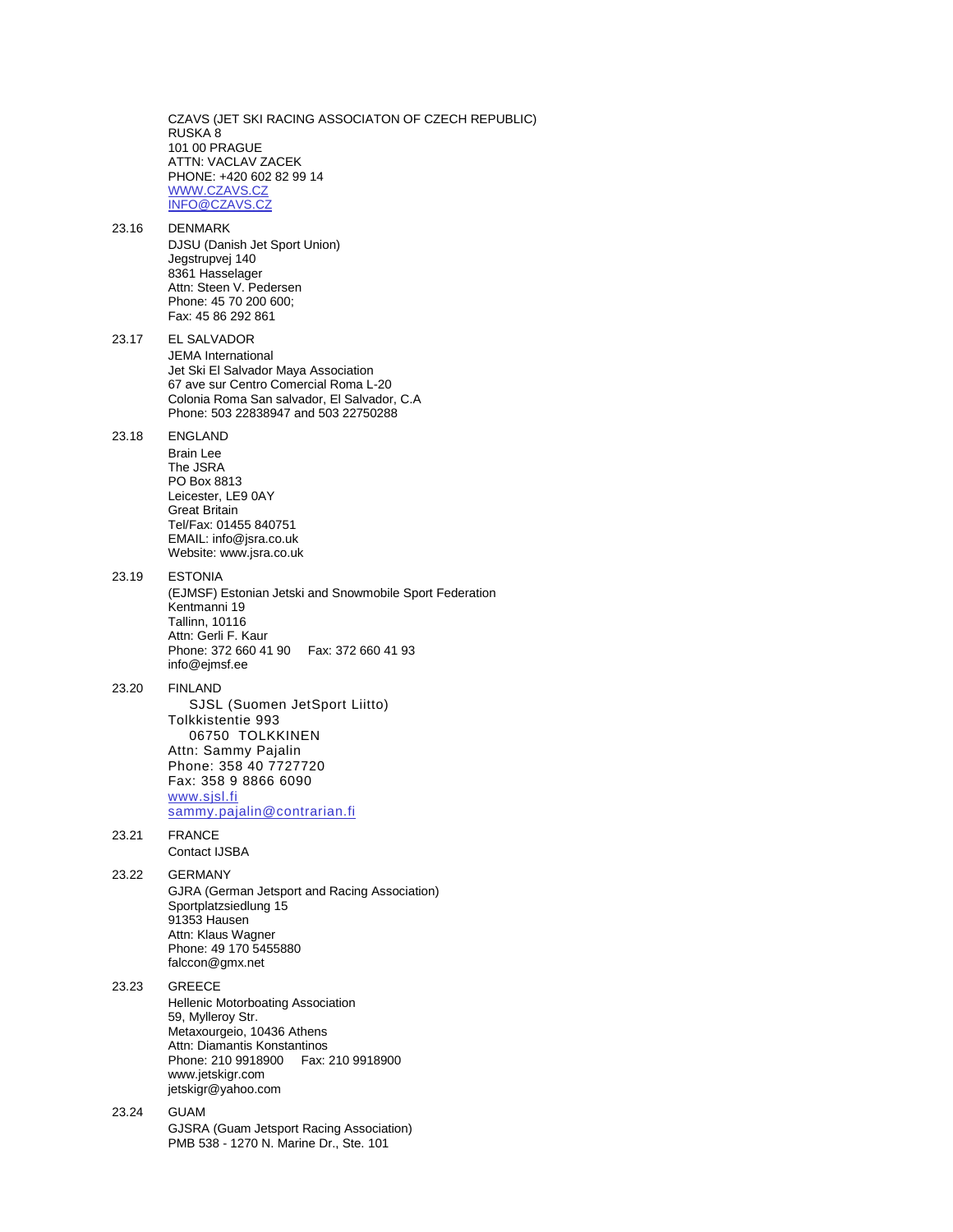CZAVS (JET SKI RACING ASSOCIATON OF CZECH REPUBLIC)
RUSKA 8
101 00 PRAGUE
ATTN: VACLAV ZACEK
PHONE: +420 602 82 99 14
WWW.CZAVS.CZ
INFO@CZAVS.CZ

23.16 DENMARK

DJSU (Danish Jet Sport Union)
Jegstrupvej 140
8361 Hasselager
Attn: Steen V. Pedersen
Phone: 45 70 200 600;
Fax: 45 86 292 861

23.17 EL SALVADOR

JEMA International
Jet Ski El Salvador Maya Association
67 ave sur Centro Comercial Roma L-20
Colonia Roma San salvador, El Salvador, C.A
Phone: 503 22838947 and 503 22750288

23.18 ENGLAND

Brain Lee
The JSRA
PO Box 8813
Leicester, LE9 0AY
Great Britain
Tel/Fax: 01455 840751
EMAIL: info@jsra.co.uk
Website: www.jsra.co.uk

23.19 ESTONIA

(EJMSF) Estonian Jetski and Snowmobile Sport Federation
Kentmanni 19
Tallinn, 10116
Attn: Gerli F. Kaur
Phone: 372 660 41 90 Fax: 372 660 41 93
info@ejmsf.ee

23.20 FINLAND

SJSL (Suomen JetSport Liitto)
Tolkkistentie 993
06750 TOLKKINEN
Attn: Sammy Pajalin
Phone: 358 40 7727720
Fax: 358 9 8866 6090
www.sjsl.fi
sammy.pajalin@contrarian.fi

23.21 FRANCE

Contact IJSBA

23.22 GERMANY

GJRA (German Jetsport and Racing Association)
Sportplatzsiedlung 15
91353 Hausen
Attn: Klaus Wagner
Phone: 49 170 5455880
falccon@gmx.net

23.23 GREECE

Hellenic Motorboating Association
59, Mylleroy Str.
Metaxourgeio, 10436 Athens
Attn: Diamantis Konstantinos
Phone: 210 9918900 Fax: 210 9918900
www.jetskigr.com
jetskigr@yahoo.com

23.24 GUAM

GJSRA (Guam Jetsport Racing Association)
PMB 538 - 1270 N. Marine Dr., Ste. 101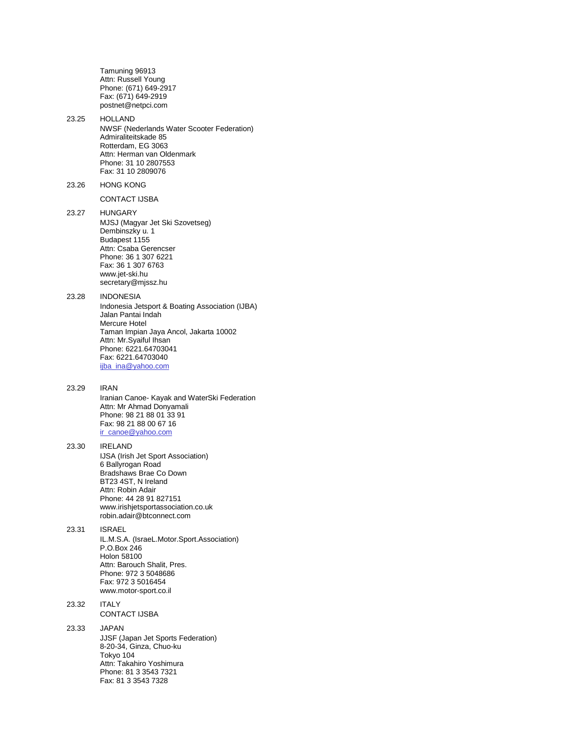Tamuning 96913
Attn: Russell Young
Phone: (671) 649-2917
Fax: (671) 649-2919
postnet@netpci.com

23.25 HOLLAND
NWSF (Nederlands Water Scooter Federation)
Admiraliteitskade 85
Rotterdam, EG 3063
Attn: Herman van Oldenmark
Phone: 31 10 2807553
Fax: 31 10 2809076

23.26 HONG KONG

CONTACT IJSBA

23.27 HUNGARY
MJSJ (Magyar Jet Ski Szovetseg)
Dembinszky u. 1
Budapest 1155
Attn: Csaba Gerencser
Phone: 36 1 307 6221
Fax: 36 1 307 6763
www.jet-ski.hu
secretary@mjssz.hu

23.28 INDONESIA
Indonesia Jetsport & Boating Association (IJBA)
Jalan Pantai Indah
Mercure Hotel
Taman Impian Jaya Ancol, Jakarta 10002
Attn: Mr.Syaiful Ihsan
Phone: 6221.64703041
Fax: 6221.64703040
ijba_ina@yahoo.com

23.29 IRAN
Iranian Canoe- Kayak and WaterSki Federation
Attn: Mr Ahmad Donyamali
Phone: 98 21 88 01 33 91
Fax: 98 21 88 00 67 16
ir_canoe@yahoo.com

23.30 IRELAND
IJSA (Irish Jet Sport Association)
6 Ballyrogan Road
Bradshaws Brae Co Down
BT23 4ST, N Ireland
Attn: Robin Adair
Phone: 44 28 91 827151
www.irishjetsportassociation.co.uk
robin.adair@btconnect.com

23.31 ISRAEL
IL.M.S.A. (IsraeL.Motor.Sport.Association)
P.O.Box 246
Holon 58100
Attn: Barouch Shalit, Pres.
Phone: 972 3 5048686
Fax: 972 3 5016454
www.motor-sport.co.il

23.32 ITALY
CONTACT IJSBA

23.33 JAPAN
JJSF (Japan Jet Sports Federation)
8-20-34, Ginza, Chuo-ku
Tokyo 104
Attn: Takahiro Yoshimura
Phone: 81 3 3543 7321
Fax: 81 3 3543 7328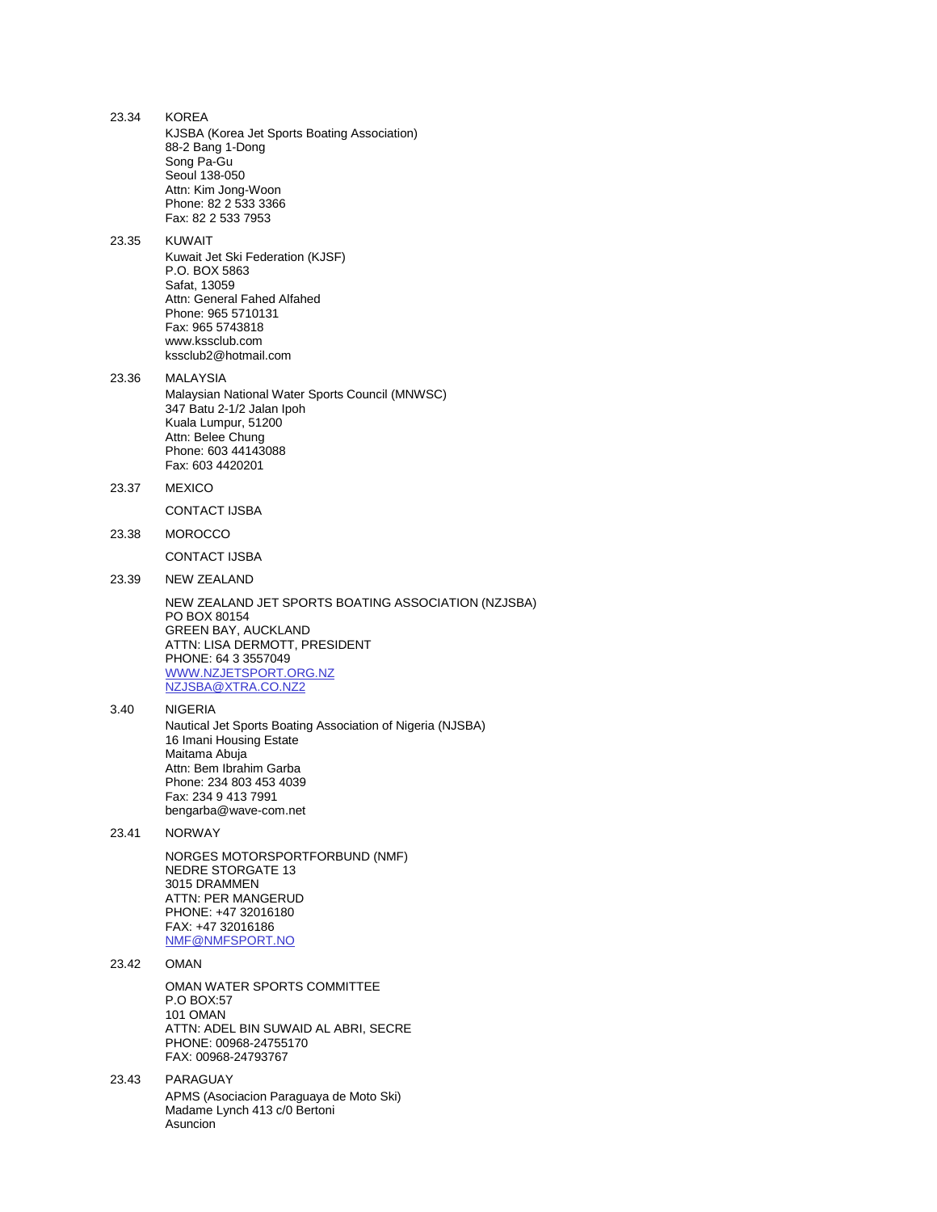23.34 KOREA

KJSBA (Korea Jet Sports Boating Association)
88-2 Bang 1-Dong
Song Pa-Gu
Seoul 138-050
Attn: Kim Jong-Woon
Phone: 82 2 533 3366
Fax: 82 2 533 7953

23.35 KUWAIT

Kuwait Jet Ski Federation (KJSF)
P.O. BOX 5863
Safat, 13059
Attn: General Fahed Alfahed
Phone: 965 5710131
Fax: 965 5743818
www.kssclub.com
kssclub2@hotmail.com

23.36 MALAYSIA

Malaysian National Water Sports Council (MNWSC)
347 Batu 2-1/2 Jalan Ipoh
Kuala Lumpur, 51200
Attn: Belee Chung
Phone: 603 44143088
Fax: 603 4420201

23.37 MEXICO

CONTACT IJSBA

23.38 MOROCCO

CONTACT IJSBA

23.39 NEW ZEALAND

NEW ZEALAND JET SPORTS BOATING ASSOCIATION (NZJSBA)
PO BOX 80154
GREEN BAY, AUCKLAND
ATTN: LISA DERMOTT, PRESIDENT
PHONE: 64 3 3557049
WWW.NZJETSPORT.ORG.NZ
NZJSBA@XTRA.CO.NZ2

3.40 NIGERIA

Nautical Jet Sports Boating Association of Nigeria (NJSBA)
16 Imani Housing Estate
Maitama Abuja
Attn: Bem Ibrahim Garba
Phone: 234 803 453 4039
Fax: 234 9 413 7991
bengarba@wave-com.net

23.41 NORWAY

NORGES MOTORSPORTFORBUND (NMF)
NEDRE STORGATE 13
3015 DRAMMEN
ATTN: PER MANGERUD
PHONE: +47 32016180
FAX: +47 32016186
NMF@NMFSPORT.NO

23.42 OMAN

OMAN WATER SPORTS COMMITTEE
P.O BOX:57
101 OMAN
ATTN: ADEL BIN SUWAID AL ABRI, SECRE
PHONE: 00968-24755170
FAX: 00968-24793767

23.43 PARAGUAY

APMS (Asociacion Paraguaya de Moto Ski)
Madame Lynch 413 c/0 Bertoni
Asuncion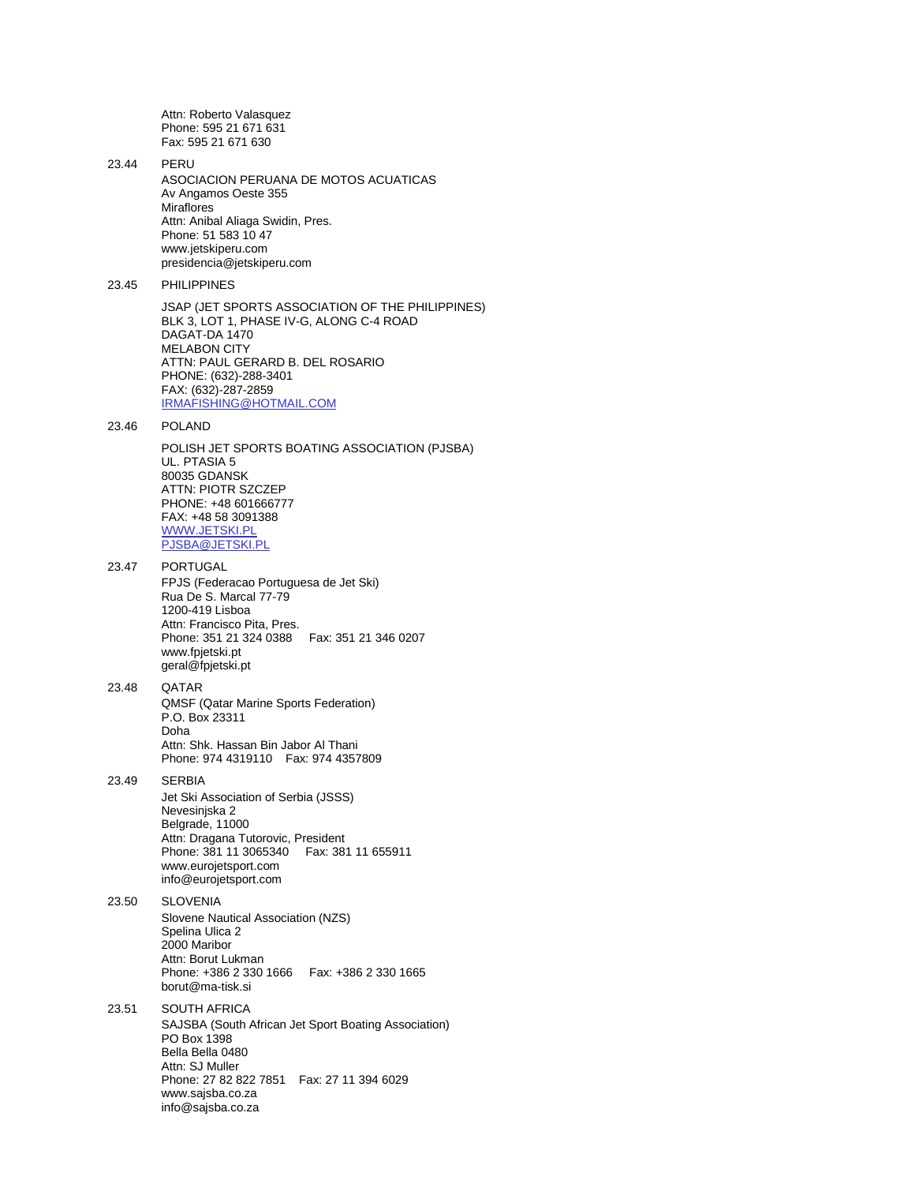Attn: Roberto Valasquez
Phone: 595 21 671 631
Fax: 595 21 671 630

23.44 PERU

ASOCIACION PERUANA DE MOTOS ACUATICAS
Av Angamos Oeste 355
Miraflores
Attn: Anibal Aliaga Swidin, Pres.
Phone: 51 583 10 47
www.jetskiperu.com
presidencia@jetskiperu.com

23.45 PHILIPPINES

JSAP (JET SPORTS ASSOCIATION OF THE PHILIPPINES)
BLK 3, LOT 1, PHASE IV-G, ALONG C-4 ROAD
DAGAT-DA 1470
MELABON CITY
ATTN: PAUL GERARD B. DEL ROSARIO
PHONE: (632)-288-3401
FAX: (632)-287-2859
IRMAFISHING@HOTMAIL.COM

23.46 POLAND

POLISH JET SPORTS BOATING ASSOCIATION (PJSBA)
UL. PTASIA 5
80035 GDANSK
ATTN: PIOTR SZCZEP
PHONE: +48 601666777
FAX: +48 58 3091388
WWW.JETSKI.PL
PJSBA@JETSKI.PL

23.47 PORTUGAL

FPJS (Federacao Portuguesa de Jet Ski)
Rua De S. Marcal 77-79
1200-419 Lisboa
Attn: Francisco Pita, Pres.
Phone: 351 21 324 0388 Fax: 351 21 346 0207
www.fpjetski.pt
geral@fpjetski.pt

23.48 QATAR

QMSF (Qatar Marine Sports Federation)
P.O. Box 23311
Doha
Attn: Shk. Hassan Bin Jabor Al Thani
Phone: 974 4319110 Fax: 974 4357809

23.49 SERBIA

Jet Ski Association of Serbia (JSSS)
Nevesinjska 2
Belgrade, 11000
Attn: Dragana Tutorovic, President
Phone: 381 11 3065340 Fax: 381 11 655911
www.eurojetsport.com
info@eurojetsport.com

23.50 SLOVENIA

Slovene Nautical Association (NZS)
Spelina Ulica 2
2000 Maribor
Attn: Borut Lukman
Phone: +386 2 330 1666 Fax: +386 2 330 1665
borut@ma-tisk.si

23.51 SOUTH AFRICA

SAJSBA (South African Jet Sport Boating Association)
PO Box 1398
Bella Bella 0480
Attn: SJ Muller
Phone: 27 82 822 7851 Fax: 27 11 394 6029
www.sajsba.co.za
info@sajsba.co.za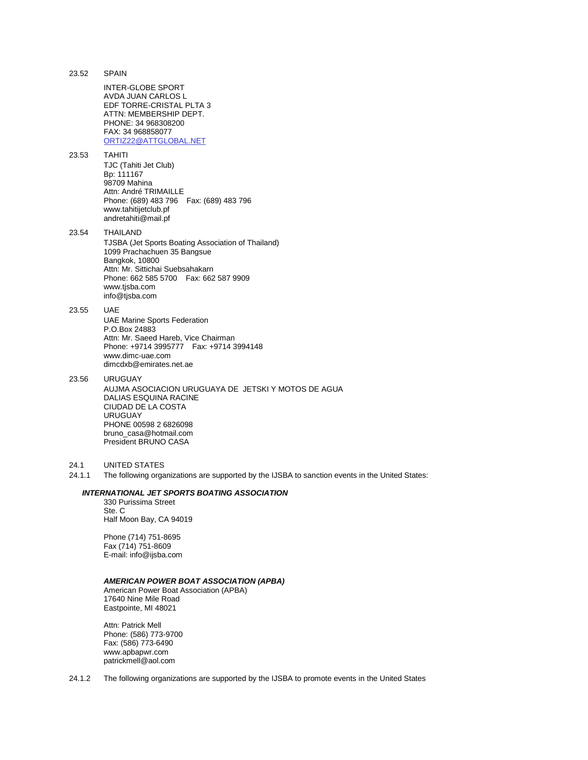23.52 SPAIN

INTER-GLOBE SPORT
AVDA JUAN CARLOS L
EDF TORRE-CRISTAL PLTA 3
ATTN: MEMBERSHIP DEPT.
PHONE: 34 968308200
FAX: 34 968858077
ORTIZ22@ATTGLOBAL.NET

23.53 TAHITI

TJC (Tahiti Jet Club)
Bp: 111167
98709 Mahina
Attn: André TRIMAILLE
Phone: (689) 483 796 Fax: (689) 483 796
www.tahitijetclub.pf
andretahiti@mail.pf

23.54 THAILAND

TJSBA (Jet Sports Boating Association of Thailand)
1099 Prachachuen 35 Bangsue
Bangkok, 10800
Attn: Mr. Sittichai Suebsahakarn
Phone: 662 585 5700 Fax: 662 587 9909
www.tjsba.com
info@tjsba.com

23.55 UAE

UAE Marine Sports Federation
P.O.Box 24883
Attn: Mr. Saeed Hareb, Vice Chairman
Phone: +9714 3995777 Fax: +9714 3994148
www.dimc-uae.com
dimcdxb@emirates.net.ae

23.56 URUGUAY

AUJMA ASOCIACION URUGUAYA DE JETSKI Y MOTOS DE AGUA
DALIAS ESQUINA RACINE
CIUDAD DE LA COSTA
URUGUAY
PHONE 00598 2 6826098
bruno_casa@hotmail.com
President BRUNO CASA

24.1 UNITED STATES

24.1.1 The following organizations are supported by the IJSBA to sanction events in the United States:

***INTERNATIONAL JET SPORTS BOATING ASSOCIATION***

330 Purissima Street
Ste. C
Half Moon Bay, CA 94019

Phone (714) 751-8695
Fax (714) 751-8609
E-mail: info@ijsba.com

***AMERICAN POWER BOAT ASSOCIATION (APBA)***

American Power Boat Association (APBA)
17640 Nine Mile Road
Eastpointe, MI 48021

Attn: Patrick Mell
Phone: (586) 773-9700
Fax: (586) 773-6490
www.apbapwr.com
patrickmell@aol.com

24.1.2 The following organizations are supported by the IJSBA to promote events in the United States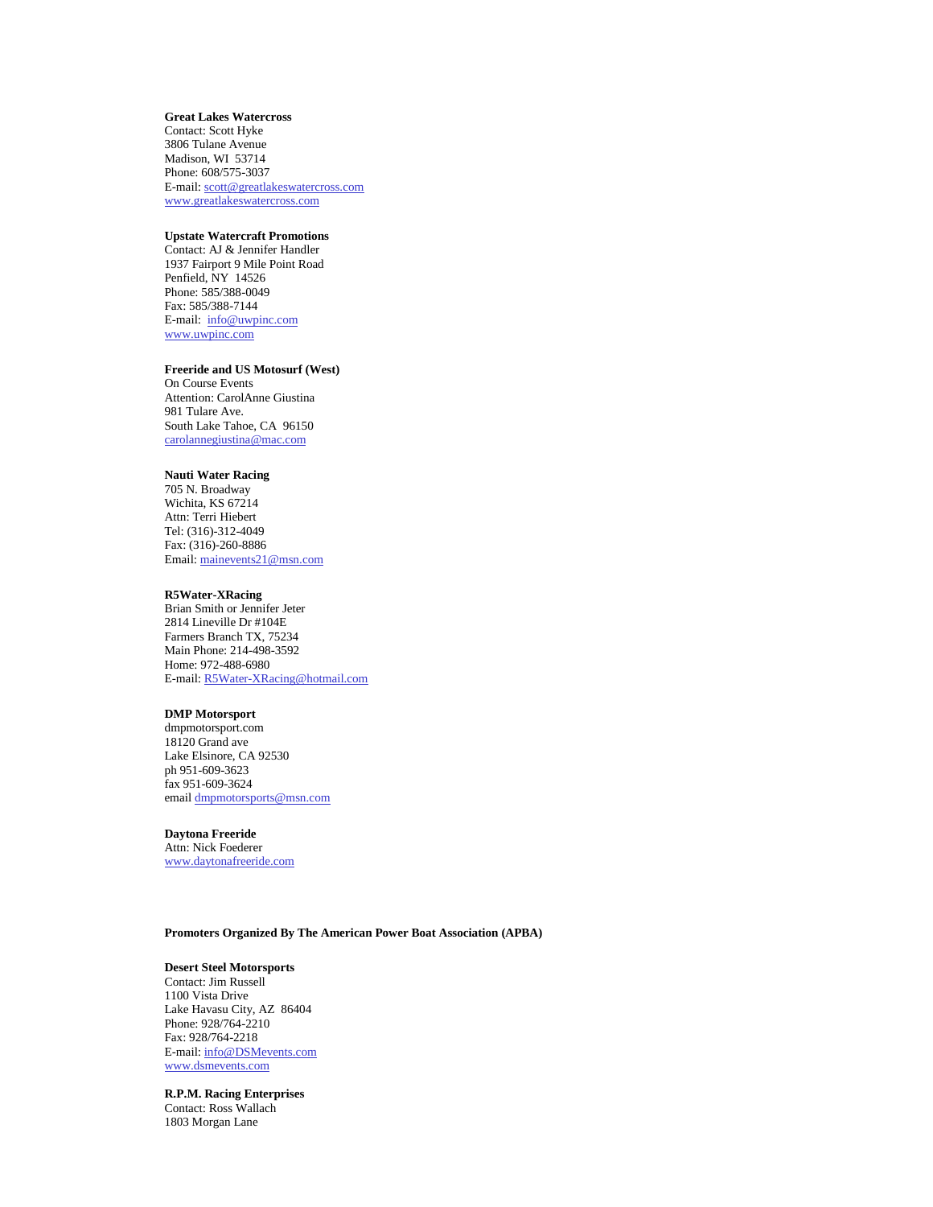**Great Lakes Watercross**
Contact: Scott Hyke
3806 Tulane Avenue
Madison, WI 53714
Phone: 608/575-3037
E-mail: scott@greatlakeswatercross.com
www.greatlakeswatercross.com

**Upstate Watercraft Promotions**
Contact: AJ & Jennifer Handler
1937 Fairport 9 Mile Point Road
Penfield, NY 14526
Phone: 585/388-0049
Fax: 585/388-7144
E-mail: info@uwpinc.com
www.uwpinc.com

**Freeride and US Motosurf (West)**
On Course Events
Attention: CarolAnne Giustina
981 Tulare Ave.
South Lake Tahoe, CA 96150
carolannegiustina@mac.com

**Nauti Water Racing**
705 N. Broadway
Wichita, KS 67214
Attn: Terri Hiebert
Tel: (316)-312-4049
Fax: (316)-260-8886
Email: mainevents21@msn.com

**R5Water-XRacing**
Brian Smith or Jennifer Jeter
2814 Lineville Dr #104E
Farmers Branch TX, 75234
Main Phone: 214-498-3592
Home: 972-488-6980
E-mail: R5Water-XRacing@hotmail.com

**DMP Motorsport**
dmpmotorsport.com
18120 Grand ave
Lake Elsinore, CA 92530
ph 951-609-3623
fax 951-609-3624
email dmpmotorsports@msn.com

**Daytona Freeride**
Attn: Nick Foederer
www.daytonafreeride.com

**Promoters Organized By The American Power Boat Association (APBA)**

**Desert Steel Motorsports**
Contact: Jim Russell
1100 Vista Drive
Lake Havasu City, AZ 86404
Phone: 928/764-2210
Fax: 928/764-2218
E-mail: info@DSMevents.com
www.dsmevents.com

**R.P.M. Racing Enterprises**
Contact: Ross Wallach
1803 Morgan Lane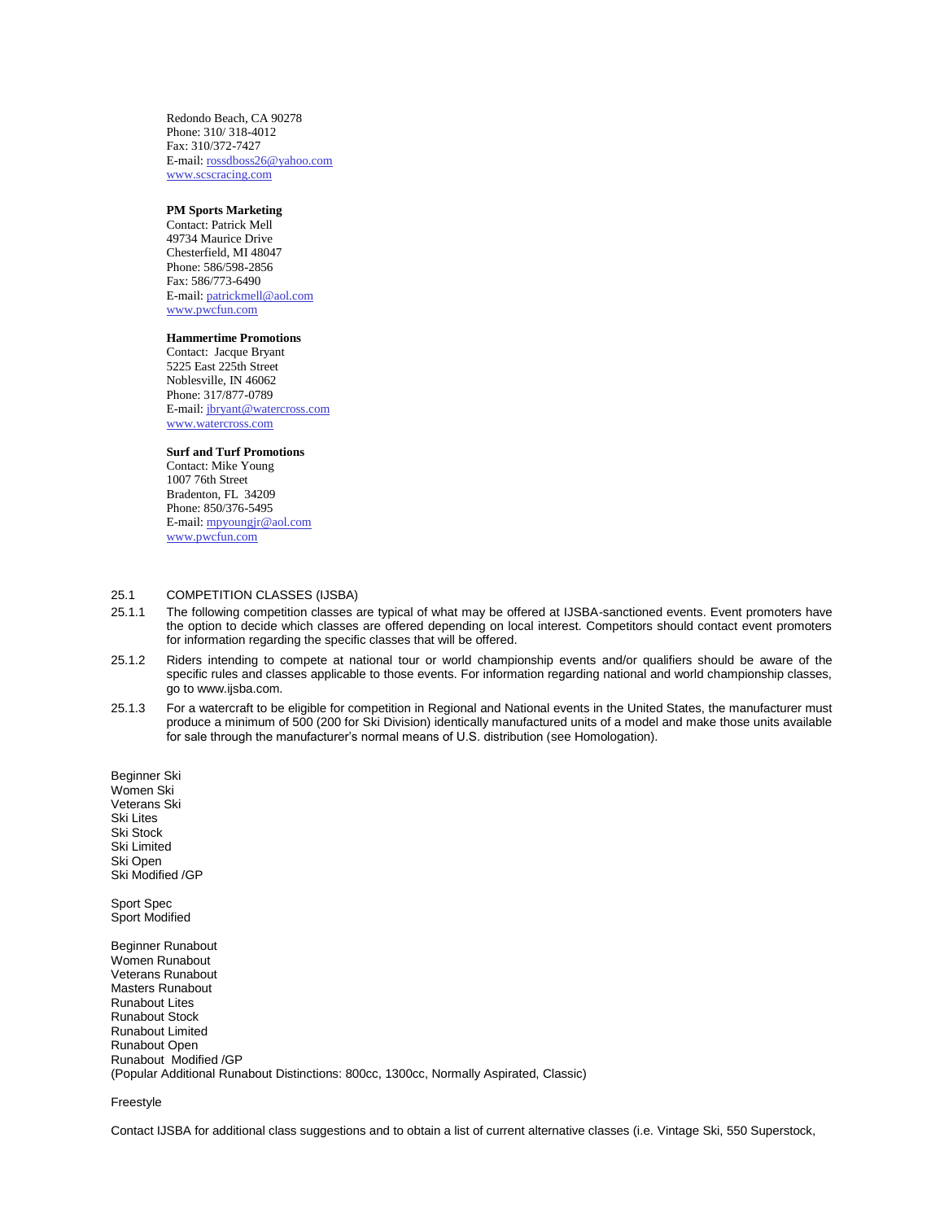Redondo Beach, CA 90278
Phone: 310/ 318-4012
Fax: 310/372-7427
E-mail: rossdboss26@yahoo.com
www.scscracing.com

**PM Sports Marketing**
Contact: Patrick Mell
49734 Maurice Drive
Chesterfield, MI 48047
Phone: 586/598-2856
Fax: 586/773-6490
E-mail: patrickmell@aol.com
www.pwcfun.com

**Hammertime Promotions**
Contact: Jacque Bryant
5225 East 225th Street
Noblesville, IN 46062
Phone: 317/877-0789
E-mail: jbryant@watercross.com
www.watercross.com

**Surf and Turf Promotions**
Contact: Mike Young
1007 76th Street
Bradenton, FL 34209
Phone: 850/376-5495
E-mail: mpyoungjr@aol.com
www.pwcfun.com

25.1 COMPETITION CLASSES (IJSBA)

25.1.1 The following competition classes are typical of what may be offered at IJSBA-sanctioned events. Event promoters have the option to decide which classes are offered depending on local interest. Competitors should contact event promoters for information regarding the specific classes that will be offered.

25.1.2 Riders intending to compete at national tour or world championship events and/or qualifiers should be aware of the specific rules and classes applicable to those events. For information regarding national and world championship classes, go to www.ijsba.com.

25.1.3 For a watercraft to be eligible for competition in Regional and National events in the United States, the manufacturer must produce a minimum of 500 (200 for Ski Division) identically manufactured units of a model and make those units available for sale through the manufacturer's normal means of U.S. distribution (see Homologation).

Beginner Ski
Women Ski
Veterans Ski
Ski Lites
Ski Stock
Ski Limited
Ski Open
Ski Modified /GP

Sport Spec
Sport Modified

Beginner Runabout
Women Runabout
Veterans Runabout
Masters Runabout
Runabout Lites
Runabout Stock
Runabout Limited
Runabout Open
Runabout Modified /GP
(Popular Additional Runabout Distinctions: 800cc, 1300cc, Normally Aspirated, Classic)

Freestyle

Contact IJSBA for additional class suggestions and to obtain a list of current alternative classes (i.e. Vintage Ski, 550 Superstock,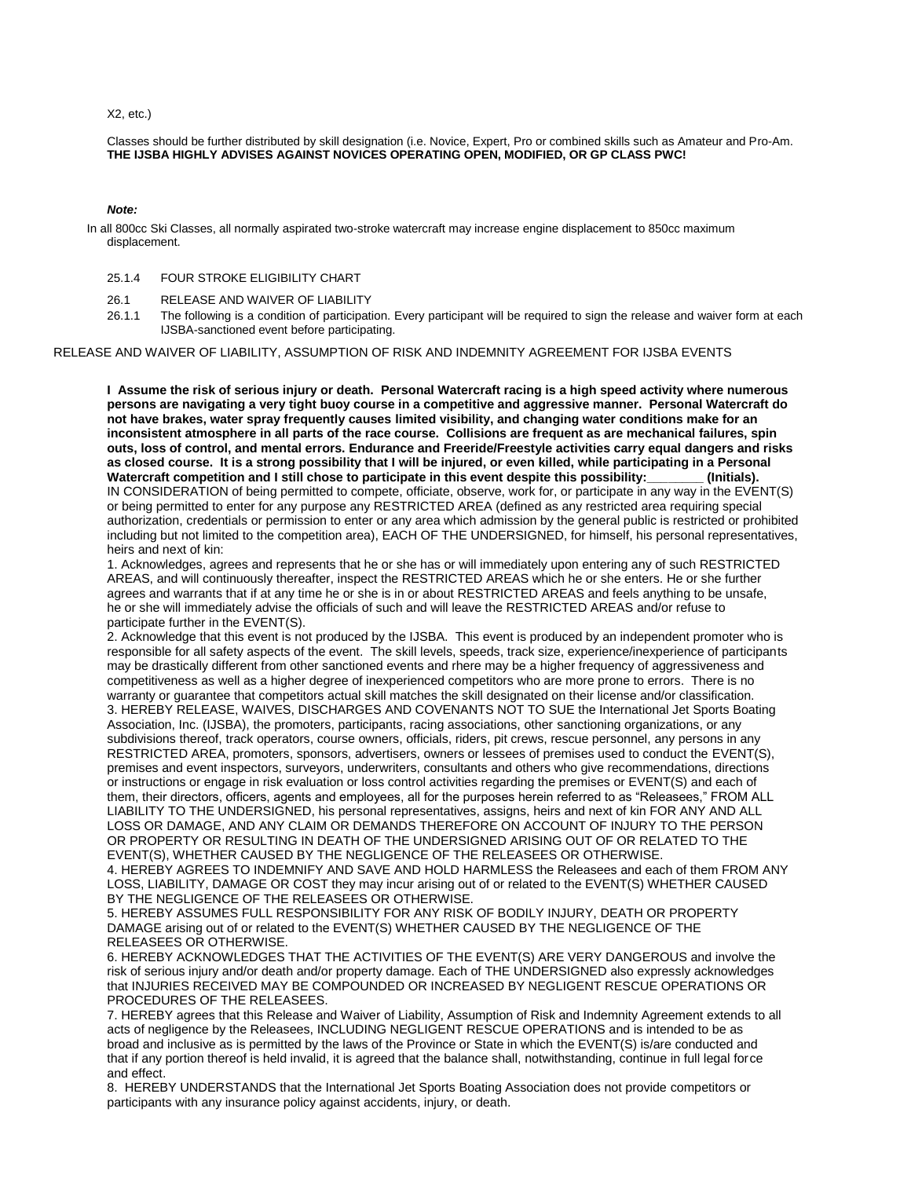X2, etc.)

Classes should be further distributed by skill designation (i.e. Novice, Expert, Pro or combined skills such as Amateur and Pro-Am.
**THE IJSBA HIGHLY ADVISES AGAINST NOVICES OPERATING OPEN, MODIFIED, OR GP CLASS PWC!**

***Note:***

In all 800cc Ski Classes, all normally aspirated two-stroke watercraft may increase engine displacement to 850cc maximum displacement.

25.1.4 FOUR STROKE ELIGIBILITY CHART

26.1 RELEASE AND WAIVER OF LIABILITY

26.1.1 The following is a condition of participation. Every participant will be required to sign the release and waiver form at each IJSBA-sanctioned event before participating.

RELEASE AND WAIVER OF LIABILITY, ASSUMPTION OF RISK AND INDEMNITY AGREEMENT FOR IJSBA EVENTS

**I Assume the risk of serious injury or death. Personal Watercraft racing is a high speed activity where numerous persons are navigating a very tight buoy course in a competitive and aggressive manner. Personal Watercraft do not have brakes, water spray frequently causes limited visibility, and changing water conditions make for an inconsistent atmosphere in all parts of the race course. Collisions are frequent as are mechanical failures, spin outs, loss of control, and mental errors. Endurance and Freeride/Freestyle activities carry equal dangers and risks as closed course. It is a strong possibility that I will be injured, or even killed, while participating in a Personal Watercraft competition and I still chose to participate in this event despite this possibility:________ (Initials).**

IN CONSIDERATION of being permitted to compete, officiate, observe, work for, or participate in any way in the EVENT(S) or being permitted to enter for any purpose any RESTRICTED AREA (defined as any restricted area requiring special authorization, credentials or permission to enter or any area which admission by the general public is restricted or prohibited including but not limited to the competition area), EACH OF THE UNDERSIGNED, for himself, his personal representatives, heirs and next of kin:

1. Acknowledges, agrees and represents that he or she has or will immediately upon entering any of such RESTRICTED AREAS, and will continuously thereafter, inspect the RESTRICTED AREAS which he or she enters. He or she further agrees and warrants that if at any time he or she is in or about RESTRICTED AREAS and feels anything to be unsafe, he or she will immediately advise the officials of such and will leave the RESTRICTED AREAS and/or refuse to participate further in the EVENT(S).
2. Acknowledge that this event is not produced by the IJSBA. This event is produced by an independent promoter who is responsible for all safety aspects of the event. The skill levels, speeds, track size, experience/inexperience of participants may be drastically different from other sanctioned events and rhere may be a higher frequency of aggressiveness and competitiveness as well as a higher degree of inexperienced competitors who are more prone to errors. There is no warranty or guarantee that competitors actual skill matches the skill designated on their license and/or classification.
3. HEREBY RELEASE, WAIVES, DISCHARGES AND COVENANTS NOT TO SUE the International Jet Sports Boating Association, Inc. (IJSBA), the promoters, participants, racing associations, other sanctioning organizations, or any subdivisions thereof, track operators, course owners, officials, riders, pit crews, rescue personnel, any persons in any RESTRICTED AREA, promoters, sponsors, advertisers, owners or lessees of premises used to conduct the EVENT(S), premises and event inspectors, surveyors, underwriters, consultants and others who give recommendations, directions or instructions or engage in risk evaluation or loss control activities regarding the premises or EVENT(S) and each of them, their directors, officers, agents and employees, all for the purposes herein referred to as "Releasees," FROM ALL LIABILITY TO THE UNDERSIGNED, his personal representatives, assigns, heirs and next of kin FOR ANY AND ALL LOSS OR DAMAGE, AND ANY CLAIM OR DEMANDS THEREFORE ON ACCOUNT OF INJURY TO THE PERSON OR PROPERTY OR RESULTING IN DEATH OF THE UNDERSIGNED ARISING OUT OF OR RELATED TO THE EVENT(S), WHETHER CAUSED BY THE NEGLIGENCE OF THE RELEASEES OR OTHERWISE.
4. HEREBY AGREES TO INDEMNIFY AND SAVE AND HOLD HARMLESS the Releasees and each of them FROM ANY LOSS, LIABILITY, DAMAGE OR COST they may incur arising out of or related to the EVENT(S) WHETHER CAUSED BY THE NEGLIGENCE OF THE RELEASEES OR OTHERWISE.
5. HEREBY ASSUMES FULL RESPONSIBILITY FOR ANY RISK OF BODILY INJURY, DEATH OR PROPERTY DAMAGE arising out of or related to the EVENT(S) WHETHER CAUSED BY THE NEGLIGENCE OF THE RELEASEES OR OTHERWISE.
6. HEREBY ACKNOWLEDGES THAT THE ACTIVITIES OF THE EVENT(S) ARE VERY DANGEROUS and involve the risk of serious injury and/or death and/or property damage. Each of THE UNDERSIGNED also expressly acknowledges that INJURIES RECEIVED MAY BE COMPOUNDED OR INCREASED BY NEGLIGENT RESCUE OPERATIONS OR PROCEDURES OF THE RELEASEES.
7. HEREBY agrees that this Release and Waiver of Liability, Assumption of Risk and Indemnity Agreement extends to all acts of negligence by the Releasees, INCLUDING NEGLIGENT RESCUE OPERATIONS and is intended to be as broad and inclusive as is permitted by the laws of the Province or State in which the EVENT(S) is/are conducted and that if any portion thereof is held invalid, it is agreed that the balance shall, notwithstanding, continue in full legal force and effect.
8. HEREBY UNDERSTANDS that the International Jet Sports Boating Association does not provide competitors or participants with any insurance policy against accidents, injury, or death.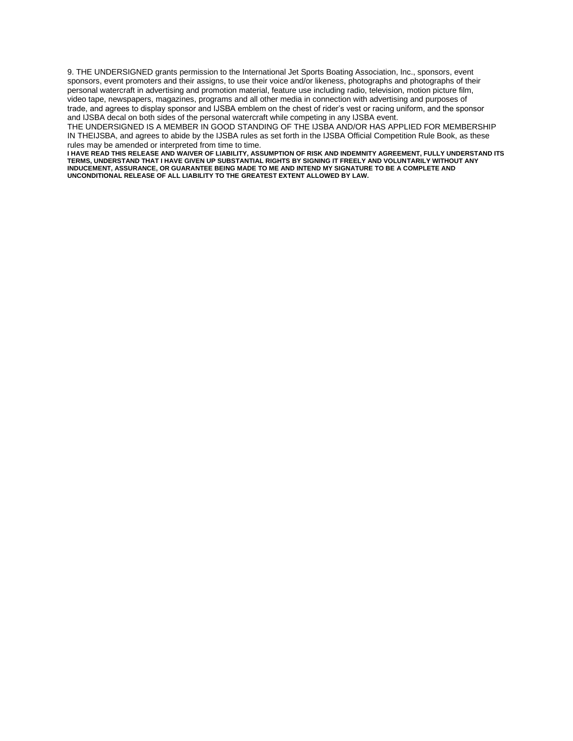9. THE UNDERSIGNED grants permission to the International Jet Sports Boating Association, Inc., sponsors, event sponsors, event promoters and their assigns, to use their voice and/or likeness, photographs and photographs of their personal watercraft in advertising and promotion material, feature use including radio, television, motion picture film, video tape, newspapers, magazines, programs and all other media in connection with advertising and purposes of trade, and agrees to display sponsor and IJSBA emblem on the chest of rider's vest or racing uniform, and the sponsor and IJSBA decal on both sides of the personal watercraft while competing in any IJSBA event.

THE UNDERSIGNED IS A MEMBER IN GOOD STANDING OF THE IJSBA AND/OR HAS APPLIED FOR MEMBERSHIP IN THEIJSBA, and agrees to abide by the IJSBA rules as set forth in the IJSBA Official Competition Rule Book, as these rules may be amended or interpreted from time to time.

**I HAVE READ THIS RELEASE AND WAIVER OF LIABILITY, ASSUMPTION OF RISK AND INDEMNITY AGREEMENT, FULLY UNDERSTAND ITS TERMS, UNDERSTAND THAT I HAVE GIVEN UP SUBSTANTIAL RIGHTS BY SIGNING IT FREELY AND VOLUNTARILY WITHOUT ANY INDUCEMENT, ASSURANCE, OR GUARANTEE BEING MADE TO ME AND INTEND MY SIGNATURE TO BE A COMPLETE AND UNCONDITIONAL RELEASE OF ALL LIABILITY TO THE GREATEST EXTENT ALLOWED BY LAW.**